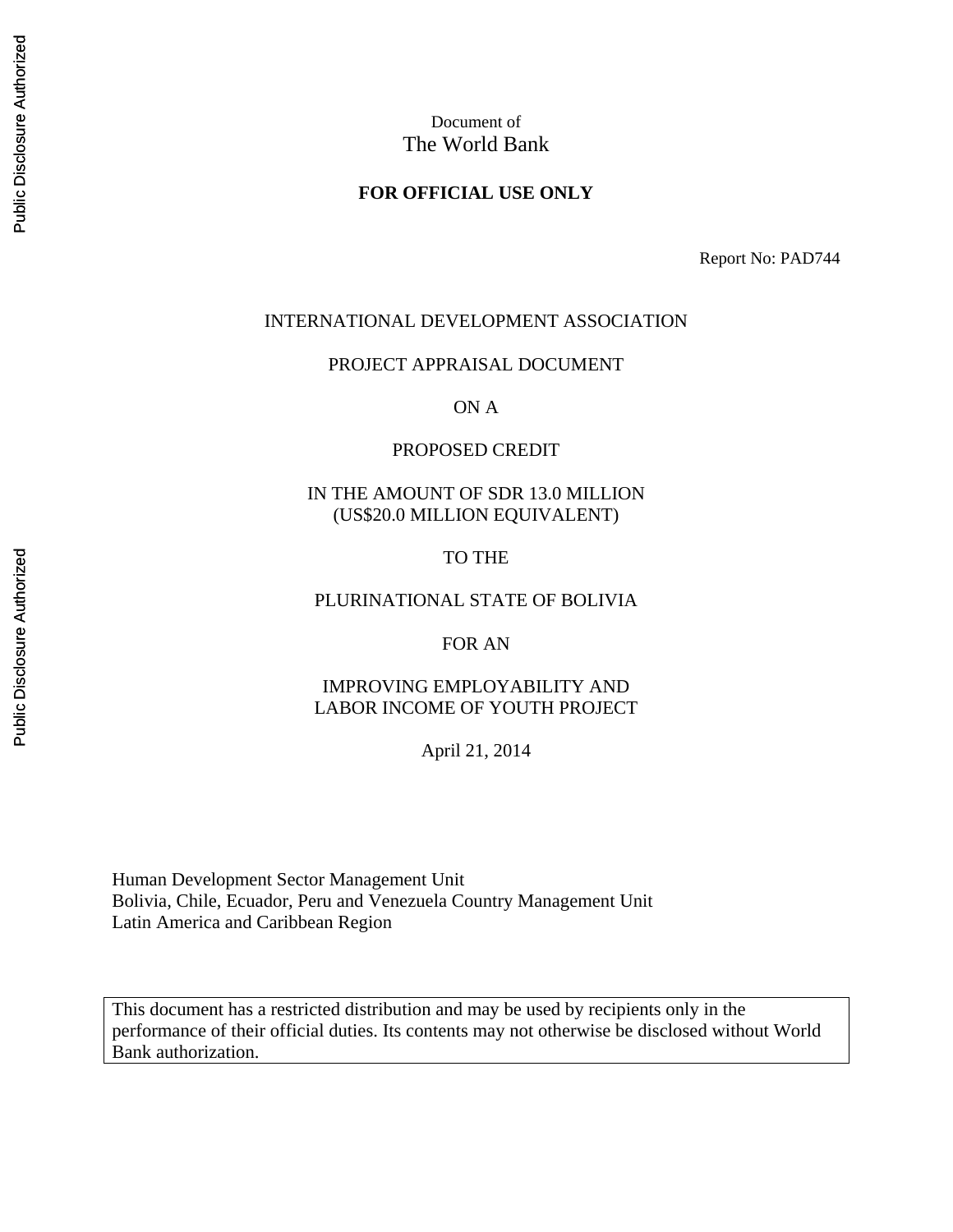Document of
The World Bank

**FOR OFFICIAL USE ONLY**

Report No: PAD744

INTERNATIONAL DEVELOPMENT ASSOCIATION

PROJECT APPRAISAL DOCUMENT

ON A

PROPOSED CREDIT

IN THE AMOUNT OF SDR 13.0 MILLION
(US$20.0 MILLION EQUIVALENT)

TO THE

PLURINATIONAL STATE OF BOLIVIA

FOR AN

IMPROVING EMPLOYABILITY AND
LABOR INCOME OF YOUTH PROJECT

April 21, 2014

Human Development Sector Management Unit
Bolivia, Chile, Ecuador, Peru and Venezuela Country Management Unit
Latin America and Caribbean Region

This document has a restricted distribution and may be used by recipients only in the performance of their official duties. Its contents may not otherwise be disclosed without World Bank authorization.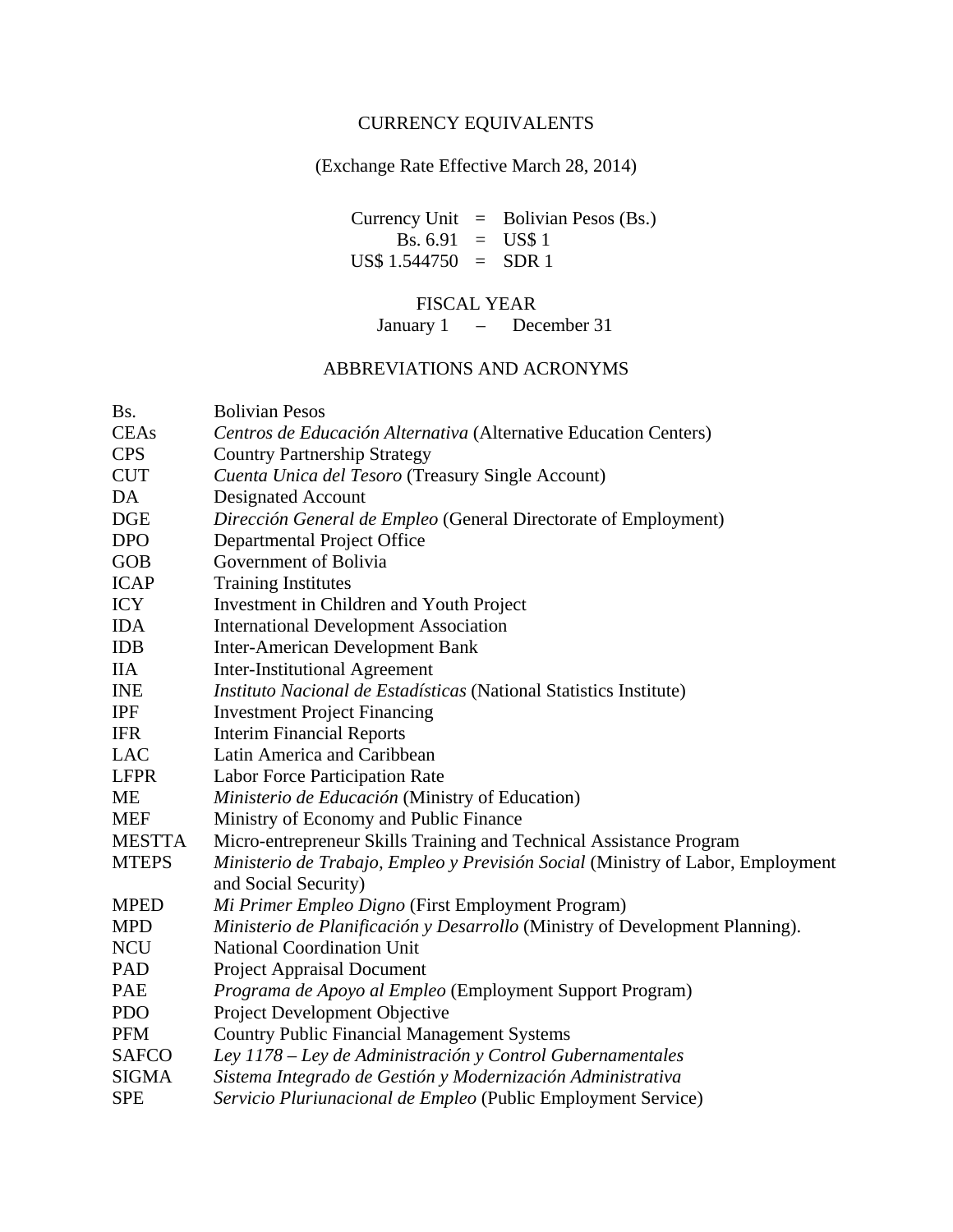## CURRENCY EQUIVALENTS

(Exchange Rate Effective March 28, 2014)

Currency Unit = Bolivian Pesos (Bs.)
Bs. 6.91 = US$ 1
US$ 1.544750 = SDR 1

## FISCAL YEAR

January 1 – December 31

## ABBREVIATIONS AND ACRONYMS

| | |
|---|---|
| Bs. | Bolivian Pesos |
| CEAs | *Centros de Educación Alternativa* (Alternative Education Centers) |
| CPS | Country Partnership Strategy |
| CUT | *Cuenta Unica del Tesoro* (Treasury Single Account) |
| DA | Designated Account |
| DGE | *Dirección General de Empleo* (General Directorate of Employment) |
| DPO | Departmental Project Office |
| GOB | Government of Bolivia |
| ICAP | Training Institutes |
| ICY | Investment in Children and Youth Project |
| IDA | International Development Association |
| IDB | Inter-American Development Bank |
| IIA | Inter-Institutional Agreement |
| INE | *Instituto Nacional de Estadísticas* (National Statistics Institute) |
| IPF | Investment Project Financing |
| IFR | Interim Financial Reports |
| LAC | Latin America and Caribbean |
| LFPR | Labor Force Participation Rate |
| ME | *Ministerio de Educación* (Ministry of Education) |
| MEF | Ministry of Economy and Public Finance |
| MESTTA | Micro-entrepreneur Skills Training and Technical Assistance Program |
| MTEPS | *Ministerio de Trabajo, Empleo y Previsión Social* (Ministry of Labor, Employment and Social Security) |
| MPED | *Mi Primer Empleo Digno* (First Employment Program) |
| MPD | *Ministerio de Planificación y Desarrollo* (Ministry of Development Planning). |
| NCU | National Coordination Unit |
| PAD | Project Appraisal Document |
| PAE | *Programa de Apoyo al Empleo* (Employment Support Program) |
| PDO | Project Development Objective |
| PFM | Country Public Financial Management Systems |
| SAFCO | *Ley 1178 – Ley de Administración y Control Gubernamentales* |
| SIGMA | *Sistema Integrado de Gestión y Modernización Administrativa* |
| SPE | *Servicio Pluriunacional de Empleo* (Public Employment Service) |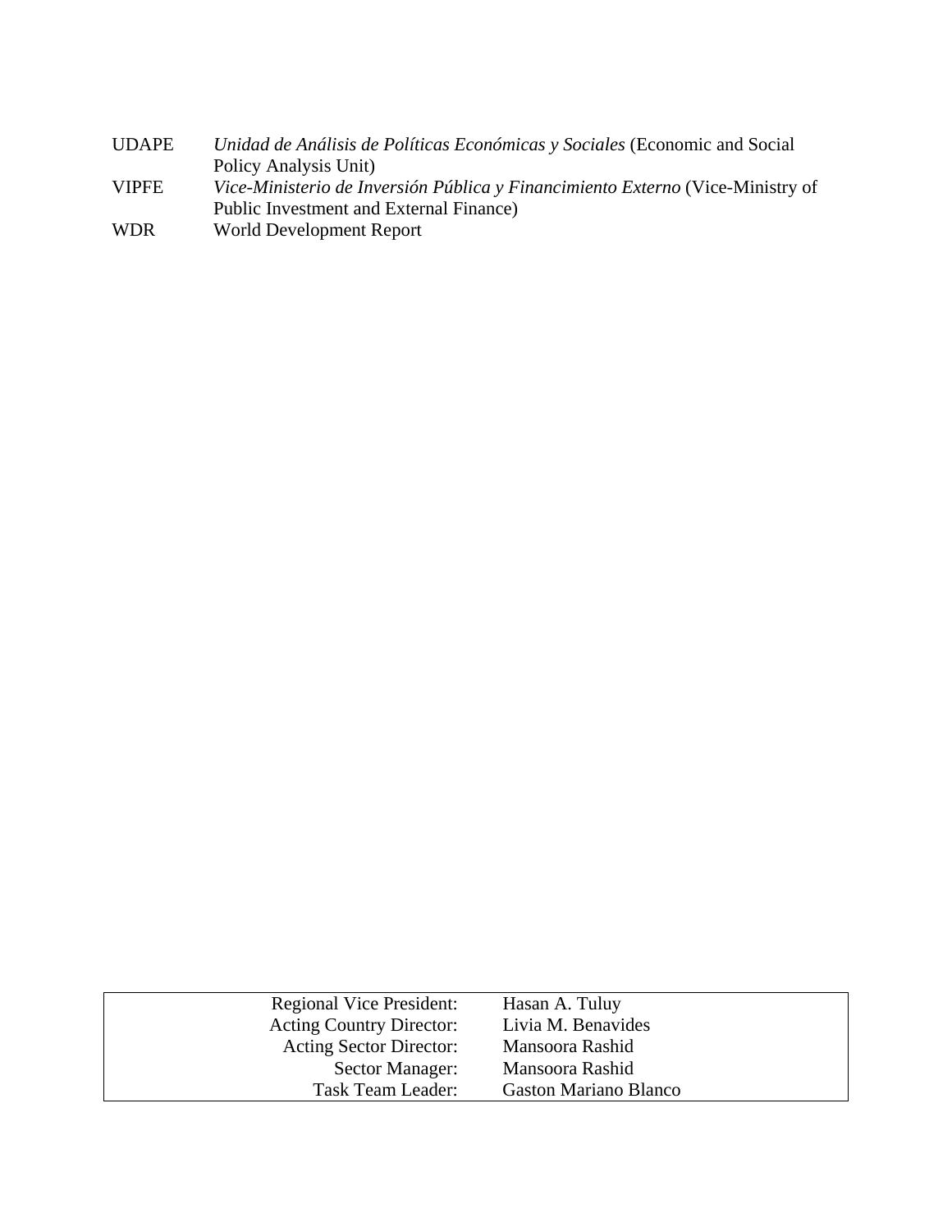| | |
|---|---|
| UDAPE | *Unidad de Análisis de Políticas Económicas y Sociales* (Economic and Social Policy Analysis Unit) |
| VIPFE | *Vice-Ministerio de Inversión Pública y Financiamiento Externo* (Vice-Ministry of Public Investment and External Finance) |
| WDR | World Development Report |

| | |
|---|---|
| Regional Vice President: | Hasan A. Tuluy |
| Acting Country Director: | Livia M. Benavides |
| Acting Sector Director: | Mansoora Rashid |
| Sector Manager: | Mansoora Rashid |
| Task Team Leader: | Gaston Mariano Blanco |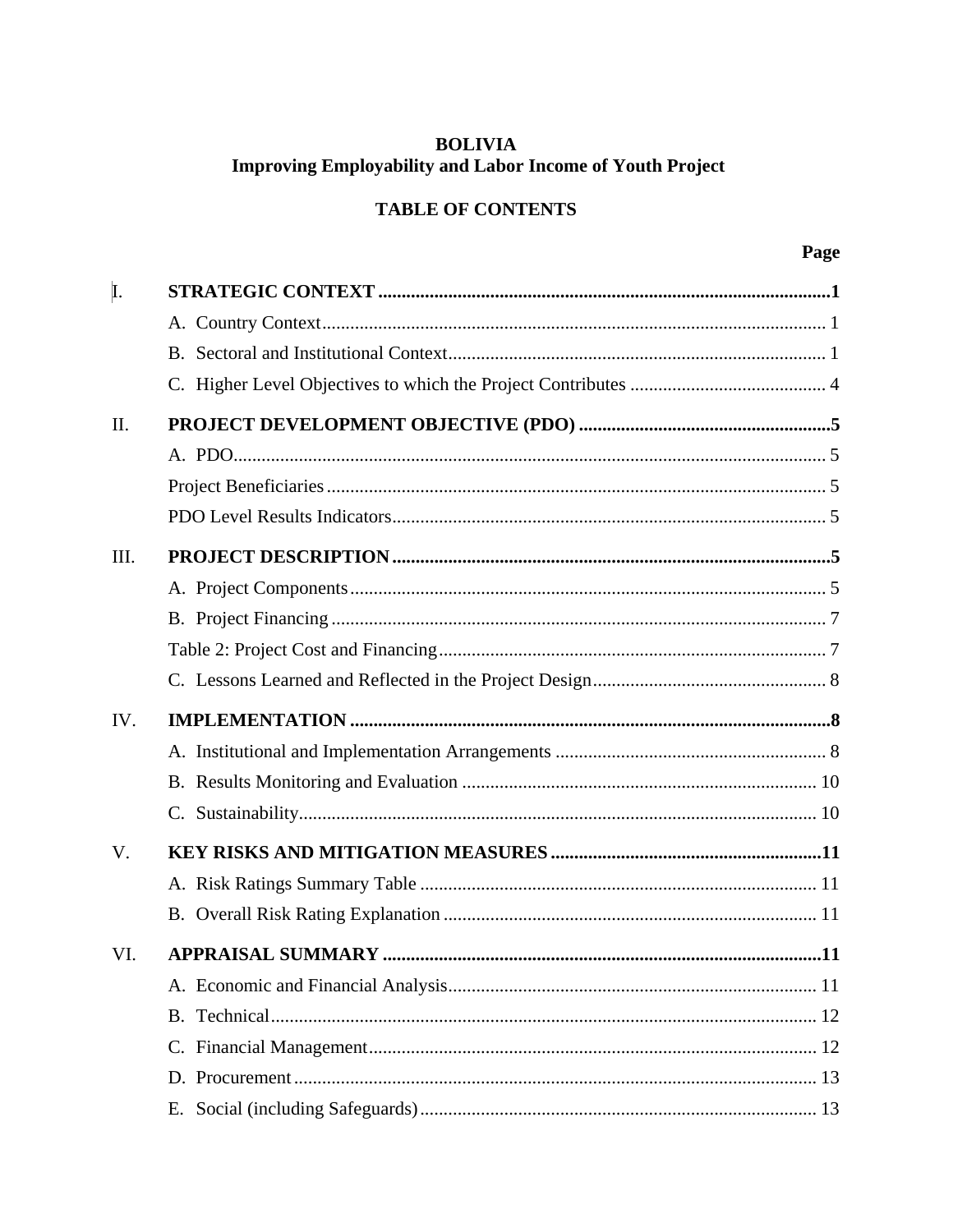**BOLIVIA**
**Improving Employability and Labor Income of Youth Project**

**TABLE OF CONTENTS**

| | | **Page** |
|---|---|---|
| I. | **STRATEGIC CONTEXT** | **1** |
| | A. Country Context | 1 |
| | B. Sectoral and Institutional Context | 1 |
| | C. Higher Level Objectives to which the Project Contributes | 4 |
| II. | **PROJECT DEVELOPMENT OBJECTIVE (PDO)** | **5** |
| | A. PDO | 5 |
| | Project Beneficiaries | 5 |
| | PDO Level Results Indicators | 5 |
| III. | **PROJECT DESCRIPTION** | **5** |
| | A. Project Components | 5 |
| | B. Project Financing | 7 |
| | Table 2: Project Cost and Financing | 7 |
| | C. Lessons Learned and Reflected in the Project Design | 8 |
| IV. | **IMPLEMENTATION** | **8** |
| | A. Institutional and Implementation Arrangements | 8 |
| | B. Results Monitoring and Evaluation | 10 |
| | C. Sustainability | 10 |
| V. | **KEY RISKS AND MITIGATION MEASURES** | **11** |
| | A. Risk Ratings Summary Table | 11 |
| | B. Overall Risk Rating Explanation | 11 |
| VI. | **APPRAISAL SUMMARY** | **11** |
| | A. Economic and Financial Analysis | 11 |
| | B. Technical | 12 |
| | C. Financial Management | 12 |
| | D. Procurement | 13 |
| | E. Social (including Safeguards) | 13 |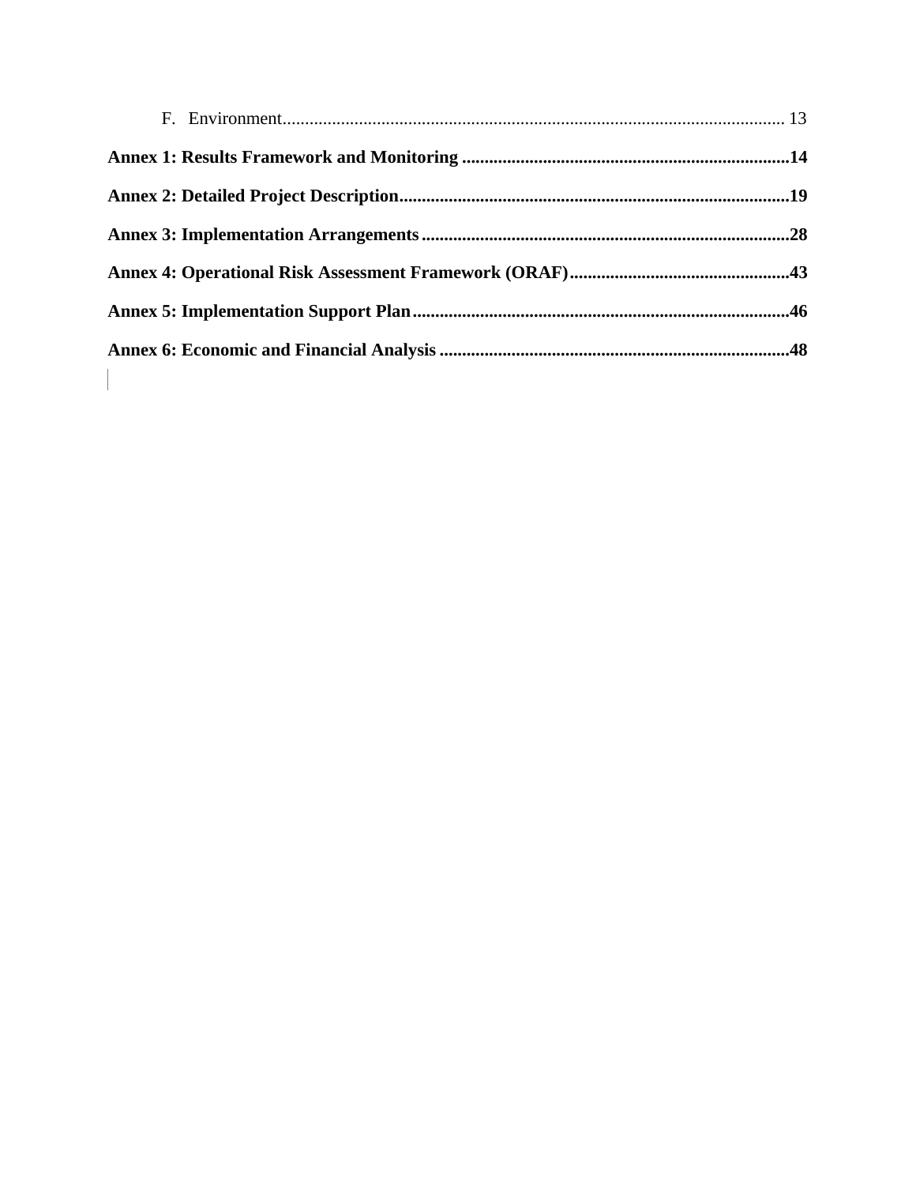F. Environment ............................................................................................................... 13

**Annex 1: Results Framework and Monitoring ........................................................................14**

**Annex 2: Detailed Project Description......................................................................................19**

**Annex 3: Implementation Arrangements .................................................................................28**

**Annex 4: Operational Risk Assessment Framework (ORAF).................................................43**

**Annex 5: Implementation Support Plan...................................................................................46**

**Annex 6: Economic and Financial Analysis .............................................................................48**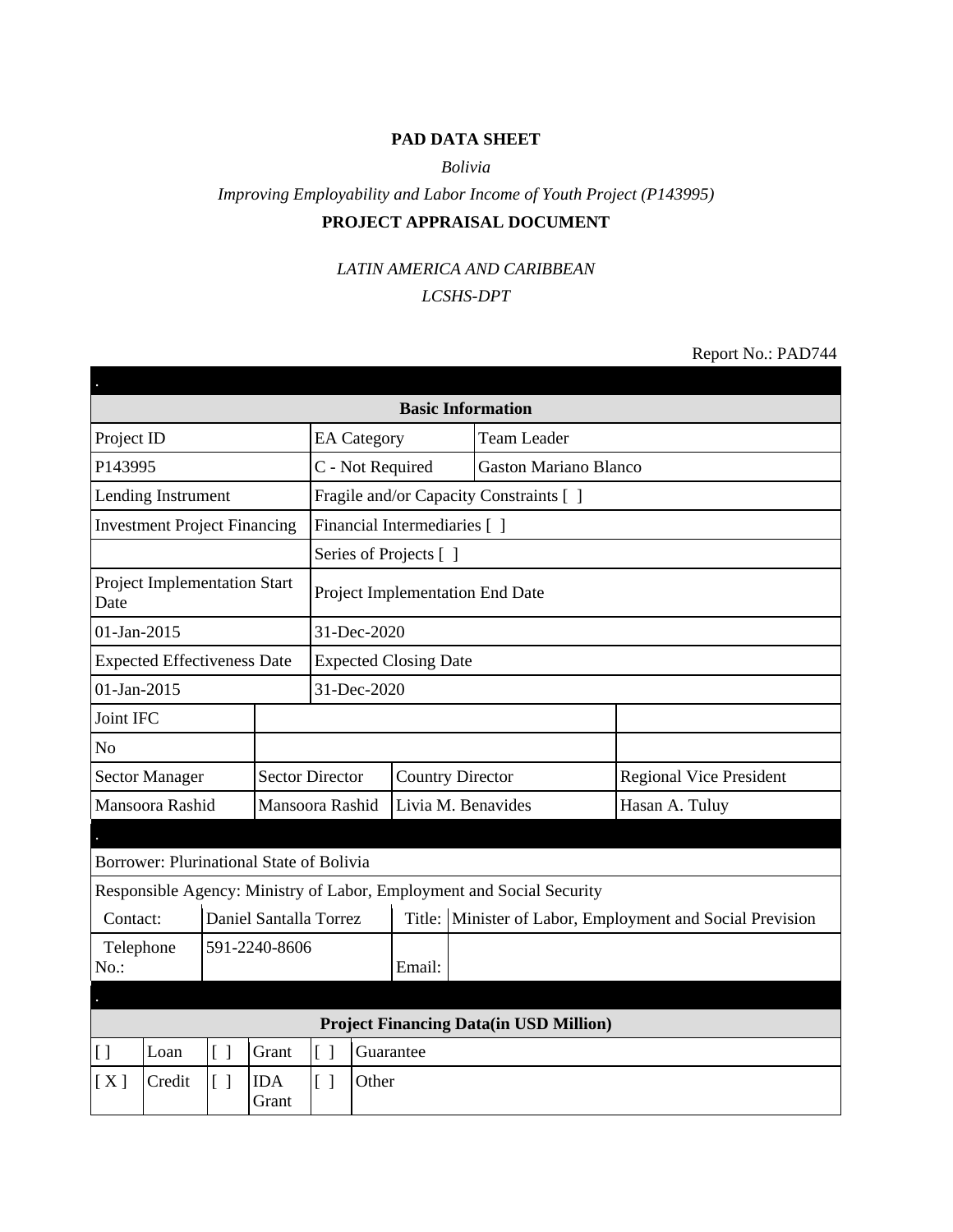**PAD DATA SHEET**

*Bolivia*

*Improving Employability and Labor Income of Youth Project (P143995)*

**PROJECT APPRAISAL DOCUMENT**

*LATIN AMERICA AND CARIBBEAN*

*LCSHS-DPT*

Report No.: PAD744

| **Basic Information** | | | |
|---|---|---|---|
| Project ID | EA Category | Team Leader | |
| P143995 | C - Not Required | Gaston Mariano Blanco | |
| Lending Instrument | Fragile and/or Capacity Constraints [ ] | | |
| Investment Project Financing | Financial Intermediaries [ ] | | |
| | Series of Projects [ ] | | |
| Project Implementation Start Date | Project Implementation End Date | | |
| 01-Jan-2015 | 31-Dec-2020 | | |
| Expected Effectiveness Date | Expected Closing Date | | |
| 01-Jan-2015 | 31-Dec-2020 | | |
| Joint IFC | | | |
| No | | | |
| Sector Manager | Sector Director | Country Director | Regional Vice President |
| Mansoora Rashid | Mansoora Rashid | Livia M. Benavides | Hasan A. Tuluy |

| | | | |
|---|---|---|---|
| Borrower: Plurinational State of Bolivia | | | |
| Responsible Agency: Ministry of Labor, Employment and Social Security | | | |
| Contact: | Daniel Santalla Torrez | Title: | Minister of Labor, Employment and Social Prevision |
| Telephone No.: | 591-2240-8606 | Email: | |

| **Project Financing Data(in USD Million)** | | | | | |
|---|---|---|---|---|---|
| [ ] | Loan | [ ] | Grant | [ ] | Guarantee |
| [ X ] | Credit | [ ] | IDA Grant | [ ] | Other |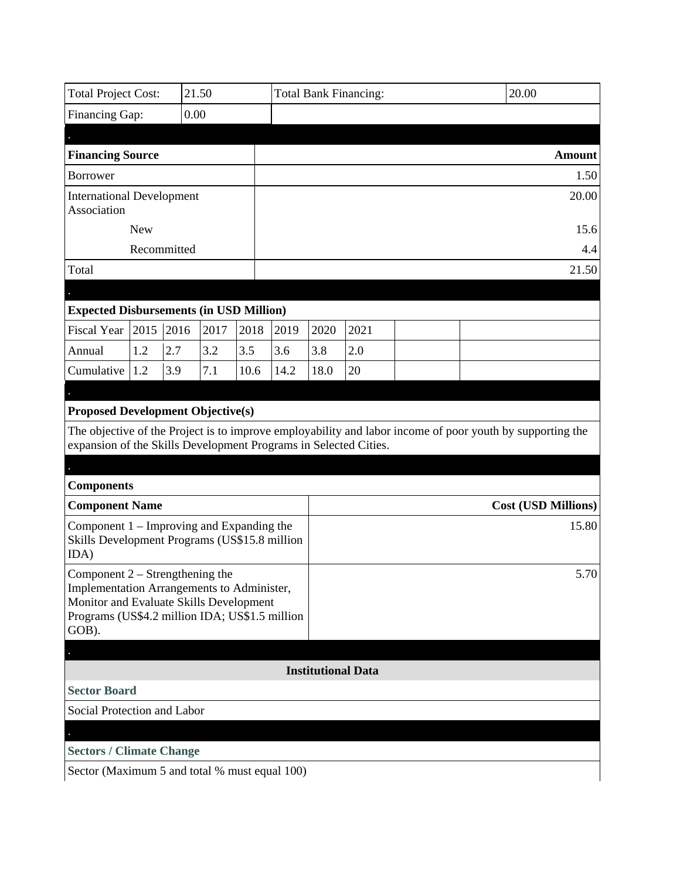| Total Project Cost: | 21.50 | Total Bank Financing: | 20.00 |
|---|---|---|---|
| Financing Gap: | 0.00 | | |

| Financing Source | Amount |
|---|---|
| Borrower | 1.50 |
| International Development Association | 20.00 |
| New | 15.6 |
| Recommitted | 4.4 |
| Total | 21.50 |

**Expected Disbursements (in USD Million)**

| Fiscal Year | 2015 | 2016 | 2017 | 2018 | 2019 | 2020 | 2021 | | |
|---|---|---|---|---|---|---|---|---|---|
| Annual | 1.2 | 2.7 | 3.2 | 3.5 | 3.6 | 3.8 | 2.0 | | |
| Cumulative | 1.2 | 3.9 | 7.1 | 10.6 | 14.2 | 18.0 | 20 | | |

**Proposed Development Objective(s)**

The objective of the Project is to improve employability and labor income of poor youth by supporting the expansion of the Skills Development Programs in Selected Cities.

**Components**

| Component Name | Cost (USD Millions) |
|---|---|
| Component 1 – Improving and Expanding the Skills Development Programs (US$15.8 million IDA) | 15.80 |
| Component 2 – Strengthening the Implementation Arrangements to Administer, Monitor and Evaluate Skills Development Programs (US$4.2 million IDA; US$1.5 million GOB). | 5.70 |

**Institutional Data**

**Sector Board**

Social Protection and Labor

**Sectors / Climate Change**

Sector (Maximum 5 and total % must equal 100)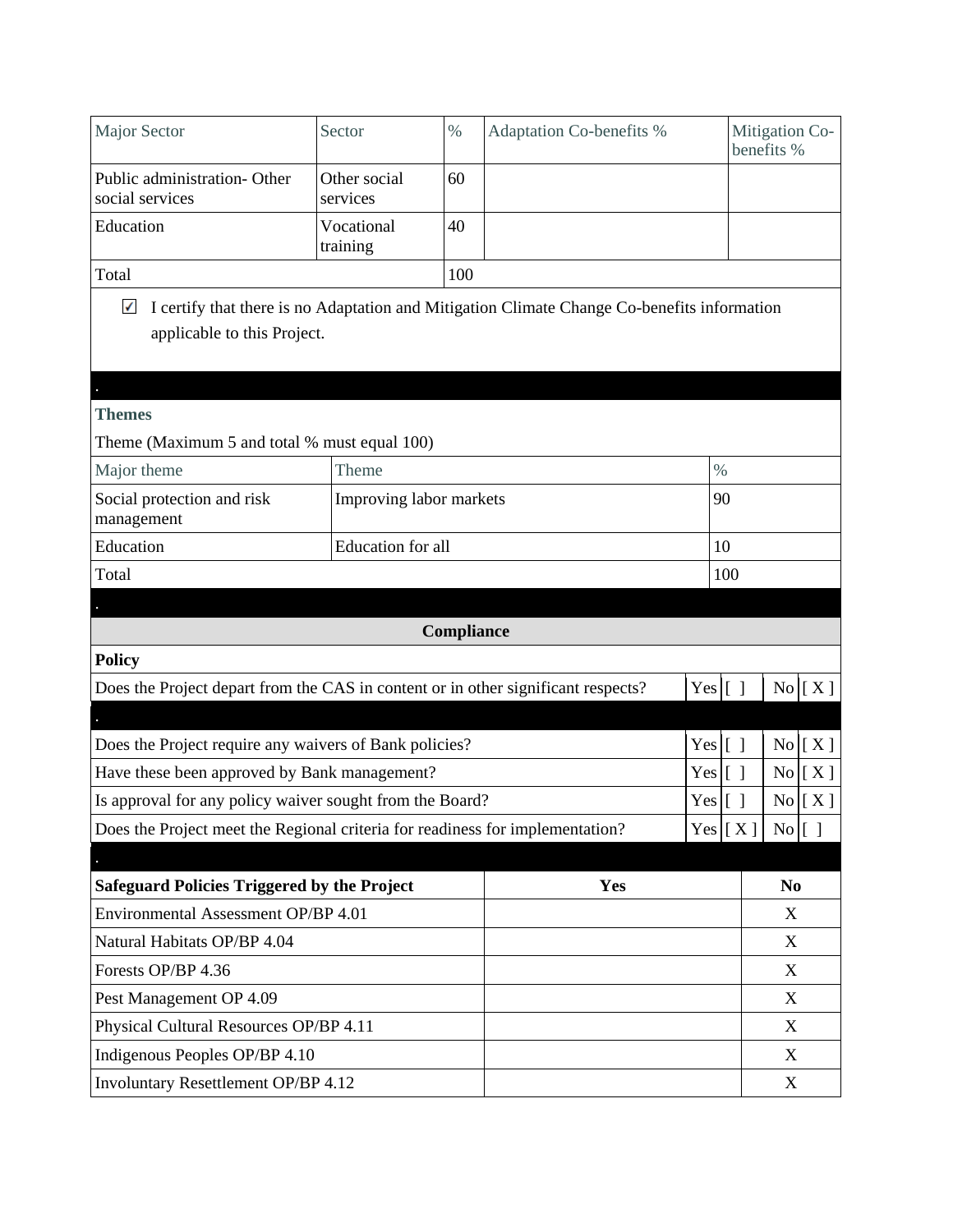| Major Sector | Sector | % | Adaptation Co-benefits % | Mitigation Co-benefits % |
|---|---|---|---|---|
| Public administration- Other social services | Other social services | 60 | | |
| Education | Vocational training | 40 | | |
| Total | | 100 | | |

☑ I certify that there is no Adaptation and Mitigation Climate Change Co-benefits information applicable to this Project.

### Themes

Theme (Maximum 5 and total % must equal 100)

| Major theme | Theme | % |
|---|---|---|
| Social protection and risk management | Improving labor markets | 90 |
| Education | Education for all | 10 |
| Total | | 100 |

## Compliance

**Policy**

| | | | | |
|---|---|---|---|---|
| Does the Project depart from the CAS in content or in other significant respects? | Yes | [ ] | No | [ X ] |
| Does the Project require any waivers of Bank policies? | Yes | [ ] | No | [ X ] |
| Have these been approved by Bank management? | Yes | [ ] | No | [ X ] |
| Is approval for any policy waiver sought from the Board? | Yes | [ ] | No | [ X ] |
| Does the Project meet the Regional criteria for readiness for implementation? | Yes | [ X ] | No | [ ] |

| Safeguard Policies Triggered by the Project | Yes | No |
|---|---|---|
| Environmental Assessment OP/BP 4.01 | | X |
| Natural Habitats OP/BP 4.04 | | X |
| Forests OP/BP 4.36 | | X |
| Pest Management OP 4.09 | | X |
| Physical Cultural Resources OP/BP 4.11 | | X |
| Indigenous Peoples OP/BP 4.10 | | X |
| Involuntary Resettlement OP/BP 4.12 | | X |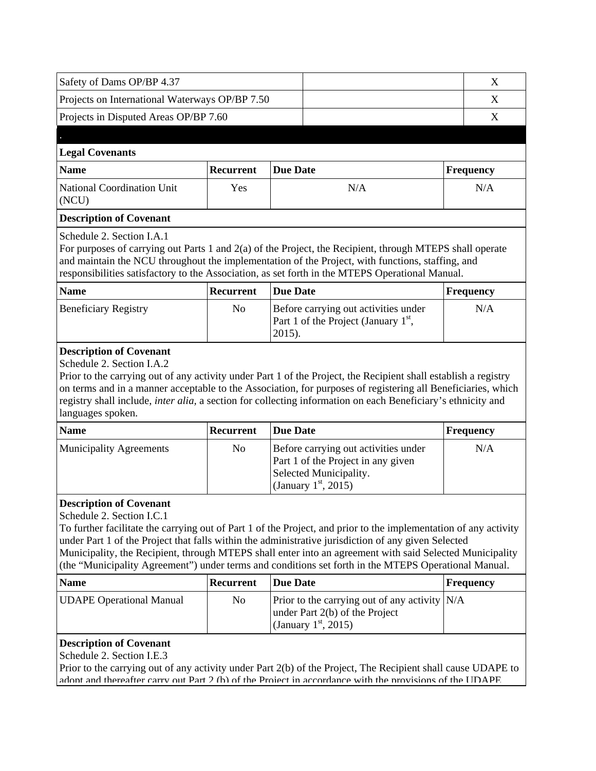| Safety of Dams OP/BP 4.37 | | X |
|---|---|---|
| Projects on International Waterways OP/BP 7.50 | | X |
| Projects in Disputed Areas OP/BP 7.60 | | X |

.

**Legal Covenants**

| Name | Recurrent | Due Date | Frequency |
|---|---|---|---|
| National Coordination Unit (NCU) | Yes | N/A | N/A |

**Description of Covenant**

Schedule 2. Section I.A.1

For purposes of carrying out Parts 1 and 2(a) of the Project, the Recipient, through MTEPS shall operate and maintain the NCU throughout the implementation of the Project, with functions, staffing, and responsibilities satisfactory to the Association, as set forth in the MTEPS Operational Manual.

| Name | Recurrent | Due Date | Frequency |
|---|---|---|---|
| Beneficiary Registry | No | Before carrying out activities under Part 1 of the Project (January 1st, 2015). | N/A |

**Description of Covenant**

Schedule 2. Section I.A.2

Prior to the carrying out of any activity under Part 1 of the Project, the Recipient shall establish a registry on terms and in a manner acceptable to the Association, for purposes of registering all Beneficiaries, which registry shall include, *inter alia*, a section for collecting information on each Beneficiary's ethnicity and languages spoken.

| Name | Recurrent | Due Date | Frequency |
|---|---|---|---|
| Municipality Agreements | No | Before carrying out activities under Part 1 of the Project in any given Selected Municipality. (January 1st, 2015) | N/A |

**Description of Covenant**

Schedule 2. Section I.C.1

To further facilitate the carrying out of Part 1 of the Project, and prior to the implementation of any activity under Part 1 of the Project that falls within the administrative jurisdiction of any given Selected Municipality, the Recipient, through MTEPS shall enter into an agreement with said Selected Municipality (the "Municipality Agreement") under terms and conditions set forth in the MTEPS Operational Manual.

| Name | Recurrent | Due Date | Frequency |
|---|---|---|---|
| UDAPE Operational Manual | No | Prior to the carrying out of any activity under Part 2(b) of the Project (January 1st, 2015) | N/A |

**Description of Covenant**

Schedule 2. Section I.E.3

Prior to the carrying out of any activity under Part 2(b) of the Project, The Recipient shall cause UDAPE to adopt and thereafter carry out Part 2 (b) of the Project in accordance with the provisions of the UDAPE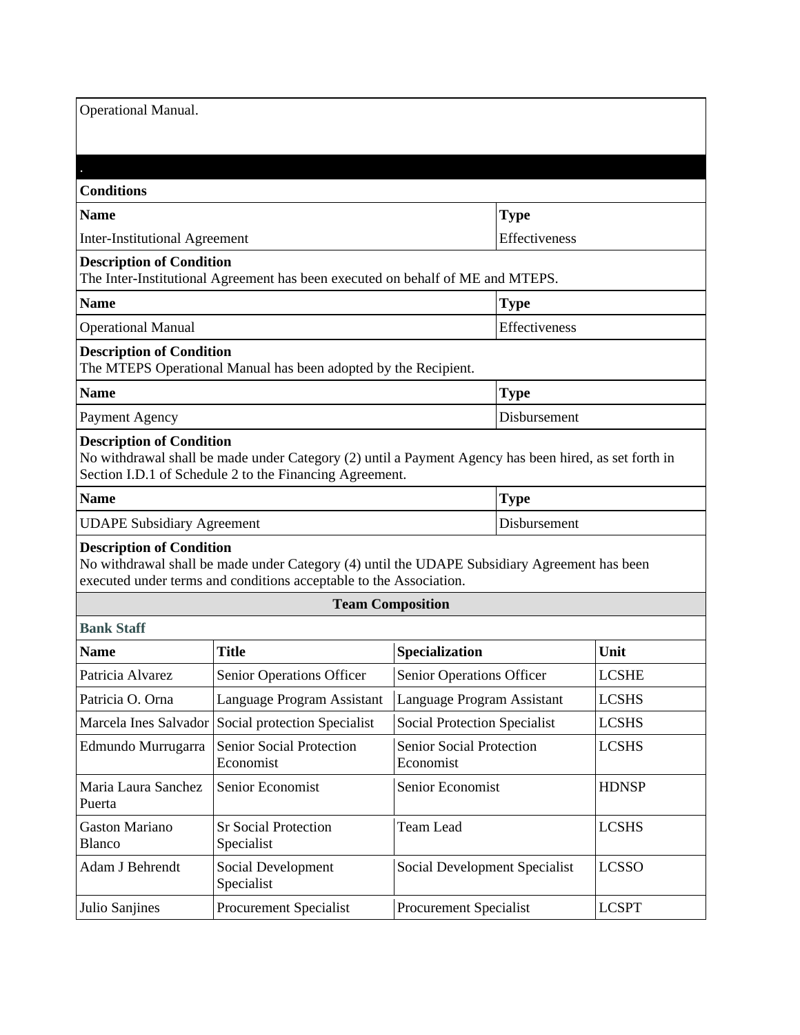Operational Manual.

.

**Conditions**

| Name | Type |
|---|---|
| Inter-Institutional Agreement | Effectiveness |

**Description of Condition**
The Inter-Institutional Agreement has been executed on behalf of ME and MTEPS.

| Name | Type |
|---|---|
| Operational Manual | Effectiveness |

**Description of Condition**
The MTEPS Operational Manual has been adopted by the Recipient.

| Name | Type |
|---|---|
| Payment Agency | Disbursement |

**Description of Condition**
No withdrawal shall be made under Category (2) until a Payment Agency has been hired, as set forth in Section I.D.1 of Schedule 2 to the Financing Agreement.

| Name | Type |
|---|---|
| UDAPE Subsidiary Agreement | Disbursement |

**Description of Condition**
No withdrawal shall be made under Category (4) until the UDAPE Subsidiary Agreement has been executed under terms and conditions acceptable to the Association.

**Team Composition**

**Bank Staff**

| Name | Title | Specialization | Unit |
|---|---|---|---|
| Patricia Alvarez | Senior Operations Officer | Senior Operations Officer | LCSHE |
| Patricia O. Orna | Language Program Assistant | Language Program Assistant | LCSHS |
| Marcela Ines Salvador | Social protection Specialist | Social Protection Specialist | LCSHS |
| Edmundo Murrugarra | Senior Social Protection Economist | Senior Social Protection Economist | LCSHS |
| Maria Laura Sanchez Puerta | Senior Economist | Senior Economist | HDNSP |
| Gaston Mariano Blanco | Sr Social Protection Specialist | Team Lead | LCSHS |
| Adam J Behrendt | Social Development Specialist | Social Development Specialist | LCSSO |
| Julio Sanjines | Procurement Specialist | Procurement Specialist | LCSPT |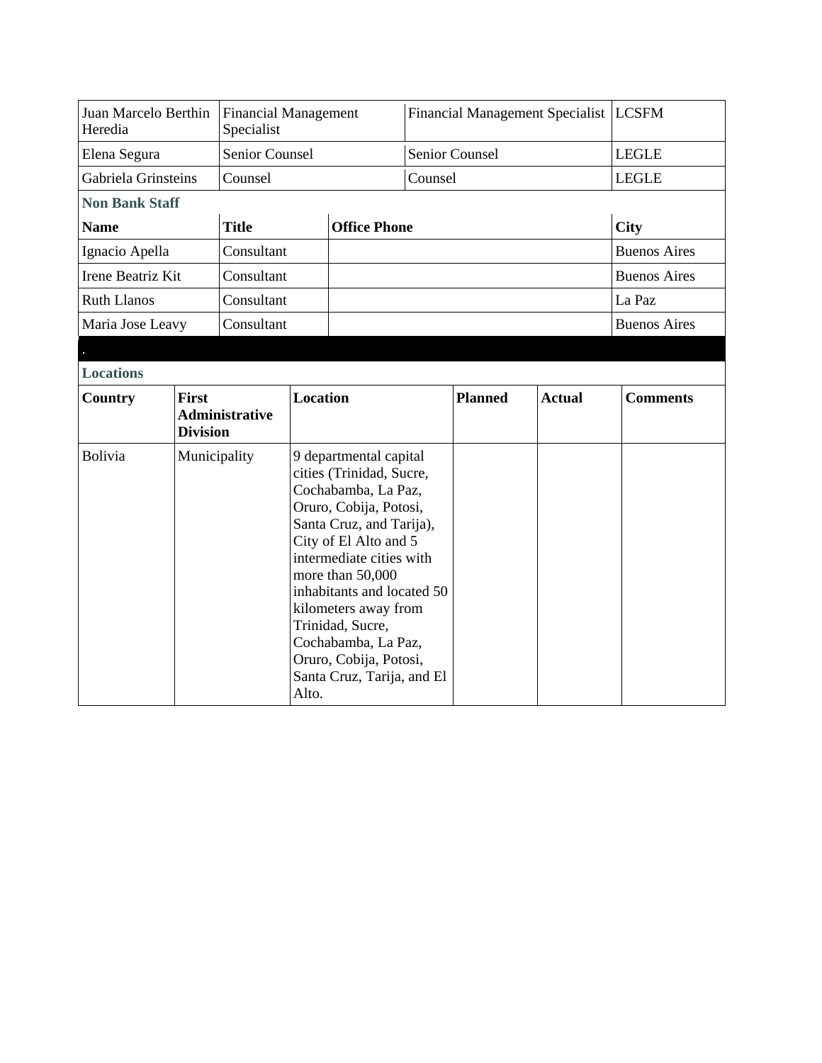| Juan Marcelo Berthin Heredia | Financial Management Specialist | Financial Management Specialist | LCSFM |
|---|---|---|---|
| Elena Segura | Senior Counsel | Senior Counsel | LEGLE |
| Gabriela Grinsteins | Counsel | Counsel | LEGLE |

**Non Bank Staff**

| Name | Title | Office Phone | City |
|---|---|---|---|
| Ignacio Apella | Consultant | | Buenos Aires |
| Irene Beatriz Kit | Consultant | | Buenos Aires |
| Ruth Llanos | Consultant | | La Paz |
| Maria Jose Leavy | Consultant | | Buenos Aires |

.

**Locations**

| Country | First Administrative Division | Location | Planned | Actual | Comments |
|---|---|---|---|---|---|
| Bolivia | Municipality | 9 departmental capital cities (Trinidad, Sucre, Cochabamba, La Paz, Oruro, Cobija, Potosi, Santa Cruz, and Tarija), City of El Alto and 5 intermediate cities with more than 50,000 inhabitants and located 50 kilometers away from Trinidad, Sucre, Cochabamba, La Paz, Oruro, Cobija, Potosi, Santa Cruz, Tarija, and El Alto. | | | |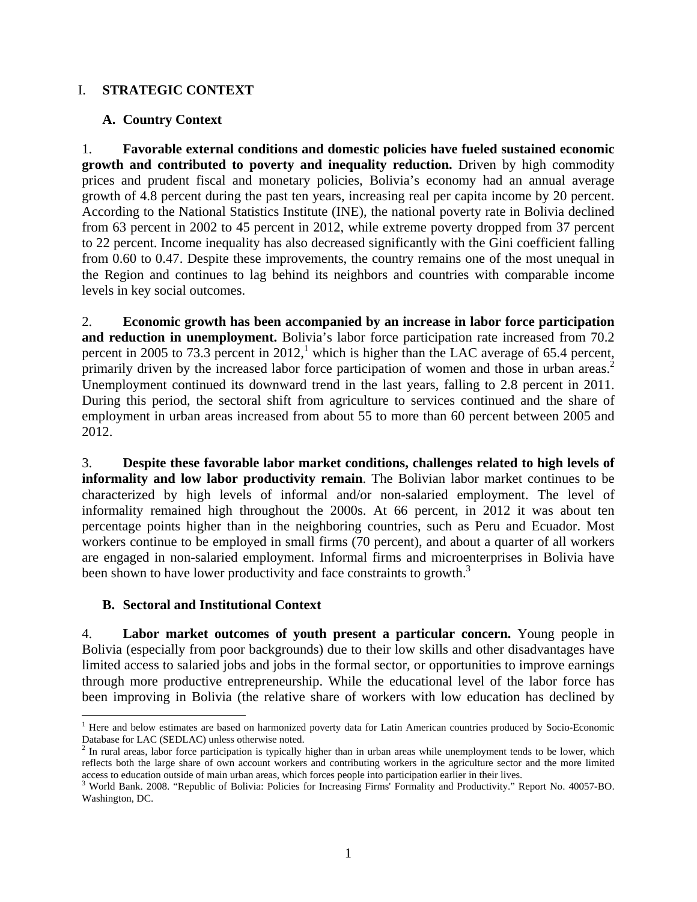# I. STRATEGIC CONTEXT

## A. Country Context

1. **Favorable external conditions and domestic policies have fueled sustained economic growth and contributed to poverty and inequality reduction.** Driven by high commodity prices and prudent fiscal and monetary policies, Bolivia's economy had an annual average growth of 4.8 percent during the past ten years, increasing real per capita income by 20 percent. According to the National Statistics Institute (INE), the national poverty rate in Bolivia declined from 63 percent in 2002 to 45 percent in 2012, while extreme poverty dropped from 37 percent to 22 percent. Income inequality has also decreased significantly with the Gini coefficient falling from 0.60 to 0.47. Despite these improvements, the country remains one of the most unequal in the Region and continues to lag behind its neighbors and countries with comparable income levels in key social outcomes.

2. **Economic growth has been accompanied by an increase in labor force participation and reduction in unemployment.** Bolivia's labor force participation rate increased from 70.2 percent in 2005 to 73.3 percent in 2012,[1] which is higher than the LAC average of 65.4 percent, primarily driven by the increased labor force participation of women and those in urban areas.[2] Unemployment continued its downward trend in the last years, falling to 2.8 percent in 2011. During this period, the sectoral shift from agriculture to services continued and the share of employment in urban areas increased from about 55 to more than 60 percent between 2005 and 2012.

3. **Despite these favorable labor market conditions, challenges related to high levels of informality and low labor productivity remain**. The Bolivian labor market continues to be characterized by high levels of informal and/or non-salaried employment. The level of informality remained high throughout the 2000s. At 66 percent, in 2012 it was about ten percentage points higher than in the neighboring countries, such as Peru and Ecuador. Most workers continue to be employed in small firms (70 percent), and about a quarter of all workers are engaged in non-salaried employment. Informal firms and microenterprises in Bolivia have been shown to have lower productivity and face constraints to growth.[3]

## B. Sectoral and Institutional Context

4. **Labor market outcomes of youth present a particular concern.** Young people in Bolivia (especially from poor backgrounds) due to their low skills and other disadvantages have limited access to salaried jobs and jobs in the formal sector, or opportunities to improve earnings through more productive entrepreneurship. While the educational level of the labor force has been improving in Bolivia (the relative share of workers with low education has declined by

---

[1] Here and below estimates are based on harmonized poverty data for Latin American countries produced by Socio-Economic Database for LAC (SEDLAC) unless otherwise noted.

[2] In rural areas, labor force participation is typically higher than in urban areas while unemployment tends to be lower, which reflects both the large share of own account workers and contributing workers in the agriculture sector and the more limited access to education outside of main urban areas, which forces people into participation earlier in their lives.

[3] World Bank. 2008. "Republic of Bolivia: Policies for Increasing Firms' Formality and Productivity." Report No. 40057-BO. Washington, DC.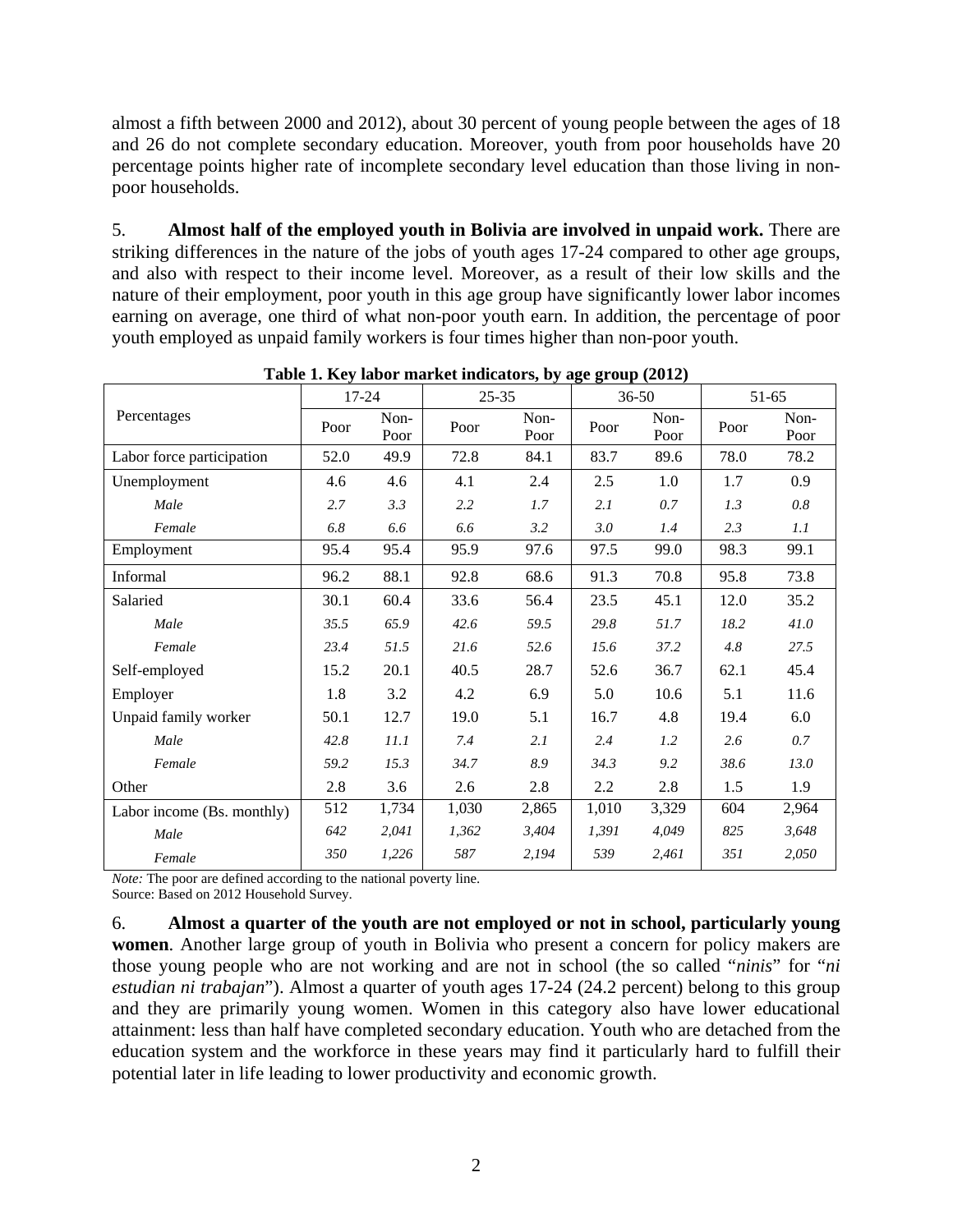almost a fifth between 2000 and 2012), about 30 percent of young people between the ages of 18 and 26 do not complete secondary education. Moreover, youth from poor households have 20 percentage points higher rate of incomplete secondary level education than those living in non-poor households.

5. **Almost half of the employed youth in Bolivia are involved in unpaid work.** There are striking differences in the nature of the jobs of youth ages 17-24 compared to other age groups, and also with respect to their income level. Moreover, as a result of their low skills and the nature of their employment, poor youth in this age group have significantly lower labor incomes earning on average, one third of what non-poor youth earn. In addition, the percentage of poor youth employed as unpaid family workers is four times higher than non-poor youth.

**Table 1. Key labor market indicators, by age group (2012)**

| Percentages | 17-24 | | 25-35 | | 36-50 | | 51-65 | |
|---|---|---|---|---|---|---|---|---|
| | Poor | Non-Poor | Poor | Non-Poor | Poor | Non-Poor | Poor | Non-Poor |
| Labor force participation | 52.0 | 49.9 | 72.8 | 84.1 | 83.7 | 89.6 | 78.0 | 78.2 |
| Unemployment | 4.6 | 4.6 | 4.1 | 2.4 | 2.5 | 1.0 | 1.7 | 0.9 |
| *Male* | *2.7* | *3.3* | *2.2* | *1.7* | *2.1* | *0.7* | *1.3* | *0.8* |
| *Female* | *6.8* | *6.6* | *6.6* | *3.2* | *3.0* | *1.4* | *2.3* | *1.1* |
| Employment | 95.4 | 95.4 | 95.9 | 97.6 | 97.5 | 99.0 | 98.3 | 99.1 |
| Informal | 96.2 | 88.1 | 92.8 | 68.6 | 91.3 | 70.8 | 95.8 | 73.8 |
| Salaried | 30.1 | 60.4 | 33.6 | 56.4 | 23.5 | 45.1 | 12.0 | 35.2 |
| *Male* | *35.5* | *65.9* | *42.6* | *59.5* | *29.8* | *51.7* | *18.2* | *41.0* |
| *Female* | *23.4* | *51.5* | *21.6* | *52.6* | *15.6* | *37.2* | *4.8* | *27.5* |
| Self-employed | 15.2 | 20.1 | 40.5 | 28.7 | 52.6 | 36.7 | 62.1 | 45.4 |
| Employer | 1.8 | 3.2 | 4.2 | 6.9 | 5.0 | 10.6 | 5.1 | 11.6 |
| Unpaid family worker | 50.1 | 12.7 | 19.0 | 5.1 | 16.7 | 4.8 | 19.4 | 6.0 |
| *Male* | *42.8* | *11.1* | *7.4* | *2.1* | *2.4* | *1.2* | *2.6* | *0.7* |
| *Female* | *59.2* | *15.3* | *34.7* | *8.9* | *34.3* | *9.2* | *38.6* | *13.0* |
| Other | 2.8 | 3.6 | 2.6 | 2.8 | 2.2 | 2.8 | 1.5 | 1.9 |
| Labor income (Bs. monthly) | 512 | 1,734 | 1,030 | 2,865 | 1,010 | 3,329 | 604 | 2,964 |
| *Male* | *642* | *2,041* | *1,362* | *3,404* | *1,391* | *4,049* | *825* | *3,648* |
| *Female* | *350* | *1,226* | *587* | *2,194* | *539* | *2,461* | *351* | *2,050* |

*Note:* The poor are defined according to the national poverty line.
Source: Based on 2012 Household Survey.

6. **Almost a quarter of the youth are not employed or not in school, particularly young women**. Another large group of youth in Bolivia who present a concern for policy makers are those young people who are not working and are not in school (the so called "*ninis*" for "*ni estudian ni trabajan*"). Almost a quarter of youth ages 17-24 (24.2 percent) belong to this group and they are primarily young women. Women in this category also have lower educational attainment: less than half have completed secondary education. Youth who are detached from the education system and the workforce in these years may find it particularly hard to fulfill their potential later in life leading to lower productivity and economic growth.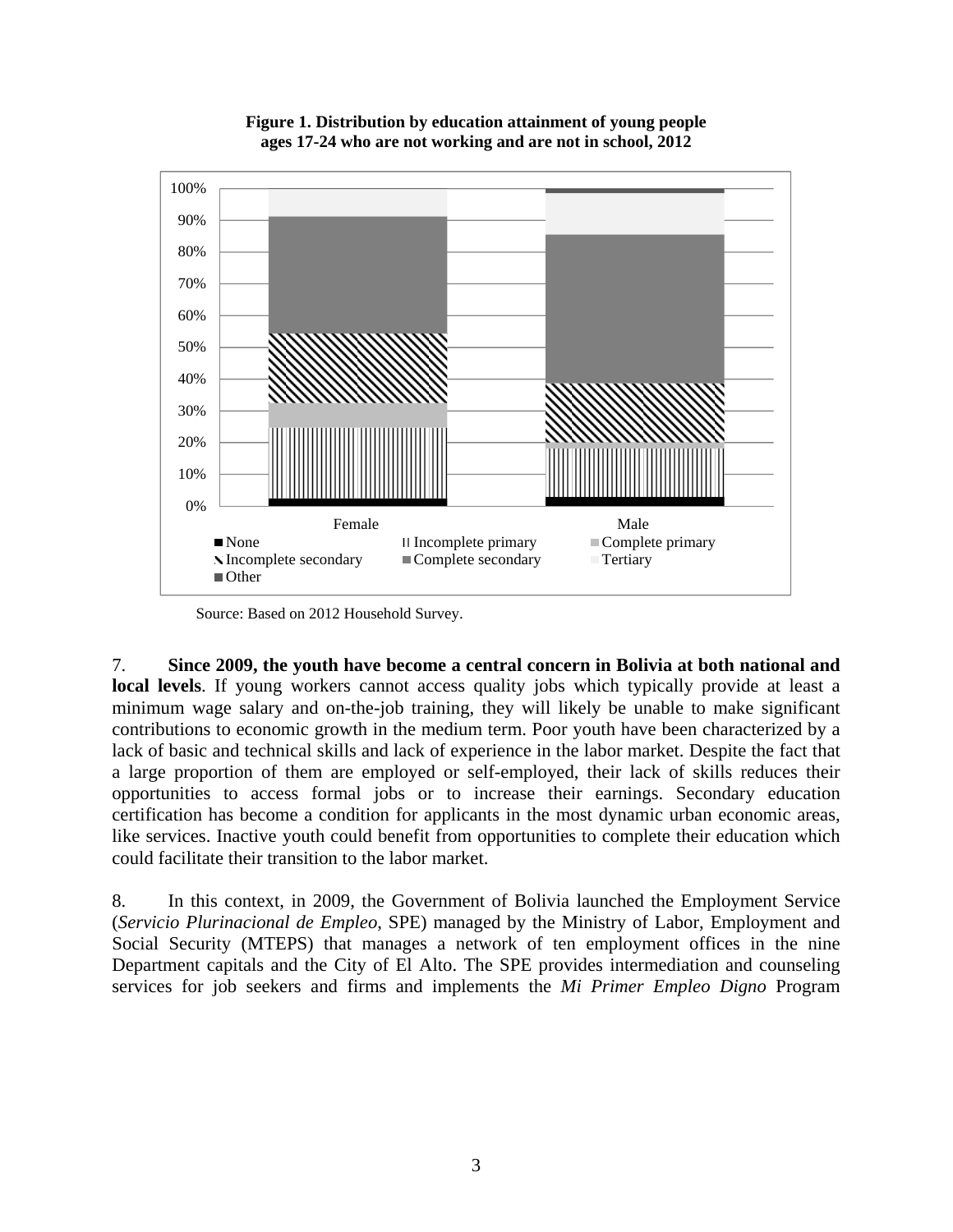**Figure 1. Distribution by education attainment of young people ages 17-24 who are not working and are not in school, 2012**

Source: Based on 2012 Household Survey.

7. **Since 2009, the youth have become a central concern in Bolivia at both national and local levels**. If young workers cannot access quality jobs which typically provide at least a minimum wage salary and on-the-job training, they will likely be unable to make significant contributions to economic growth in the medium term. Poor youth have been characterized by a lack of basic and technical skills and lack of experience in the labor market. Despite the fact that a large proportion of them are employed or self-employed, their lack of skills reduces their opportunities to access formal jobs or to increase their earnings. Secondary education certification has become a condition for applicants in the most dynamic urban economic areas, like services. Inactive youth could benefit from opportunities to complete their education which could facilitate their transition to the labor market.

8. In this context, in 2009, the Government of Bolivia launched the Employment Service (*Servicio Plurinacional de Empleo*, SPE) managed by the Ministry of Labor, Employment and Social Security (MTEPS) that manages a network of ten employment offices in the nine Department capitals and the City of El Alto. The SPE provides intermediation and counseling services for job seekers and firms and implements the *Mi Primer Empleo Digno* Program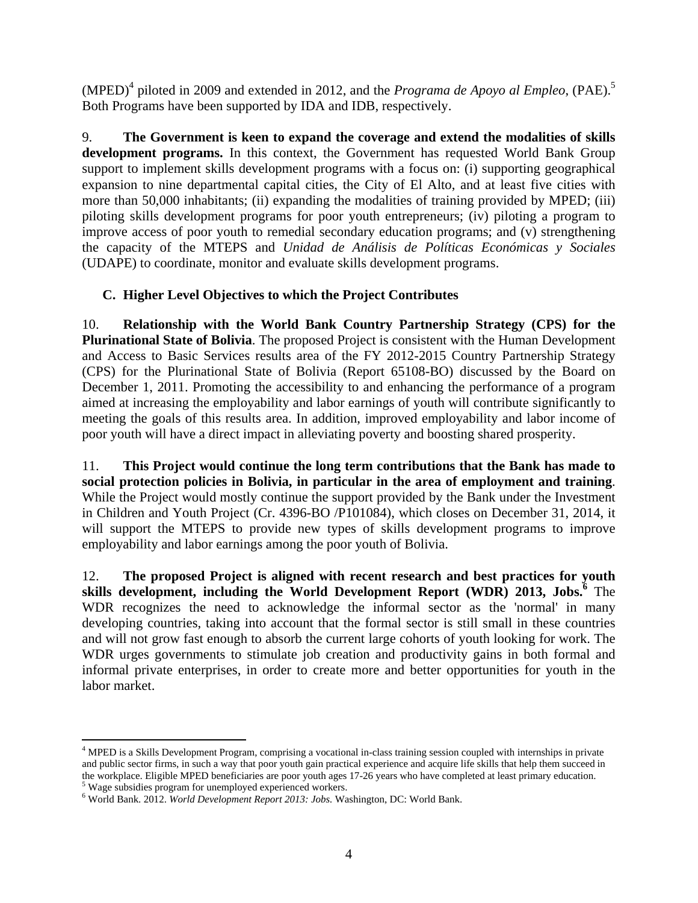(MPED)[4] piloted in 2009 and extended in 2012, and the *Programa de Apoyo al Empleo*, (PAE).[5] Both Programs have been supported by IDA and IDB, respectively.

9. **The Government is keen to expand the coverage and extend the modalities of skills development programs.** In this context, the Government has requested World Bank Group support to implement skills development programs with a focus on: (i) supporting geographical expansion to nine departmental capital cities, the City of El Alto, and at least five cities with more than 50,000 inhabitants; (ii) expanding the modalities of training provided by MPED; (iii) piloting skills development programs for poor youth entrepreneurs; (iv) piloting a program to improve access of poor youth to remedial secondary education programs; and (v) strengthening the capacity of the MTEPS and *Unidad de Análisis de Políticas Económicas y Sociales* (UDAPE) to coordinate, monitor and evaluate skills development programs.

### C. Higher Level Objectives to which the Project Contributes

10. **Relationship with the World Bank Country Partnership Strategy (CPS) for the Plurinational State of Bolivia**. The proposed Project is consistent with the Human Development and Access to Basic Services results area of the FY 2012-2015 Country Partnership Strategy (CPS) for the Plurinational State of Bolivia (Report 65108-BO) discussed by the Board on December 1, 2011. Promoting the accessibility to and enhancing the performance of a program aimed at increasing the employability and labor earnings of youth will contribute significantly to meeting the goals of this results area. In addition, improved employability and labor income of poor youth will have a direct impact in alleviating poverty and boosting shared prosperity.

11. **This Project would continue the long term contributions that the Bank has made to social protection policies in Bolivia, in particular in the area of employment and training**. While the Project would mostly continue the support provided by the Bank under the Investment in Children and Youth Project (Cr. 4396-BO /P101084), which closes on December 31, 2014, it will support the MTEPS to provide new types of skills development programs to improve employability and labor earnings among the poor youth of Bolivia.

12. **The proposed Project is aligned with recent research and best practices for youth skills development, including the World Development Report (WDR) 2013, Jobs.**[6] The WDR recognizes the need to acknowledge the informal sector as the 'normal' in many developing countries, taking into account that the formal sector is still small in these countries and will not grow fast enough to absorb the current large cohorts of youth looking for work. The WDR urges governments to stimulate job creation and productivity gains in both formal and informal private enterprises, in order to create more and better opportunities for youth in the labor market.

---

[4] MPED is a Skills Development Program, comprising a vocational in-class training session coupled with internships in private and public sector firms, in such a way that poor youth gain practical experience and acquire life skills that help them succeed in the workplace. Eligible MPED beneficiaries are poor youth ages 17-26 years who have completed at least primary education.

[5] Wage subsidies program for unemployed experienced workers.

[6] World Bank. 2012. *World Development Report 2013: Jobs.* Washington, DC: World Bank.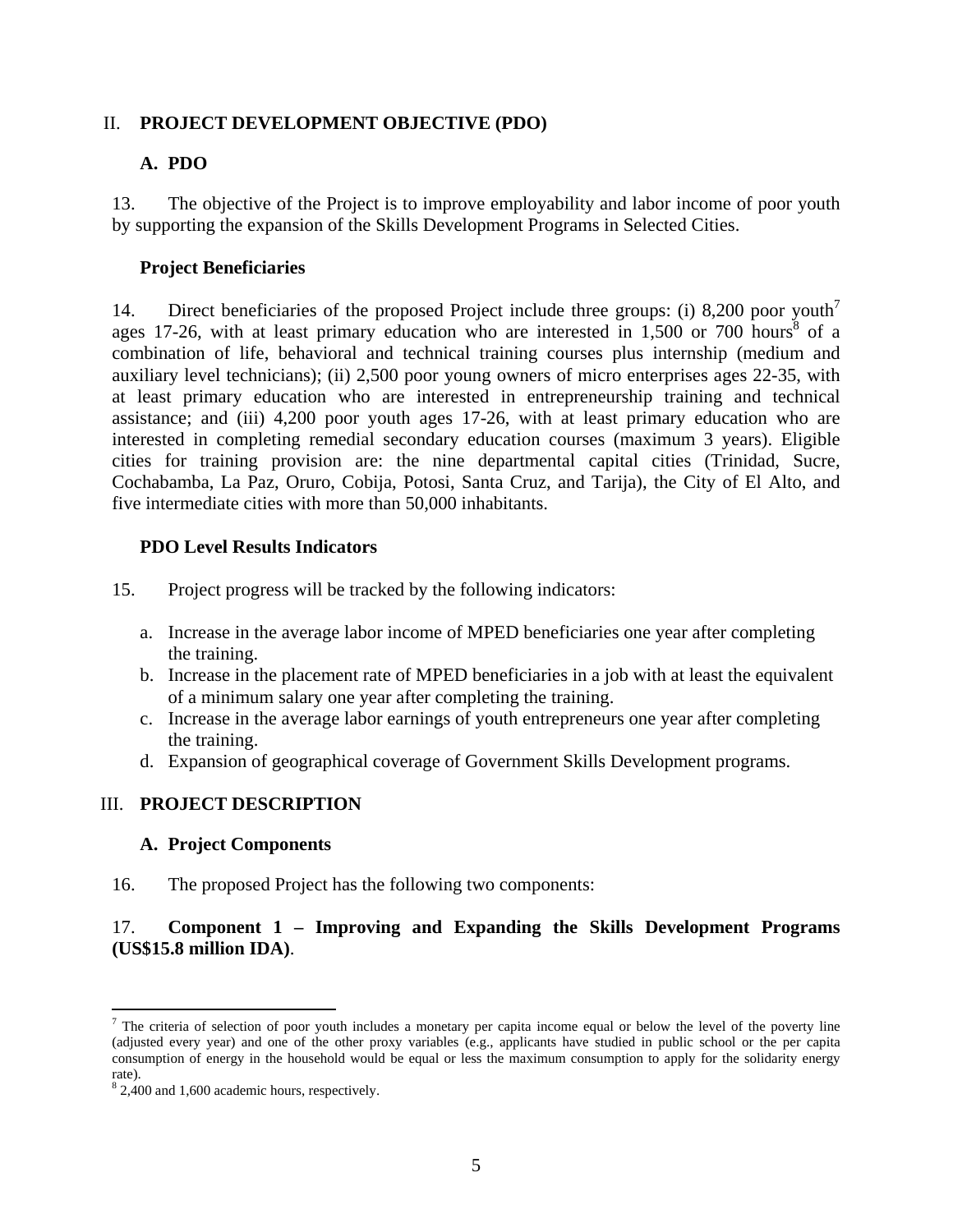## II. PROJECT DEVELOPMENT OBJECTIVE (PDO)

### A. PDO

13. The objective of the Project is to improve employability and labor income of poor youth by supporting the expansion of the Skills Development Programs in Selected Cities.

**Project Beneficiaries**

14. Direct beneficiaries of the proposed Project include three groups: (i) 8,200 poor youth[7] ages 17-26, with at least primary education who are interested in 1,500 or 700 hours[8] of a combination of life, behavioral and technical training courses plus internship (medium and auxiliary level technicians); (ii) 2,500 poor young owners of micro enterprises ages 22-35, with at least primary education who are interested in entrepreneurship training and technical assistance; and (iii) 4,200 poor youth ages 17-26, with at least primary education who are interested in completing remedial secondary education courses (maximum 3 years). Eligible cities for training provision are: the nine departmental capital cities (Trinidad, Sucre, Cochabamba, La Paz, Oruro, Cobija, Potosi, Santa Cruz, and Tarija), the City of El Alto, and five intermediate cities with more than 50,000 inhabitants.

**PDO Level Results Indicators**

15. Project progress will be tracked by the following indicators:

a. Increase in the average labor income of MPED beneficiaries one year after completing the training.
b. Increase in the placement rate of MPED beneficiaries in a job with at least the equivalent of a minimum salary one year after completing the training.
c. Increase in the average labor earnings of youth entrepreneurs one year after completing the training.
d. Expansion of geographical coverage of Government Skills Development programs.

## III. PROJECT DESCRIPTION

### A. Project Components

16. The proposed Project has the following two components:

17. **Component 1 – Improving and Expanding the Skills Development Programs (US$15.8 million IDA)**.

---

[7] The criteria of selection of poor youth includes a monetary per capita income equal or below the level of the poverty line (adjusted every year) and one of the other proxy variables (e.g., applicants have studied in public school or the per capita consumption of energy in the household would be equal or less the maximum consumption to apply for the solidarity energy rate).

[8] 2,400 and 1,600 academic hours, respectively.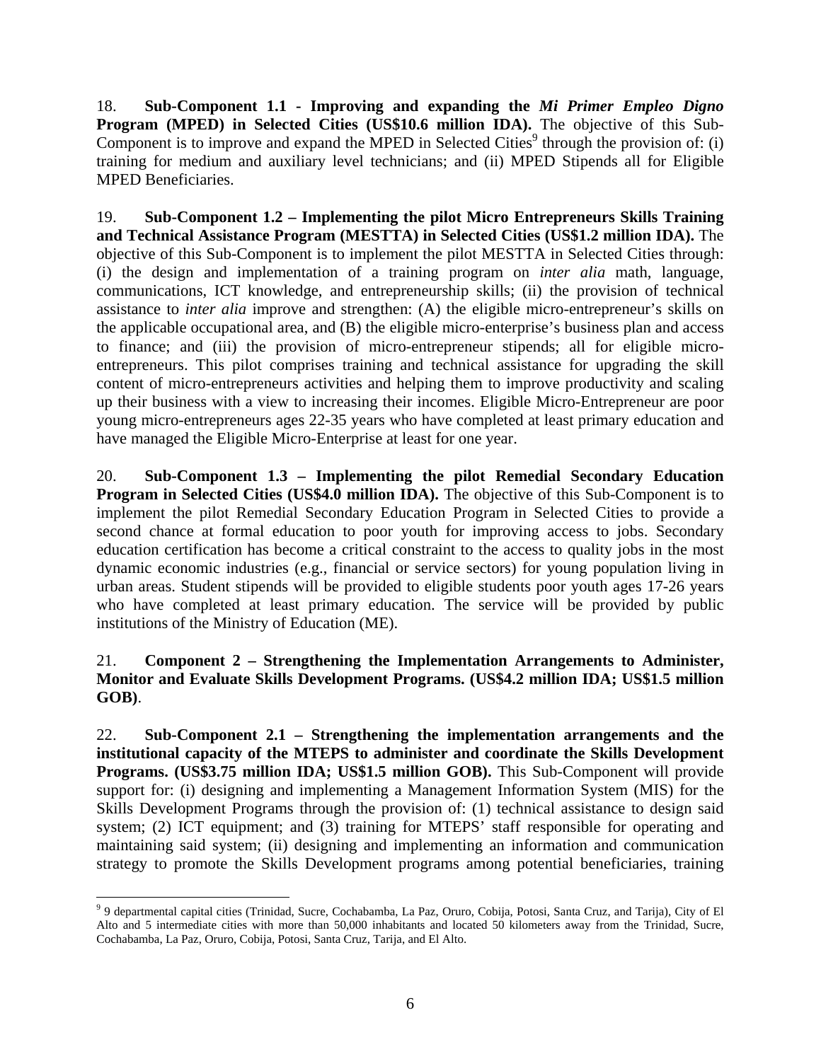18. **Sub-Component 1.1 - Improving and expanding the *Mi Primer Empleo Digno* Program (MPED) in Selected Cities (US$10.6 million IDA).** The objective of this Sub-Component is to improve and expand the MPED in Selected Cities[9] through the provision of: (i) training for medium and auxiliary level technicians; and (ii) MPED Stipends all for Eligible MPED Beneficiaries.

19. **Sub-Component 1.2 – Implementing the pilot Micro Entrepreneurs Skills Training and Technical Assistance Program (MESTTA) in Selected Cities (US$1.2 million IDA).** The objective of this Sub-Component is to implement the pilot MESTTA in Selected Cities through: (i) the design and implementation of a training program on *inter alia* math, language, communications, ICT knowledge, and entrepreneurship skills; (ii) the provision of technical assistance to *inter alia* improve and strengthen: (A) the eligible micro-entrepreneur's skills on the applicable occupational area, and (B) the eligible micro-enterprise's business plan and access to finance; and (iii) the provision of micro-entrepreneur stipends; all for eligible micro-entrepreneurs. This pilot comprises training and technical assistance for upgrading the skill content of micro-entrepreneurs activities and helping them to improve productivity and scaling up their business with a view to increasing their incomes. Eligible Micro-Entrepreneur are poor young micro-entrepreneurs ages 22-35 years who have completed at least primary education and have managed the Eligible Micro-Enterprise at least for one year.

20. **Sub-Component 1.3 – Implementing the pilot Remedial Secondary Education Program in Selected Cities (US$4.0 million IDA).** The objective of this Sub-Component is to implement the pilot Remedial Secondary Education Program in Selected Cities to provide a second chance at formal education to poor youth for improving access to jobs. Secondary education certification has become a critical constraint to the access to quality jobs in the most dynamic economic industries (e.g., financial or service sectors) for young population living in urban areas. Student stipends will be provided to eligible students poor youth ages 17-26 years who have completed at least primary education. The service will be provided by public institutions of the Ministry of Education (ME).

21. **Component 2 – Strengthening the Implementation Arrangements to Administer, Monitor and Evaluate Skills Development Programs. (US$4.2 million IDA; US$1.5 million GOB)**.

22. **Sub-Component 2.1 – Strengthening the implementation arrangements and the institutional capacity of the MTEPS to administer and coordinate the Skills Development Programs. (US$3.75 million IDA; US$1.5 million GOB).** This Sub-Component will provide support for: (i) designing and implementing a Management Information System (MIS) for the Skills Development Programs through the provision of: (1) technical assistance to design said system; (2) ICT equipment; and (3) training for MTEPS' staff responsible for operating and maintaining said system; (ii) designing and implementing an information and communication strategy to promote the Skills Development programs among potential beneficiaries, training

[9] 9 departmental capital cities (Trinidad, Sucre, Cochabamba, La Paz, Oruro, Cobija, Potosi, Santa Cruz, and Tarija), City of El Alto and 5 intermediate cities with more than 50,000 inhabitants and located 50 kilometers away from the Trinidad, Sucre, Cochabamba, La Paz, Oruro, Cobija, Potosi, Santa Cruz, Tarija, and El Alto.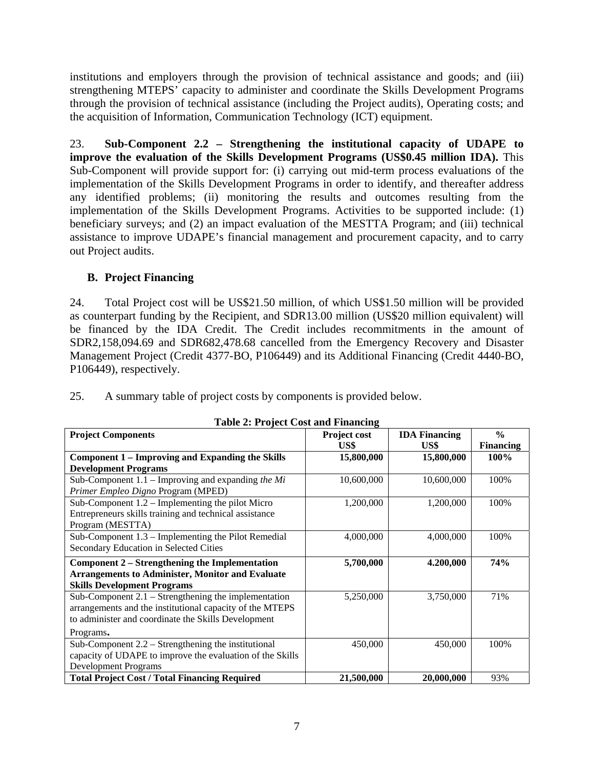institutions and employers through the provision of technical assistance and goods; and (iii) strengthening MTEPS' capacity to administer and coordinate the Skills Development Programs through the provision of technical assistance (including the Project audits), Operating costs; and the acquisition of Information, Communication Technology (ICT) equipment.

23. **Sub-Component 2.2 – Strengthening the institutional capacity of UDAPE to improve the evaluation of the Skills Development Programs (US$0.45 million IDA).** This Sub-Component will provide support for: (i) carrying out mid-term process evaluations of the implementation of the Skills Development Programs in order to identify, and thereafter address any identified problems; (ii) monitoring the results and outcomes resulting from the implementation of the Skills Development Programs. Activities to be supported include: (1) beneficiary surveys; and (2) an impact evaluation of the MESTTA Program; and (iii) technical assistance to improve UDAPE's financial management and procurement capacity, and to carry out Project audits.

## B. Project Financing

24. Total Project cost will be US$21.50 million, of which US$1.50 million will be provided as counterpart funding by the Recipient, and SDR13.00 million (US$20 million equivalent) will be financed by the IDA Credit. The Credit includes recommitments in the amount of SDR2,158,094.69 and SDR682,478.68 cancelled from the Emergency Recovery and Disaster Management Project (Credit 4377-BO, P106449) and its Additional Financing (Credit 4440-BO, P106449), respectively.

25. A summary table of project costs by components is provided below.

**Table 2: Project Cost and Financing**

| Project Components | Project cost US$ | IDA Financing US$ | % Financing |
|---|---|---|---|
| **Component 1 – Improving and Expanding the Skills Development Programs** | **15,800,000** | **15,800,000** | **100%** |
| Sub-Component 1.1 – Improving and expanding *the Mi Primer Empleo Digno* Program (MPED) | 10,600,000 | 10,600,000 | 100% |
| Sub-Component 1.2 – Implementing the pilot Micro Entrepreneurs skills training and technical assistance Program (MESTTA) | 1,200,000 | 1,200,000 | 100% |
| Sub-Component 1.3 – Implementing the Pilot Remedial Secondary Education in Selected Cities | 4,000,000 | 4,000,000 | 100% |
| **Component 2 – Strengthening the Implementation Arrangements to Administer, Monitor and Evaluate Skills Development Programs** | **5,700,000** | **4.200,000** | **74%** |
| Sub-Component 2.1 – Strengthening the implementation arrangements and the institutional capacity of the MTEPS to administer and coordinate the Skills Development Programs**.** | 5,250,000 | 3,750,000 | 71% |
| Sub-Component 2.2 – Strengthening the institutional capacity of UDAPE to improve the evaluation of the Skills Development Programs | 450,000 | 450,000 | 100% |
| **Total Project Cost / Total Financing Required** | **21,500,000** | **20,000,000** | 93% |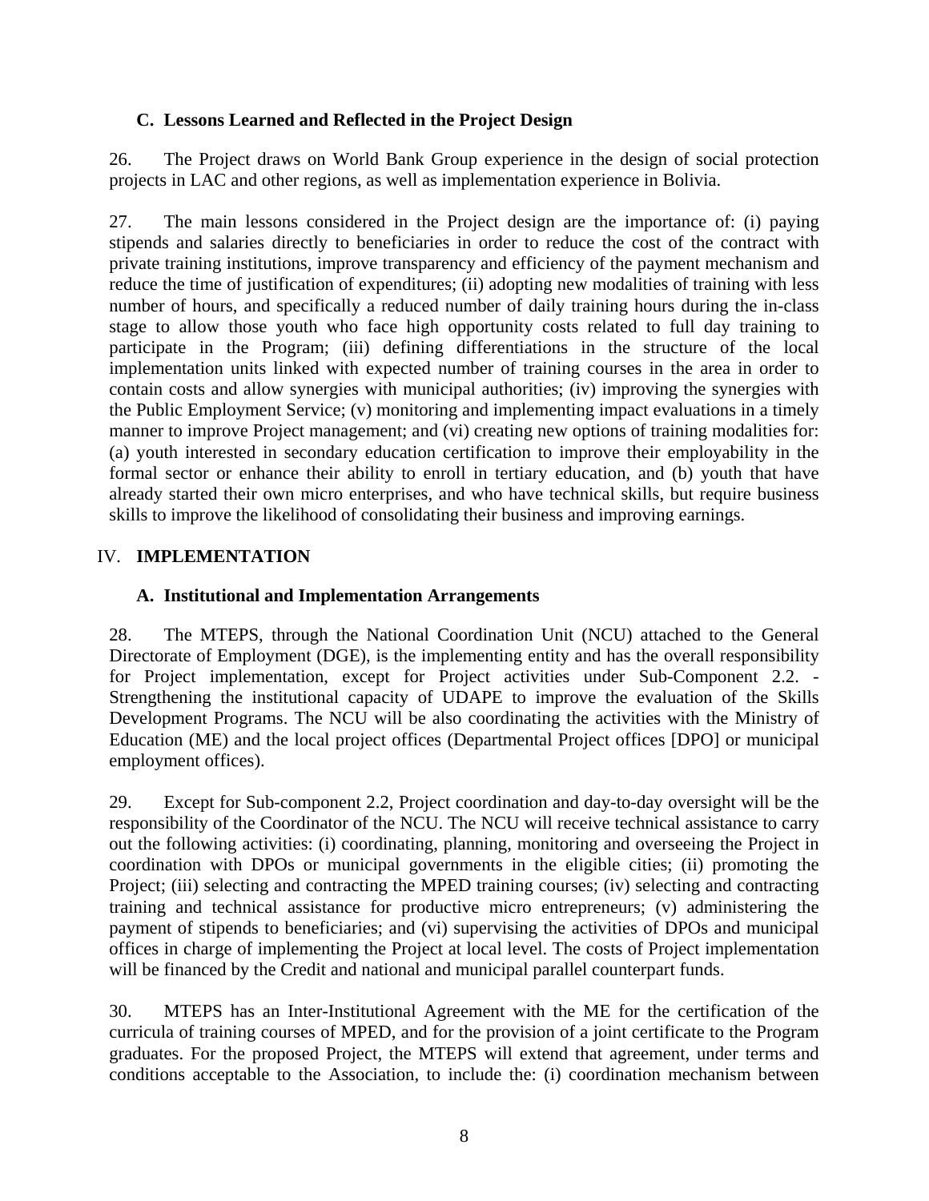### C. Lessons Learned and Reflected in the Project Design

26. The Project draws on World Bank Group experience in the design of social protection projects in LAC and other regions, as well as implementation experience in Bolivia.

27. The main lessons considered in the Project design are the importance of: (i) paying stipends and salaries directly to beneficiaries in order to reduce the cost of the contract with private training institutions, improve transparency and efficiency of the payment mechanism and reduce the time of justification of expenditures; (ii) adopting new modalities of training with less number of hours, and specifically a reduced number of daily training hours during the in-class stage to allow those youth who face high opportunity costs related to full day training to participate in the Program; (iii) defining differentiations in the structure of the local implementation units linked with expected number of training courses in the area in order to contain costs and allow synergies with municipal authorities; (iv) improving the synergies with the Public Employment Service; (v) monitoring and implementing impact evaluations in a timely manner to improve Project management; and (vi) creating new options of training modalities for: (a) youth interested in secondary education certification to improve their employability in the formal sector or enhance their ability to enroll in tertiary education, and (b) youth that have already started their own micro enterprises, and who have technical skills, but require business skills to improve the likelihood of consolidating their business and improving earnings.

## IV. IMPLEMENTATION

### A. Institutional and Implementation Arrangements

28. The MTEPS, through the National Coordination Unit (NCU) attached to the General Directorate of Employment (DGE), is the implementing entity and has the overall responsibility for Project implementation, except for Project activities under Sub-Component 2.2. - Strengthening the institutional capacity of UDAPE to improve the evaluation of the Skills Development Programs. The NCU will be also coordinating the activities with the Ministry of Education (ME) and the local project offices (Departmental Project offices [DPO] or municipal employment offices).

29. Except for Sub-component 2.2, Project coordination and day-to-day oversight will be the responsibility of the Coordinator of the NCU. The NCU will receive technical assistance to carry out the following activities: (i) coordinating, planning, monitoring and overseeing the Project in coordination with DPOs or municipal governments in the eligible cities; (ii) promoting the Project; (iii) selecting and contracting the MPED training courses; (iv) selecting and contracting training and technical assistance for productive micro entrepreneurs; (v) administering the payment of stipends to beneficiaries; and (vi) supervising the activities of DPOs and municipal offices in charge of implementing the Project at local level. The costs of Project implementation will be financed by the Credit and national and municipal parallel counterpart funds.

30. MTEPS has an Inter-Institutional Agreement with the ME for the certification of the curricula of training courses of MPED, and for the provision of a joint certificate to the Program graduates. For the proposed Project, the MTEPS will extend that agreement, under terms and conditions acceptable to the Association, to include the: (i) coordination mechanism between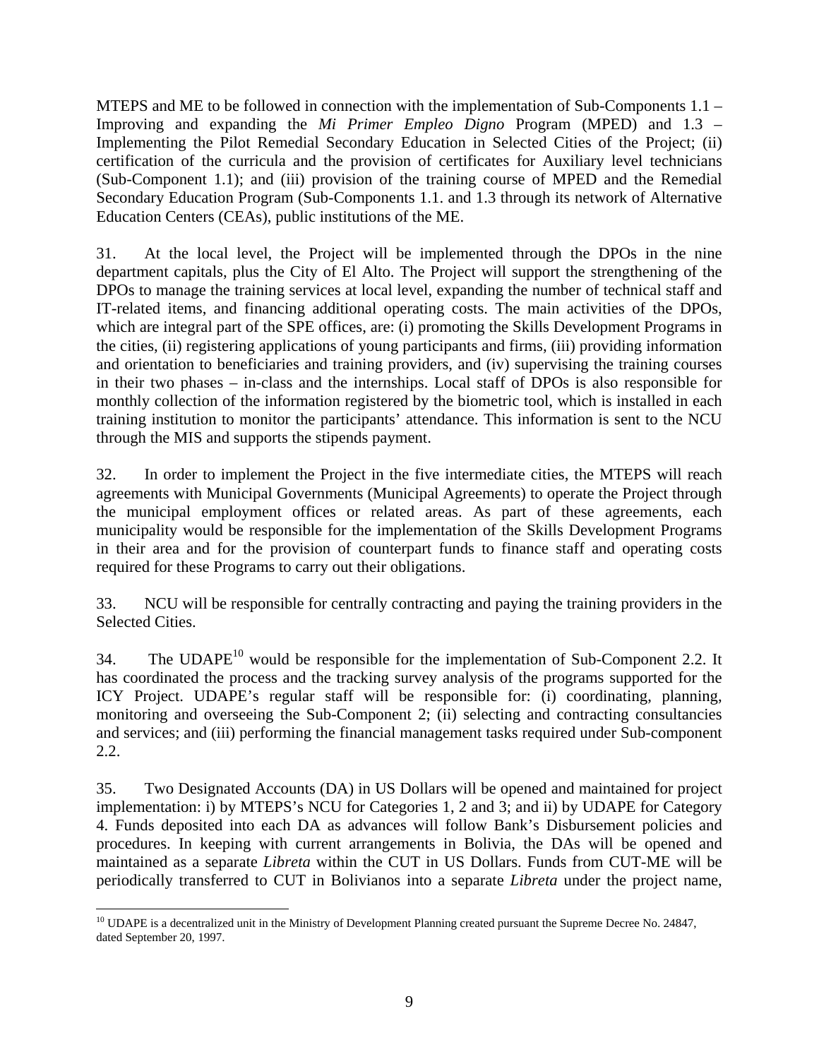MTEPS and ME to be followed in connection with the implementation of Sub-Components 1.1 – Improving and expanding the *Mi Primer Empleo Digno* Program (MPED) and 1.3 – Implementing the Pilot Remedial Secondary Education in Selected Cities of the Project; (ii) certification of the curricula and the provision of certificates for Auxiliary level technicians (Sub-Component 1.1); and (iii) provision of the training course of MPED and the Remedial Secondary Education Program (Sub-Components 1.1. and 1.3 through its network of Alternative Education Centers (CEAs), public institutions of the ME.

31. At the local level, the Project will be implemented through the DPOs in the nine department capitals, plus the City of El Alto. The Project will support the strengthening of the DPOs to manage the training services at local level, expanding the number of technical staff and IT-related items, and financing additional operating costs. The main activities of the DPOs, which are integral part of the SPE offices, are: (i) promoting the Skills Development Programs in the cities, (ii) registering applications of young participants and firms, (iii) providing information and orientation to beneficiaries and training providers, and (iv) supervising the training courses in their two phases – in-class and the internships. Local staff of DPOs is also responsible for monthly collection of the information registered by the biometric tool, which is installed in each training institution to monitor the participants' attendance. This information is sent to the NCU through the MIS and supports the stipends payment.

32. In order to implement the Project in the five intermediate cities, the MTEPS will reach agreements with Municipal Governments (Municipal Agreements) to operate the Project through the municipal employment offices or related areas. As part of these agreements, each municipality would be responsible for the implementation of the Skills Development Programs in their area and for the provision of counterpart funds to finance staff and operating costs required for these Programs to carry out their obligations.

33. NCU will be responsible for centrally contracting and paying the training providers in the Selected Cities.

34. The UDAPE[10] would be responsible for the implementation of Sub-Component 2.2. It has coordinated the process and the tracking survey analysis of the programs supported for the ICY Project. UDAPE's regular staff will be responsible for: (i) coordinating, planning, monitoring and overseeing the Sub-Component 2; (ii) selecting and contracting consultancies and services; and (iii) performing the financial management tasks required under Sub-component 2.2.

35. Two Designated Accounts (DA) in US Dollars will be opened and maintained for project implementation: i) by MTEPS's NCU for Categories 1, 2 and 3; and ii) by UDAPE for Category 4. Funds deposited into each DA as advances will follow Bank's Disbursement policies and procedures. In keeping with current arrangements in Bolivia, the DAs will be opened and maintained as a separate *Libreta* within the CUT in US Dollars. Funds from CUT-ME will be periodically transferred to CUT in Bolivianos into a separate *Libreta* under the project name,

[10] UDAPE is a decentralized unit in the Ministry of Development Planning created pursuant the Supreme Decree No. 24847, dated September 20, 1997.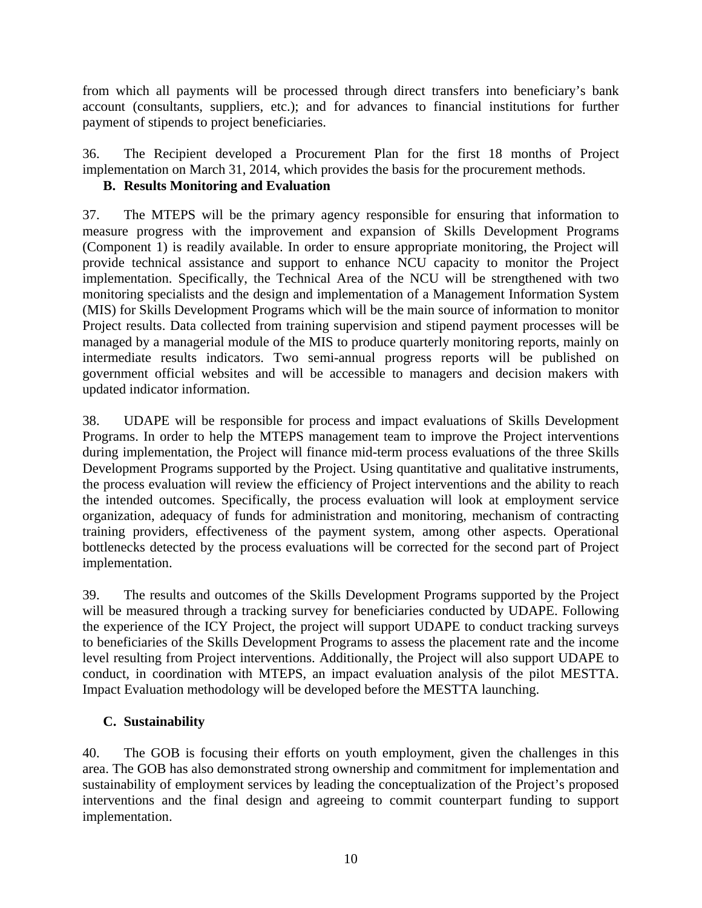from which all payments will be processed through direct transfers into beneficiary's bank account (consultants, suppliers, etc.); and for advances to financial institutions for further payment of stipends to project beneficiaries.

36. The Recipient developed a Procurement Plan for the first 18 months of Project implementation on March 31, 2014, which provides the basis for the procurement methods.

### B. Results Monitoring and Evaluation

37. The MTEPS will be the primary agency responsible for ensuring that information to measure progress with the improvement and expansion of Skills Development Programs (Component 1) is readily available. In order to ensure appropriate monitoring, the Project will provide technical assistance and support to enhance NCU capacity to monitor the Project implementation. Specifically, the Technical Area of the NCU will be strengthened with two monitoring specialists and the design and implementation of a Management Information System (MIS) for Skills Development Programs which will be the main source of information to monitor Project results. Data collected from training supervision and stipend payment processes will be managed by a managerial module of the MIS to produce quarterly monitoring reports, mainly on intermediate results indicators. Two semi-annual progress reports will be published on government official websites and will be accessible to managers and decision makers with updated indicator information.

38. UDAPE will be responsible for process and impact evaluations of Skills Development Programs. In order to help the MTEPS management team to improve the Project interventions during implementation, the Project will finance mid-term process evaluations of the three Skills Development Programs supported by the Project. Using quantitative and qualitative instruments, the process evaluation will review the efficiency of Project interventions and the ability to reach the intended outcomes. Specifically, the process evaluation will look at employment service organization, adequacy of funds for administration and monitoring, mechanism of contracting training providers, effectiveness of the payment system, among other aspects. Operational bottlenecks detected by the process evaluations will be corrected for the second part of Project implementation.

39. The results and outcomes of the Skills Development Programs supported by the Project will be measured through a tracking survey for beneficiaries conducted by UDAPE. Following the experience of the ICY Project, the project will support UDAPE to conduct tracking surveys to beneficiaries of the Skills Development Programs to assess the placement rate and the income level resulting from Project interventions. Additionally, the Project will also support UDAPE to conduct, in coordination with MTEPS, an impact evaluation analysis of the pilot MESTTA. Impact Evaluation methodology will be developed before the MESTTA launching.

### C. Sustainability

40. The GOB is focusing their efforts on youth employment, given the challenges in this area. The GOB has also demonstrated strong ownership and commitment for implementation and sustainability of employment services by leading the conceptualization of the Project's proposed interventions and the final design and agreeing to commit counterpart funding to support implementation.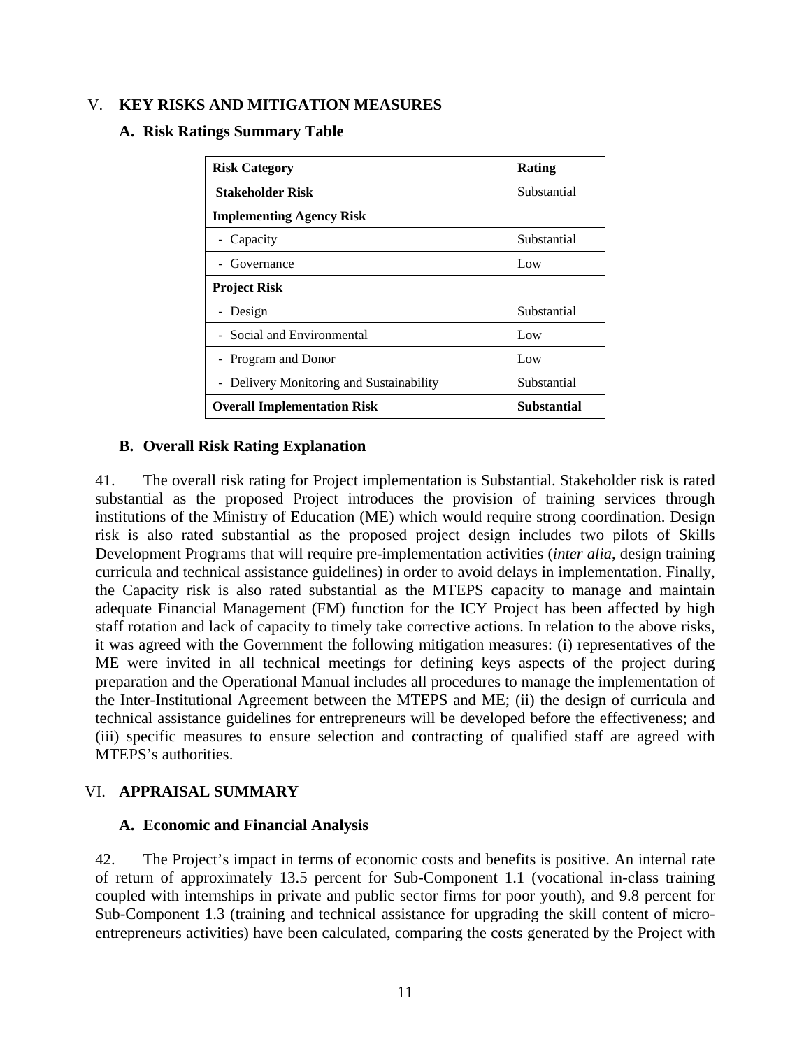## V. KEY RISKS AND MITIGATION MEASURES

### A. Risk Ratings Summary Table

| Risk Category | Rating |
|---|---|
| **Stakeholder Risk** | Substantial |
| **Implementing Agency Risk** | |
| - Capacity | Substantial |
| - Governance | Low |
| **Project Risk** | |
| - Design | Substantial |
| - Social and Environmental | Low |
| - Program and Donor | Low |
| - Delivery Monitoring and Sustainability | Substantial |
| **Overall Implementation Risk** | **Substantial** |

### B. Overall Risk Rating Explanation

41. The overall risk rating for Project implementation is Substantial. Stakeholder risk is rated substantial as the proposed Project introduces the provision of training services through institutions of the Ministry of Education (ME) which would require strong coordination. Design risk is also rated substantial as the proposed project design includes two pilots of Skills Development Programs that will require pre-implementation activities (*inter alia*, design training curricula and technical assistance guidelines) in order to avoid delays in implementation. Finally, the Capacity risk is also rated substantial as the MTEPS capacity to manage and maintain adequate Financial Management (FM) function for the ICY Project has been affected by high staff rotation and lack of capacity to timely take corrective actions. In relation to the above risks, it was agreed with the Government the following mitigation measures: (i) representatives of the ME were invited in all technical meetings for defining keys aspects of the project during preparation and the Operational Manual includes all procedures to manage the implementation of the Inter-Institutional Agreement between the MTEPS and ME; (ii) the design of curricula and technical assistance guidelines for entrepreneurs will be developed before the effectiveness; and (iii) specific measures to ensure selection and contracting of qualified staff are agreed with MTEPS's authorities.

## VI. APPRAISAL SUMMARY

### A. Economic and Financial Analysis

42. The Project's impact in terms of economic costs and benefits is positive. An internal rate of return of approximately 13.5 percent for Sub-Component 1.1 (vocational in-class training coupled with internships in private and public sector firms for poor youth), and 9.8 percent for Sub-Component 1.3 (training and technical assistance for upgrading the skill content of micro-entrepreneurs activities) have been calculated, comparing the costs generated by the Project with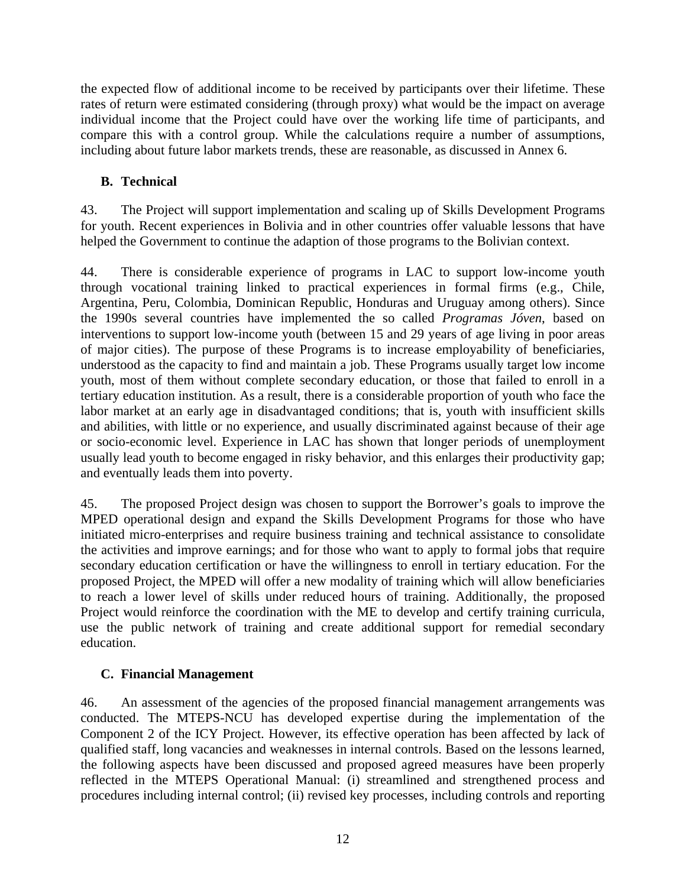the expected flow of additional income to be received by participants over their lifetime. These rates of return were estimated considering (through proxy) what would be the impact on average individual income that the Project could have over the working life time of participants, and compare this with a control group. While the calculations require a number of assumptions, including about future labor markets trends, these are reasonable, as discussed in Annex 6.

## B. Technical

43. The Project will support implementation and scaling up of Skills Development Programs for youth. Recent experiences in Bolivia and in other countries offer valuable lessons that have helped the Government to continue the adaption of those programs to the Bolivian context.

44. There is considerable experience of programs in LAC to support low-income youth through vocational training linked to practical experiences in formal firms (e.g., Chile, Argentina, Peru, Colombia, Dominican Republic, Honduras and Uruguay among others). Since the 1990s several countries have implemented the so called *Programas Jóven*, based on interventions to support low-income youth (between 15 and 29 years of age living in poor areas of major cities). The purpose of these Programs is to increase employability of beneficiaries, understood as the capacity to find and maintain a job. These Programs usually target low income youth, most of them without complete secondary education, or those that failed to enroll in a tertiary education institution. As a result, there is a considerable proportion of youth who face the labor market at an early age in disadvantaged conditions; that is, youth with insufficient skills and abilities, with little or no experience, and usually discriminated against because of their age or socio-economic level. Experience in LAC has shown that longer periods of unemployment usually lead youth to become engaged in risky behavior, and this enlarges their productivity gap; and eventually leads them into poverty.

45. The proposed Project design was chosen to support the Borrower's goals to improve the MPED operational design and expand the Skills Development Programs for those who have initiated micro-enterprises and require business training and technical assistance to consolidate the activities and improve earnings; and for those who want to apply to formal jobs that require secondary education certification or have the willingness to enroll in tertiary education. For the proposed Project, the MPED will offer a new modality of training which will allow beneficiaries to reach a lower level of skills under reduced hours of training. Additionally, the proposed Project would reinforce the coordination with the ME to develop and certify training curricula, use the public network of training and create additional support for remedial secondary education.

## C. Financial Management

46. An assessment of the agencies of the proposed financial management arrangements was conducted. The MTEPS-NCU has developed expertise during the implementation of the Component 2 of the ICY Project. However, its effective operation has been affected by lack of qualified staff, long vacancies and weaknesses in internal controls. Based on the lessons learned, the following aspects have been discussed and proposed agreed measures have been properly reflected in the MTEPS Operational Manual: (i) streamlined and strengthened process and procedures including internal control; (ii) revised key processes, including controls and reporting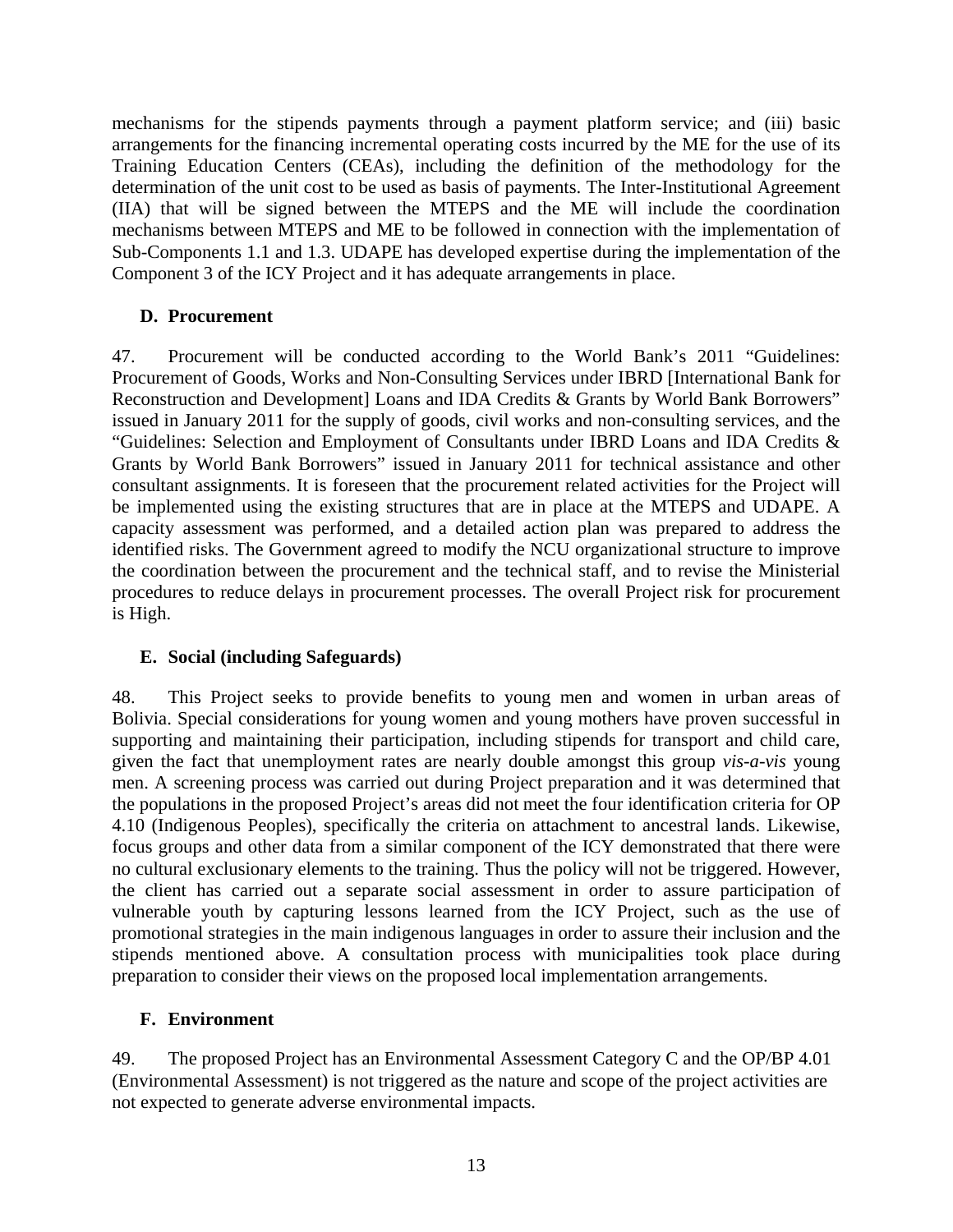mechanisms for the stipends payments through a payment platform service; and (iii) basic arrangements for the financing incremental operating costs incurred by the ME for the use of its Training Education Centers (CEAs), including the definition of the methodology for the determination of the unit cost to be used as basis of payments. The Inter-Institutional Agreement (IIA) that will be signed between the MTEPS and the ME will include the coordination mechanisms between MTEPS and ME to be followed in connection with the implementation of Sub-Components 1.1 and 1.3. UDAPE has developed expertise during the implementation of the Component 3 of the ICY Project and it has adequate arrangements in place.

### D. Procurement

47. Procurement will be conducted according to the World Bank's 2011 "Guidelines: Procurement of Goods, Works and Non-Consulting Services under IBRD [International Bank for Reconstruction and Development] Loans and IDA Credits & Grants by World Bank Borrowers" issued in January 2011 for the supply of goods, civil works and non-consulting services, and the "Guidelines: Selection and Employment of Consultants under IBRD Loans and IDA Credits & Grants by World Bank Borrowers" issued in January 2011 for technical assistance and other consultant assignments. It is foreseen that the procurement related activities for the Project will be implemented using the existing structures that are in place at the MTEPS and UDAPE. A capacity assessment was performed, and a detailed action plan was prepared to address the identified risks. The Government agreed to modify the NCU organizational structure to improve the coordination between the procurement and the technical staff, and to revise the Ministerial procedures to reduce delays in procurement processes. The overall Project risk for procurement is High.

### E. Social (including Safeguards)

48. This Project seeks to provide benefits to young men and women in urban areas of Bolivia. Special considerations for young women and young mothers have proven successful in supporting and maintaining their participation, including stipends for transport and child care, given the fact that unemployment rates are nearly double amongst this group *vis-a-vis* young men. A screening process was carried out during Project preparation and it was determined that the populations in the proposed Project's areas did not meet the four identification criteria for OP 4.10 (Indigenous Peoples), specifically the criteria on attachment to ancestral lands. Likewise, focus groups and other data from a similar component of the ICY demonstrated that there were no cultural exclusionary elements to the training. Thus the policy will not be triggered. However, the client has carried out a separate social assessment in order to assure participation of vulnerable youth by capturing lessons learned from the ICY Project, such as the use of promotional strategies in the main indigenous languages in order to assure their inclusion and the stipends mentioned above. A consultation process with municipalities took place during preparation to consider their views on the proposed local implementation arrangements.

### F. Environment

49. The proposed Project has an Environmental Assessment Category C and the OP/BP 4.01 (Environmental Assessment) is not triggered as the nature and scope of the project activities are not expected to generate adverse environmental impacts.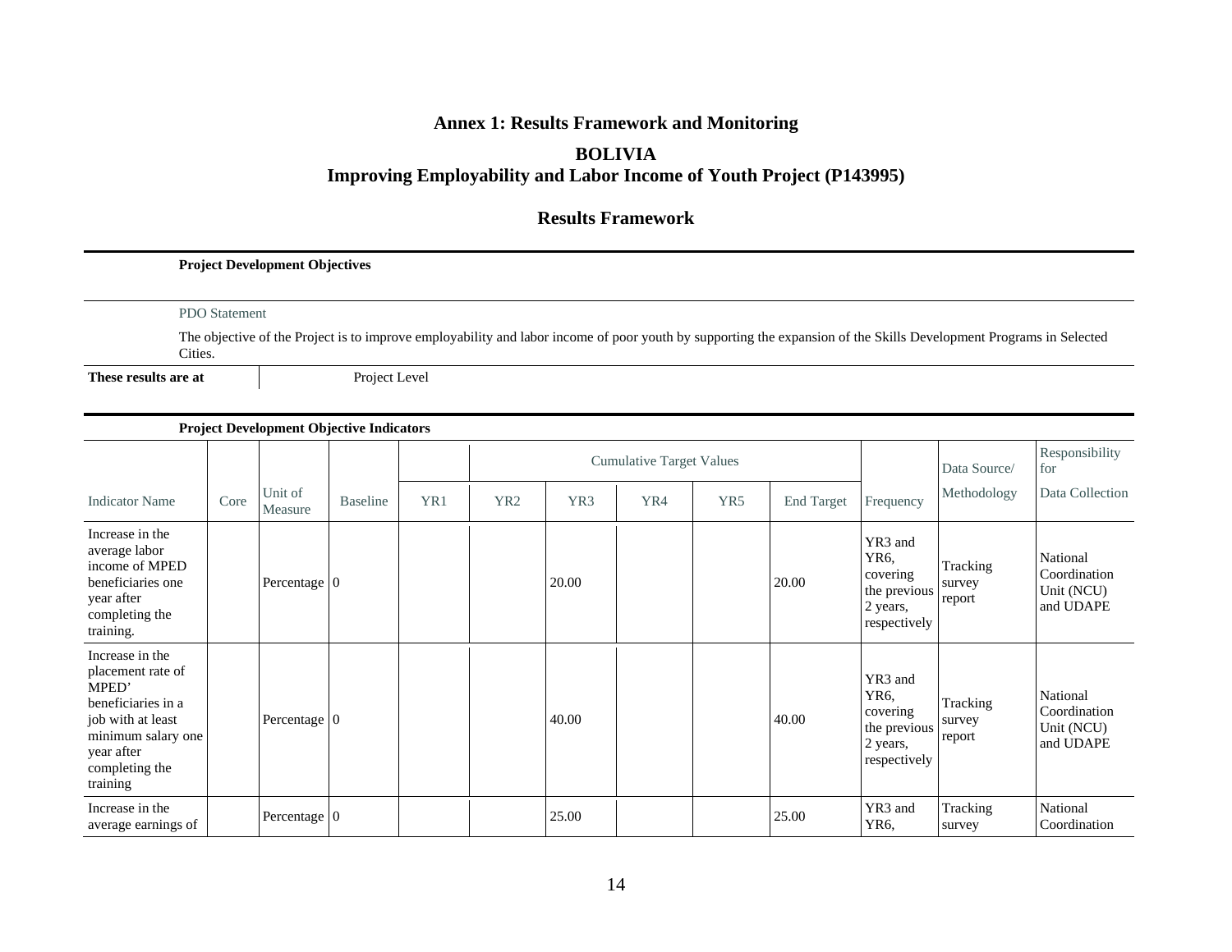# Annex 1: Results Framework and Monitoring

## BOLIVIA
## Improving Employability and Labor Income of Youth Project (P143995)

## Results Framework

**Project Development Objectives**

PDO Statement

The objective of the Project is to improve employability and labor income of poor youth by supporting the expansion of the Skills Development Programs in Selected Cities.

| **These results are at** | Project Level |
|---|---|

**Project Development Objective Indicators**

| | | | | | Cumulative Target Values | | | | | | Data Source/ | Responsibility for |
|---|---|---|---|---|---|---|---|---|---|---|---|---|
| Indicator Name | Core | Unit of Measure | Baseline | YR1 | YR2 | YR3 | YR4 | YR5 | End Target | Frequency | Methodology | Data Collection |
| Increase in the average labor income of MPED beneficiaries one year after completing the training. | | Percentage | 0 | | | 20.00 | | | 20.00 | YR3 and YR6, covering the previous 2 years, respectively | Tracking survey report | National Coordination Unit (NCU) and UDAPE |
| Increase in the placement rate of MPED' beneficiaries in a job with at least minimum salary one year after completing the training | | Percentage | 0 | | | 40.00 | | | 40.00 | YR3 and YR6, covering the previous 2 years, respectively | Tracking survey report | National Coordination Unit (NCU) and UDAPE |
| Increase in the average earnings of | | Percentage | 0 | | | 25.00 | | | 25.00 | YR3 and YR6, | Tracking survey | National Coordination |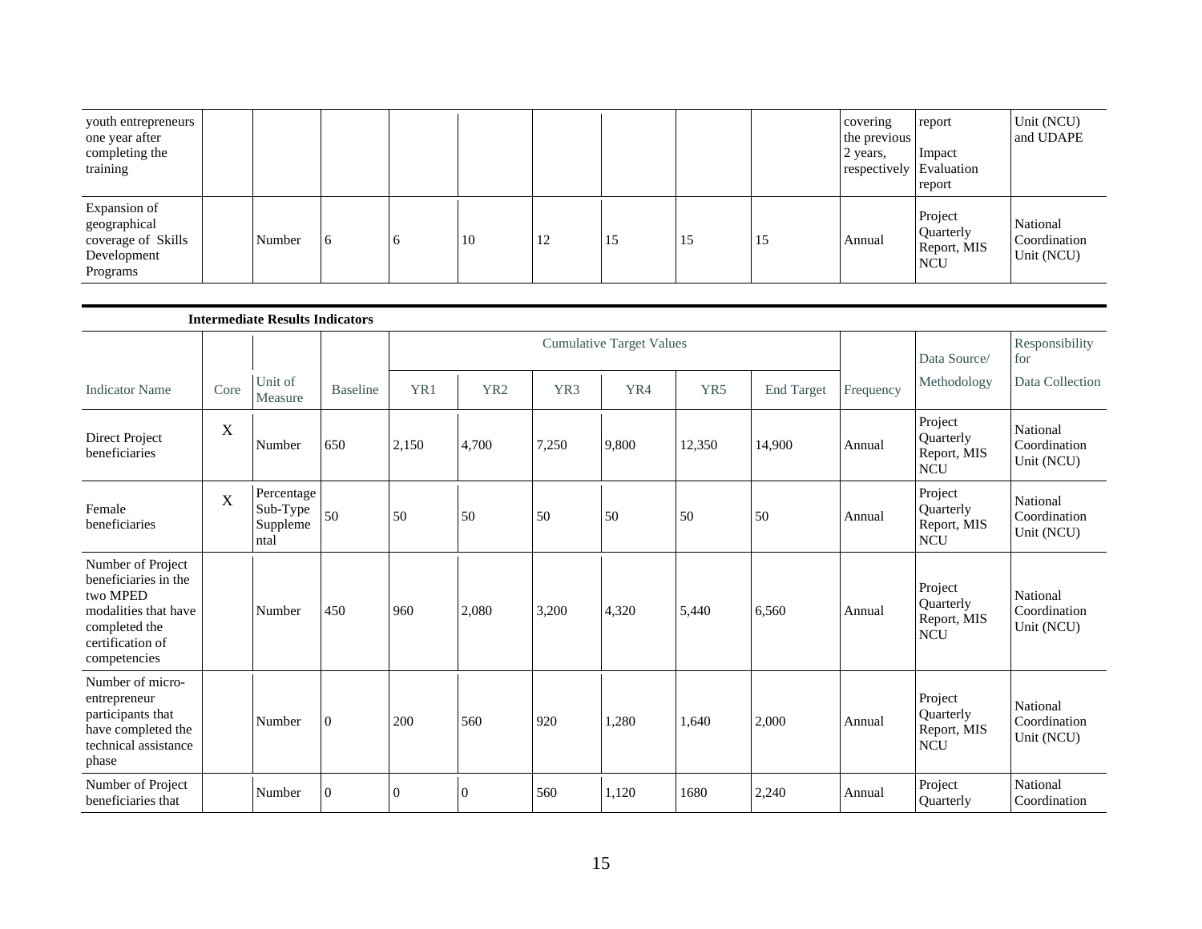| | | | | | | | | | | | | |
|---|---|---|---|---|---|---|---|---|---|---|---|---|
| youth entrepreneurs one year after completing the training | | | | | | | | | | covering the previous 2 years, respectively | report<br><br>Impact Evaluation report | Unit (NCU) and UDAPE |
| Expansion of geographical coverage of Skills Development Programs | | Number | 6 | 6 | 10 | 12 | 15 | 15 | 15 | Annual | Project Quarterly Report, MIS NCU | National Coordination Unit (NCU) |

**Intermediate Results Indicators**

| Indicator Name | Core | Unit of Measure | Baseline | Cumulative Target Values | | | | | | Frequency | Data Source/ Methodology | Responsibility for Data Collection |
|---|---|---|---|---|---|---|---|---|---|---|---|---|
| | | | | YR1 | YR2 | YR3 | YR4 | YR5 | End Target | | | |
| Direct Project beneficiaries | X | Number | 650 | 2,150 | 4,700 | 7,250 | 9,800 | 12,350 | 14,900 | Annual | Project Quarterly Report, MIS NCU | National Coordination Unit (NCU) |
| Female beneficiaries | X | Percentage Sub-Type Supplemental | 50 | 50 | 50 | 50 | 50 | 50 | 50 | Annual | Project Quarterly Report, MIS NCU | National Coordination Unit (NCU) |
| Number of Project beneficiaries in the two MPED modalities that have completed the certification of competencies | | Number | 450 | 960 | 2,080 | 3,200 | 4,320 | 5,440 | 6,560 | Annual | Project Quarterly Report, MIS NCU | National Coordination Unit (NCU) |
| Number of micro-entrepreneur participants that have completed the technical assistance phase | | Number | 0 | 200 | 560 | 920 | 1,280 | 1,640 | 2,000 | Annual | Project Quarterly Report, MIS NCU | National Coordination Unit (NCU) |
| Number of Project beneficiaries that | | Number | 0 | 0 | 0 | 560 | 1,120 | 1680 | 2,240 | Annual | Project Quarterly | National Coordination |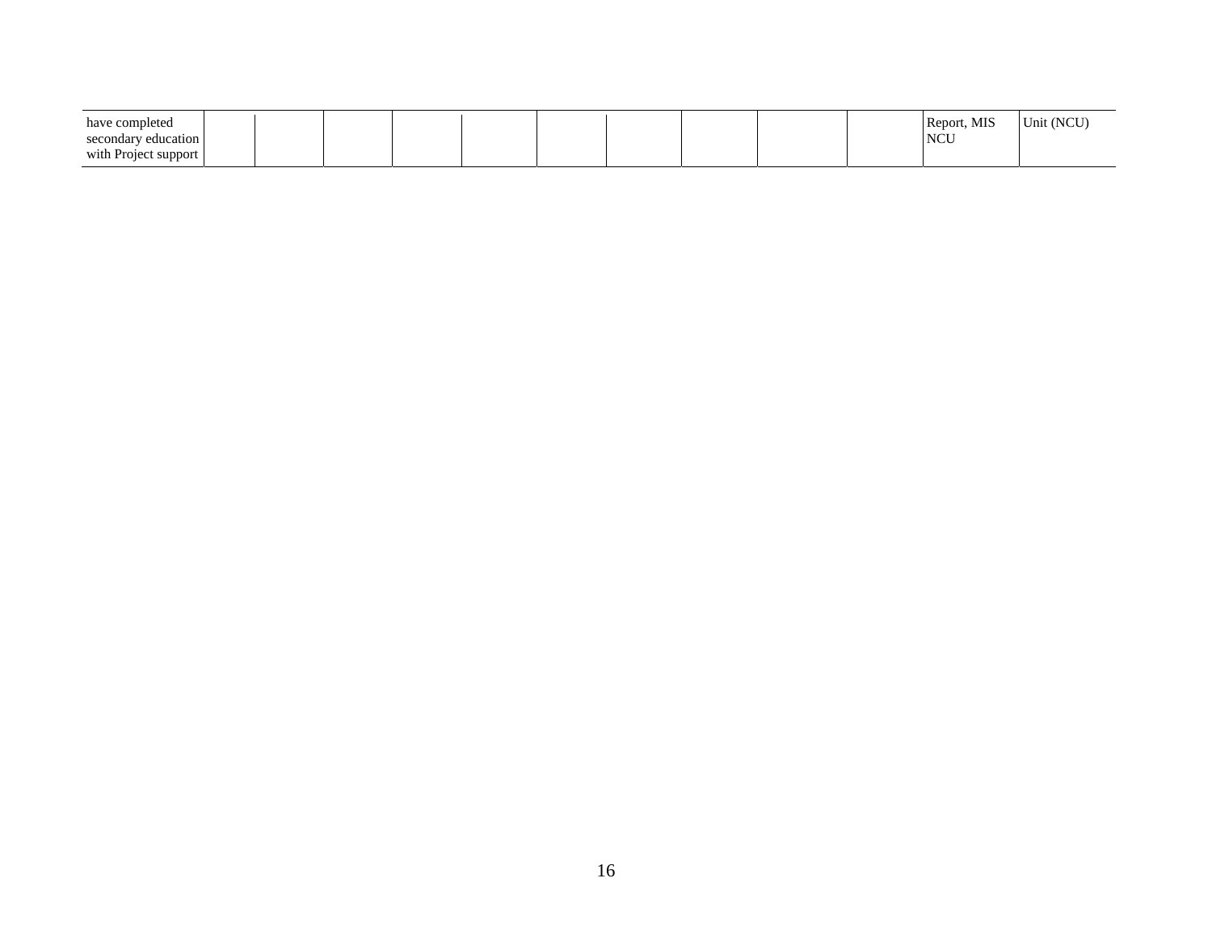| | | | | | | | | | | | | |
|---|---|---|---|---|---|---|---|---|---|---|---|---|
| have completed secondary education with Project support | | | | | | | | | | | Report, MIS NCU | Unit (NCU) |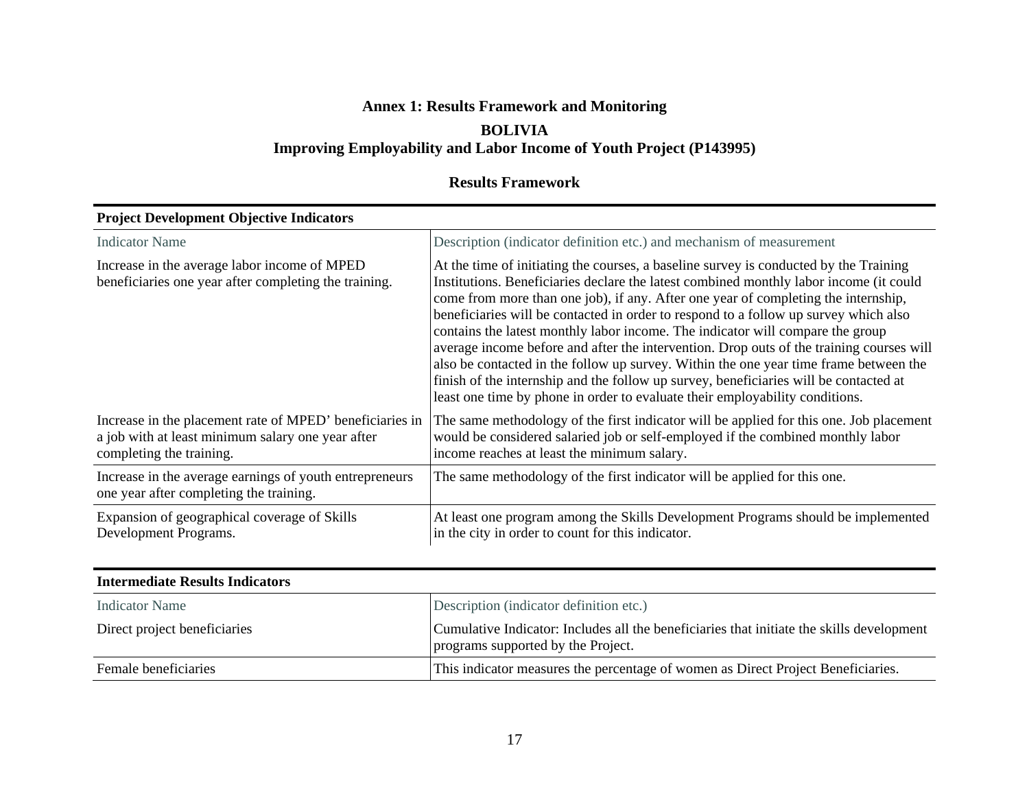## Annex 1: Results Framework and Monitoring

### BOLIVIA
### Improving Employability and Labor Income of Youth Project (P143995)

### Results Framework

| **Project Development Objective Indicators** | |
|---|---|
| Indicator Name | Description (indicator definition etc.) and mechanism of measurement |
| Increase in the average labor income of MPED beneficiaries one year after completing the training. | At the time of initiating the courses, a baseline survey is conducted by the Training Institutions. Beneficiaries declare the latest combined monthly labor income (it could come from more than one job), if any. After one year of completing the internship, beneficiaries will be contacted in order to respond to a follow up survey which also contains the latest monthly labor income. The indicator will compare the group average income before and after the intervention. Drop outs of the training courses will also be contacted in the follow up survey. Within the one year time frame between the finish of the internship and the follow up survey, beneficiaries will be contacted at least one time by phone in order to evaluate their employability conditions. |
| Increase in the placement rate of MPED' beneficiaries in a job with at least minimum salary one year after completing the training. | The same methodology of the first indicator will be applied for this one. Job placement would be considered salaried job or self-employed if the combined monthly labor income reaches at least the minimum salary. |
| Increase in the average earnings of youth entrepreneurs one year after completing the training. | The same methodology of the first indicator will be applied for this one. |
| Expansion of geographical coverage of Skills Development Programs. | At least one program among the Skills Development Programs should be implemented in the city in order to count for this indicator. |

| **Intermediate Results Indicators** | |
|---|---|
| Indicator Name | Description (indicator definition etc.) |
| Direct project beneficiaries | Cumulative Indicator: Includes all the beneficiaries that initiate the skills development programs supported by the Project. |
| Female beneficiaries | This indicator measures the percentage of women as Direct Project Beneficiaries. |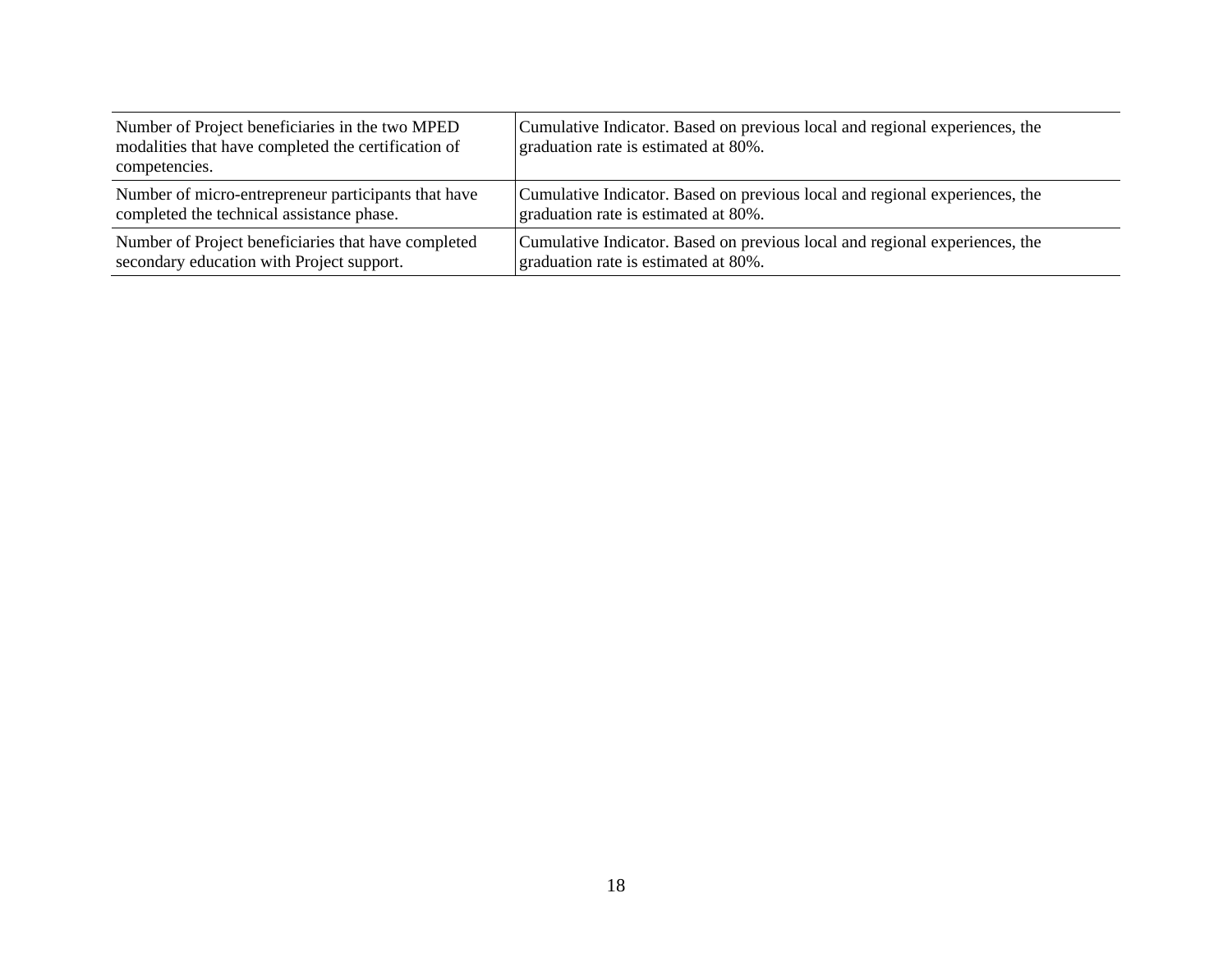| | |
|---|---|
| Number of Project beneficiaries in the two MPED modalities that have completed the certification of competencies. | Cumulative Indicator. Based on previous local and regional experiences, the graduation rate is estimated at 80%. |
| Number of micro-entrepreneur participants that have completed the technical assistance phase. | Cumulative Indicator. Based on previous local and regional experiences, the graduation rate is estimated at 80%. |
| Number of Project beneficiaries that have completed secondary education with Project support. | Cumulative Indicator. Based on previous local and regional experiences, the graduation rate is estimated at 80%. |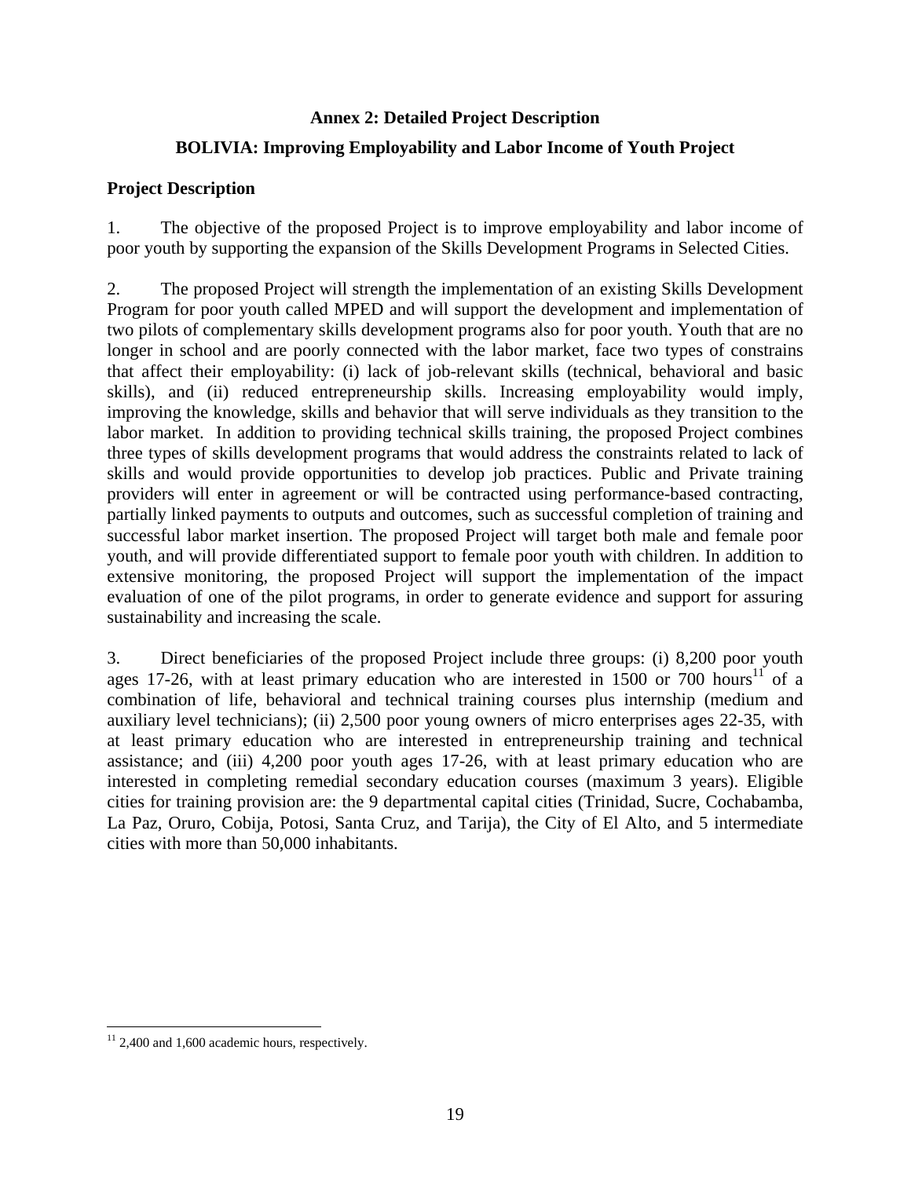## Annex 2: Detailed Project Description

## BOLIVIA: Improving Employability and Labor Income of Youth Project

### Project Description

1. The objective of the proposed Project is to improve employability and labor income of poor youth by supporting the expansion of the Skills Development Programs in Selected Cities.

2. The proposed Project will strength the implementation of an existing Skills Development Program for poor youth called MPED and will support the development and implementation of two pilots of complementary skills development programs also for poor youth. Youth that are no longer in school and are poorly connected with the labor market, face two types of constrains that affect their employability: (i) lack of job-relevant skills (technical, behavioral and basic skills), and (ii) reduced entrepreneurship skills. Increasing employability would imply, improving the knowledge, skills and behavior that will serve individuals as they transition to the labor market. In addition to providing technical skills training, the proposed Project combines three types of skills development programs that would address the constraints related to lack of skills and would provide opportunities to develop job practices. Public and Private training providers will enter in agreement or will be contracted using performance-based contracting, partially linked payments to outputs and outcomes, such as successful completion of training and successful labor market insertion. The proposed Project will target both male and female poor youth, and will provide differentiated support to female poor youth with children. In addition to extensive monitoring, the proposed Project will support the implementation of the impact evaluation of one of the pilot programs, in order to generate evidence and support for assuring sustainability and increasing the scale.

3. Direct beneficiaries of the proposed Project include three groups: (i) 8,200 poor youth ages 17-26, with at least primary education who are interested in 1500 or 700 hours[11] of a combination of life, behavioral and technical training courses plus internship (medium and auxiliary level technicians); (ii) 2,500 poor young owners of micro enterprises ages 22-35, with at least primary education who are interested in entrepreneurship training and technical assistance; and (iii) 4,200 poor youth ages 17-26, with at least primary education who are interested in completing remedial secondary education courses (maximum 3 years). Eligible cities for training provision are: the 9 departmental capital cities (Trinidad, Sucre, Cochabamba, La Paz, Oruro, Cobija, Potosi, Santa Cruz, and Tarija), the City of El Alto, and 5 intermediate cities with more than 50,000 inhabitants.

[11] 2,400 and 1,600 academic hours, respectively.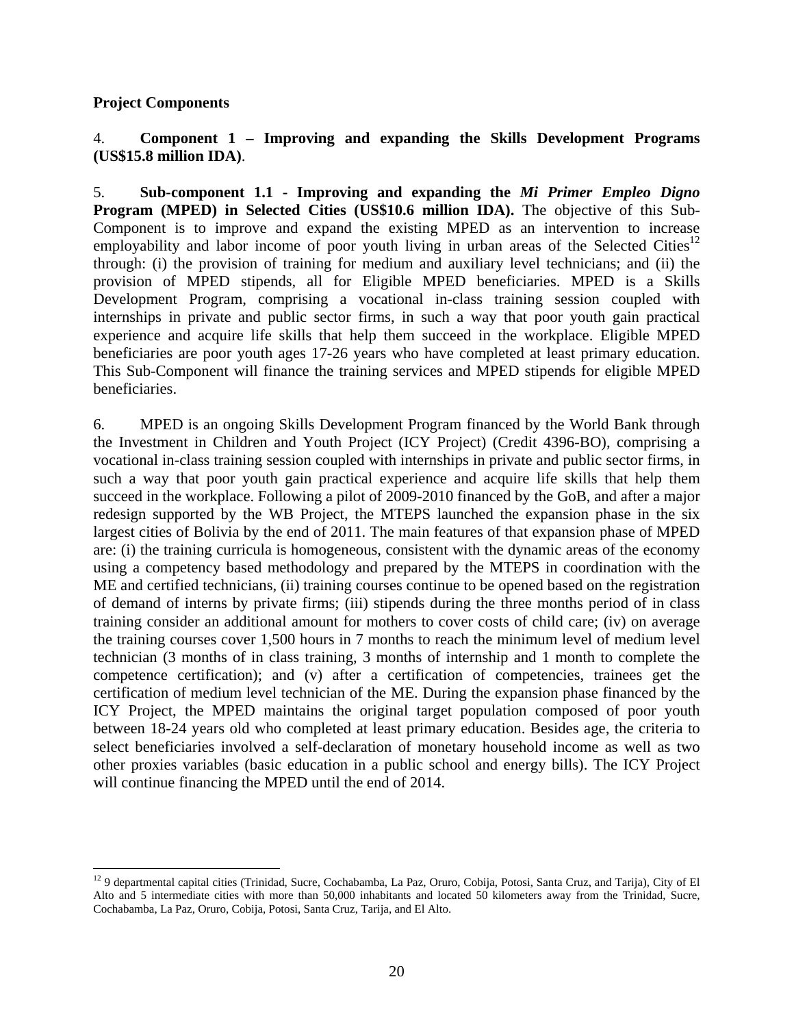**Project Components**

4. **Component 1 – Improving and expanding the Skills Development Programs (US$15.8 million IDA)**.

5. **Sub-component 1.1 - Improving and expanding the *Mi Primer Empleo Digno* Program (MPED) in Selected Cities (US$10.6 million IDA).** The objective of this Sub-Component is to improve and expand the existing MPED as an intervention to increase employability and labor income of poor youth living in urban areas of the Selected Cities[12] through: (i) the provision of training for medium and auxiliary level technicians; and (ii) the provision of MPED stipends, all for Eligible MPED beneficiaries. MPED is a Skills Development Program, comprising a vocational in-class training session coupled with internships in private and public sector firms, in such a way that poor youth gain practical experience and acquire life skills that help them succeed in the workplace. Eligible MPED beneficiaries are poor youth ages 17-26 years who have completed at least primary education. This Sub-Component will finance the training services and MPED stipends for eligible MPED beneficiaries.

6. MPED is an ongoing Skills Development Program financed by the World Bank through the Investment in Children and Youth Project (ICY Project) (Credit 4396-BO), comprising a vocational in-class training session coupled with internships in private and public sector firms, in such a way that poor youth gain practical experience and acquire life skills that help them succeed in the workplace. Following a pilot of 2009-2010 financed by the GoB, and after a major redesign supported by the WB Project, the MTEPS launched the expansion phase in the six largest cities of Bolivia by the end of 2011. The main features of that expansion phase of MPED are: (i) the training curricula is homogeneous, consistent with the dynamic areas of the economy using a competency based methodology and prepared by the MTEPS in coordination with the ME and certified technicians, (ii) training courses continue to be opened based on the registration of demand of interns by private firms; (iii) stipends during the three months period of in class training consider an additional amount for mothers to cover costs of child care; (iv) on average the training courses cover 1,500 hours in 7 months to reach the minimum level of medium level technician (3 months of in class training, 3 months of internship and 1 month to complete the competence certification); and (v) after a certification of competencies, trainees get the certification of medium level technician of the ME. During the expansion phase financed by the ICY Project, the MPED maintains the original target population composed of poor youth between 18-24 years old who completed at least primary education. Besides age, the criteria to select beneficiaries involved a self-declaration of monetary household income as well as two other proxies variables (basic education in a public school and energy bills). The ICY Project will continue financing the MPED until the end of 2014.

[12] 9 departmental capital cities (Trinidad, Sucre, Cochabamba, La Paz, Oruro, Cobija, Potosi, Santa Cruz, and Tarija), City of El Alto and 5 intermediate cities with more than 50,000 inhabitants and located 50 kilometers away from the Trinidad, Sucre, Cochabamba, La Paz, Oruro, Cobija, Potosi, Santa Cruz, Tarija, and El Alto.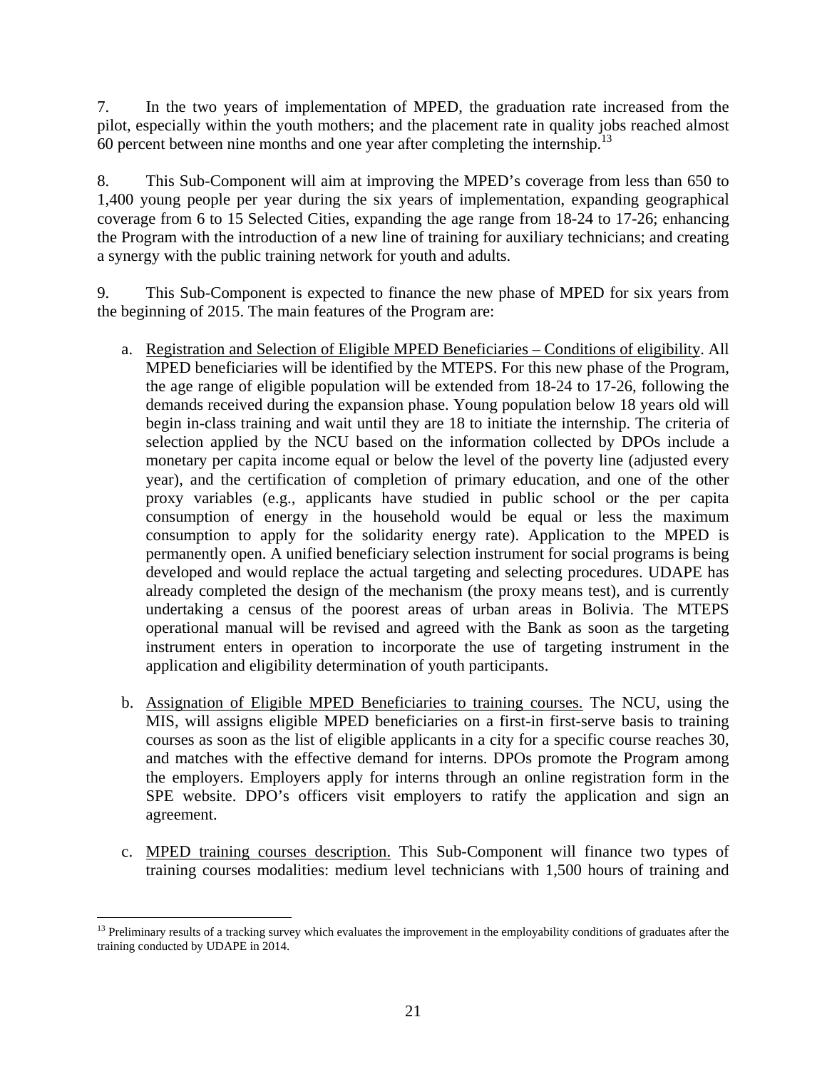7. In the two years of implementation of MPED, the graduation rate increased from the pilot, especially within the youth mothers; and the placement rate in quality jobs reached almost 60 percent between nine months and one year after completing the internship.[13]

8. This Sub-Component will aim at improving the MPED's coverage from less than 650 to 1,400 young people per year during the six years of implementation, expanding geographical coverage from 6 to 15 Selected Cities, expanding the age range from 18-24 to 17-26; enhancing the Program with the introduction of a new line of training for auxiliary technicians; and creating a synergy with the public training network for youth and adults.

9. This Sub-Component is expected to finance the new phase of MPED for six years from the beginning of 2015. The main features of the Program are:

a. Registration and Selection of Eligible MPED Beneficiaries – Conditions of eligibility. All MPED beneficiaries will be identified by the MTEPS. For this new phase of the Program, the age range of eligible population will be extended from 18-24 to 17-26, following the demands received during the expansion phase. Young population below 18 years old will begin in-class training and wait until they are 18 to initiate the internship. The criteria of selection applied by the NCU based on the information collected by DPOs include a monetary per capita income equal or below the level of the poverty line (adjusted every year), and the certification of completion of primary education, and one of the other proxy variables (e.g., applicants have studied in public school or the per capita consumption of energy in the household would be equal or less the maximum consumption to apply for the solidarity energy rate). Application to the MPED is permanently open. A unified beneficiary selection instrument for social programs is being developed and would replace the actual targeting and selecting procedures. UDAPE has already completed the design of the mechanism (the proxy means test), and is currently undertaking a census of the poorest areas of urban areas in Bolivia. The MTEPS operational manual will be revised and agreed with the Bank as soon as the targeting instrument enters in operation to incorporate the use of targeting instrument in the application and eligibility determination of youth participants.

b. Assignation of Eligible MPED Beneficiaries to training courses. The NCU, using the MIS, will assigns eligible MPED beneficiaries on a first-in first-serve basis to training courses as soon as the list of eligible applicants in a city for a specific course reaches 30, and matches with the effective demand for interns. DPOs promote the Program among the employers. Employers apply for interns through an online registration form in the SPE website. DPO's officers visit employers to ratify the application and sign an agreement.

c. MPED training courses description. This Sub-Component will finance two types of training courses modalities: medium level technicians with 1,500 hours of training and

[13] Preliminary results of a tracking survey which evaluates the improvement in the employability conditions of graduates after the training conducted by UDAPE in 2014.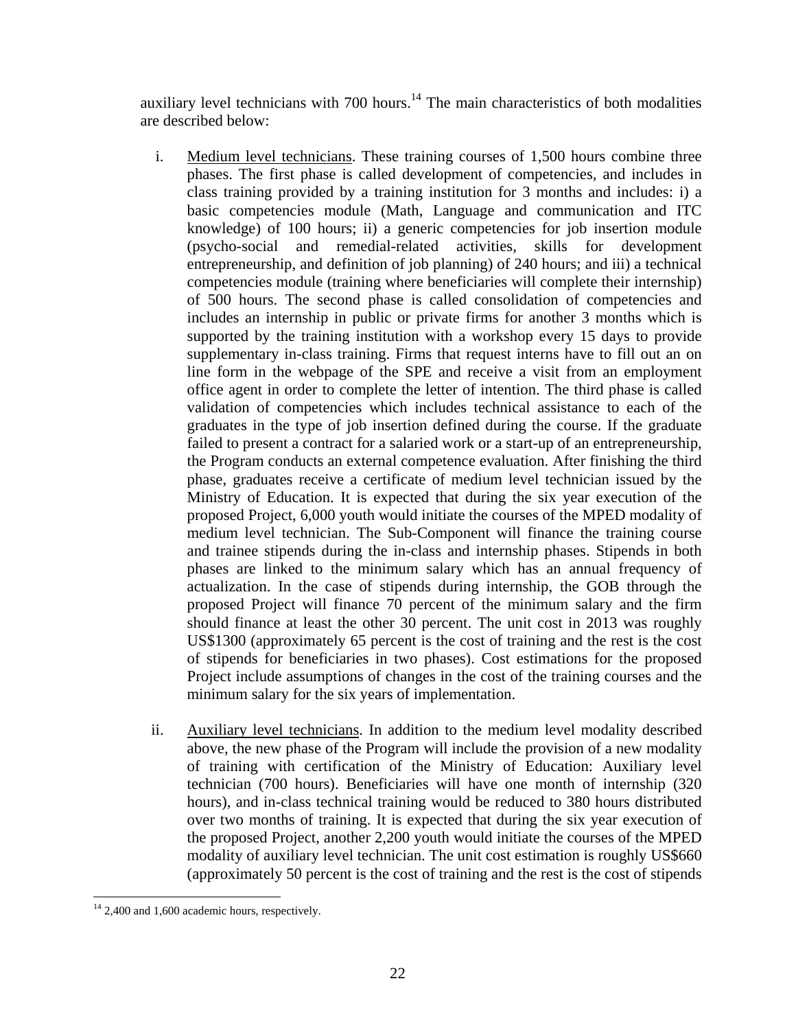auxiliary level technicians with 700 hours.[14] The main characteristics of both modalities are described below:

i. Medium level technicians. These training courses of 1,500 hours combine three phases. The first phase is called development of competencies, and includes in class training provided by a training institution for 3 months and includes: i) a basic competencies module (Math, Language and communication and ITC knowledge) of 100 hours; ii) a generic competencies for job insertion module (psycho-social and remedial-related activities, skills for development entrepreneurship, and definition of job planning) of 240 hours; and iii) a technical competencies module (training where beneficiaries will complete their internship) of 500 hours. The second phase is called consolidation of competencies and includes an internship in public or private firms for another 3 months which is supported by the training institution with a workshop every 15 days to provide supplementary in-class training. Firms that request interns have to fill out an on line form in the webpage of the SPE and receive a visit from an employment office agent in order to complete the letter of intention. The third phase is called validation of competencies which includes technical assistance to each of the graduates in the type of job insertion defined during the course. If the graduate failed to present a contract for a salaried work or a start-up of an entrepreneurship, the Program conducts an external competence evaluation. After finishing the third phase, graduates receive a certificate of medium level technician issued by the Ministry of Education. It is expected that during the six year execution of the proposed Project, 6,000 youth would initiate the courses of the MPED modality of medium level technician. The Sub-Component will finance the training course and trainee stipends during the in-class and internship phases. Stipends in both phases are linked to the minimum salary which has an annual frequency of actualization. In the case of stipends during internship, the GOB through the proposed Project will finance 70 percent of the minimum salary and the firm should finance at least the other 30 percent. The unit cost in 2013 was roughly US$1300 (approximately 65 percent is the cost of training and the rest is the cost of stipends for beneficiaries in two phases). Cost estimations for the proposed Project include assumptions of changes in the cost of the training courses and the minimum salary for the six years of implementation.

ii. Auxiliary level technicians. In addition to the medium level modality described above, the new phase of the Program will include the provision of a new modality of training with certification of the Ministry of Education: Auxiliary level technician (700 hours). Beneficiaries will have one month of internship (320 hours), and in-class technical training would be reduced to 380 hours distributed over two months of training. It is expected that during the six year execution of the proposed Project, another 2,200 youth would initiate the courses of the MPED modality of auxiliary level technician. The unit cost estimation is roughly US$660 (approximately 50 percent is the cost of training and the rest is the cost of stipends

[14] 2,400 and 1,600 academic hours, respectively.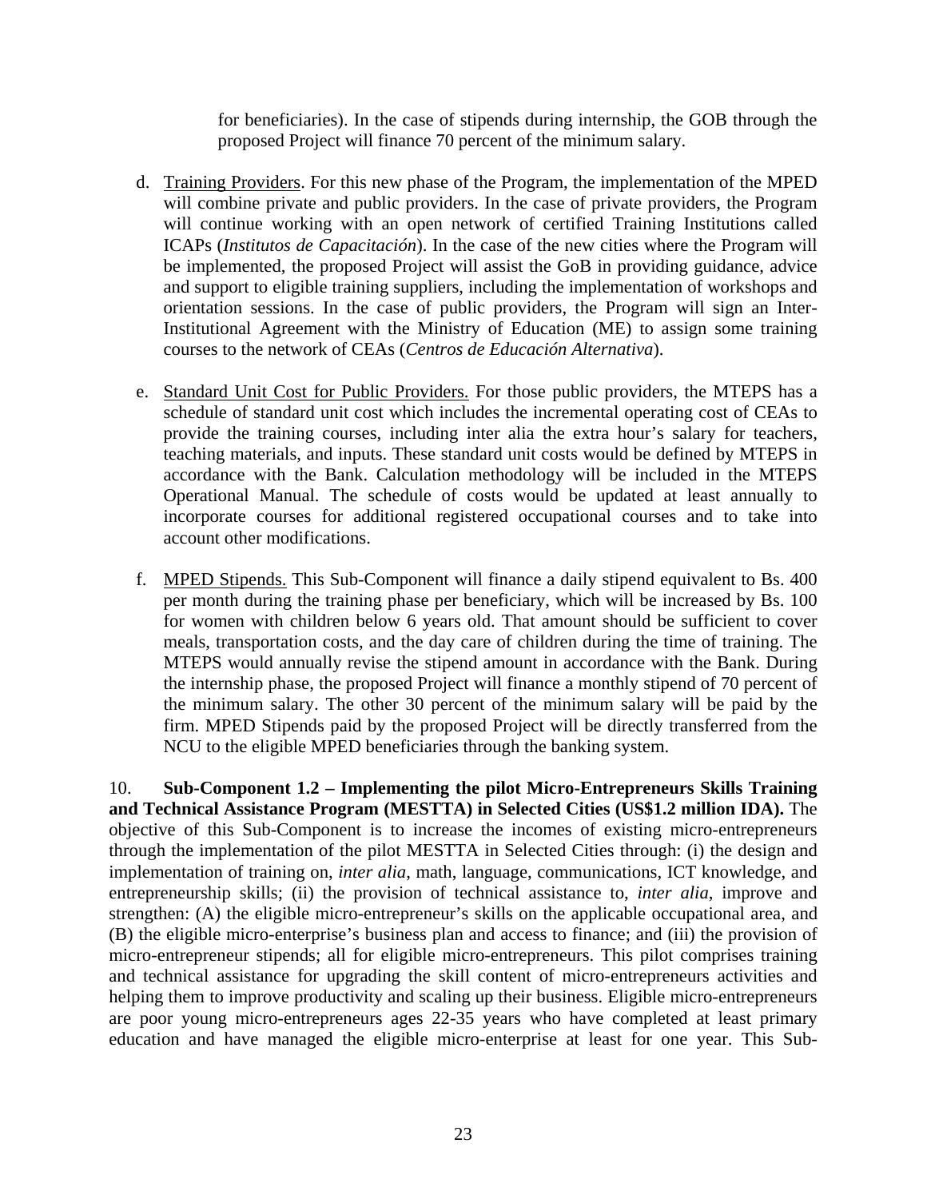for beneficiaries). In the case of stipends during internship, the GOB through the proposed Project will finance 70 percent of the minimum salary.

d. Training Providers. For this new phase of the Program, the implementation of the MPED will combine private and public providers. In the case of private providers, the Program will continue working with an open network of certified Training Institutions called ICAPs (*Institutos de Capacitación*). In the case of the new cities where the Program will be implemented, the proposed Project will assist the GoB in providing guidance, advice and support to eligible training suppliers, including the implementation of workshops and orientation sessions. In the case of public providers, the Program will sign an Inter-Institutional Agreement with the Ministry of Education (ME) to assign some training courses to the network of CEAs (*Centros de Educación Alternativa*).

e. Standard Unit Cost for Public Providers. For those public providers, the MTEPS has a schedule of standard unit cost which includes the incremental operating cost of CEAs to provide the training courses, including inter alia the extra hour's salary for teachers, teaching materials, and inputs. These standard unit costs would be defined by MTEPS in accordance with the Bank. Calculation methodology will be included in the MTEPS Operational Manual. The schedule of costs would be updated at least annually to incorporate courses for additional registered occupational courses and to take into account other modifications.

f. MPED Stipends. This Sub-Component will finance a daily stipend equivalent to Bs. 400 per month during the training phase per beneficiary, which will be increased by Bs. 100 for women with children below 6 years old. That amount should be sufficient to cover meals, transportation costs, and the day care of children during the time of training. The MTEPS would annually revise the stipend amount in accordance with the Bank. During the internship phase, the proposed Project will finance a monthly stipend of 70 percent of the minimum salary. The other 30 percent of the minimum salary will be paid by the firm. MPED Stipends paid by the proposed Project will be directly transferred from the NCU to the eligible MPED beneficiaries through the banking system.

10. **Sub-Component 1.2 – Implementing the pilot Micro-Entrepreneurs Skills Training and Technical Assistance Program (MESTTA) in Selected Cities (US$1.2 million IDA).** The objective of this Sub-Component is to increase the incomes of existing micro-entrepreneurs through the implementation of the pilot MESTTA in Selected Cities through: (i) the design and implementation of training on, *inter alia*, math, language, communications, ICT knowledge, and entrepreneurship skills; (ii) the provision of technical assistance to, *inter alia*, improve and strengthen: (A) the eligible micro-entrepreneur's skills on the applicable occupational area, and (B) the eligible micro-enterprise's business plan and access to finance; and (iii) the provision of micro-entrepreneur stipends; all for eligible micro-entrepreneurs. This pilot comprises training and technical assistance for upgrading the skill content of micro-entrepreneurs activities and helping them to improve productivity and scaling up their business. Eligible micro-entrepreneurs are poor young micro-entrepreneurs ages 22-35 years who have completed at least primary education and have managed the eligible micro-enterprise at least for one year. This Sub-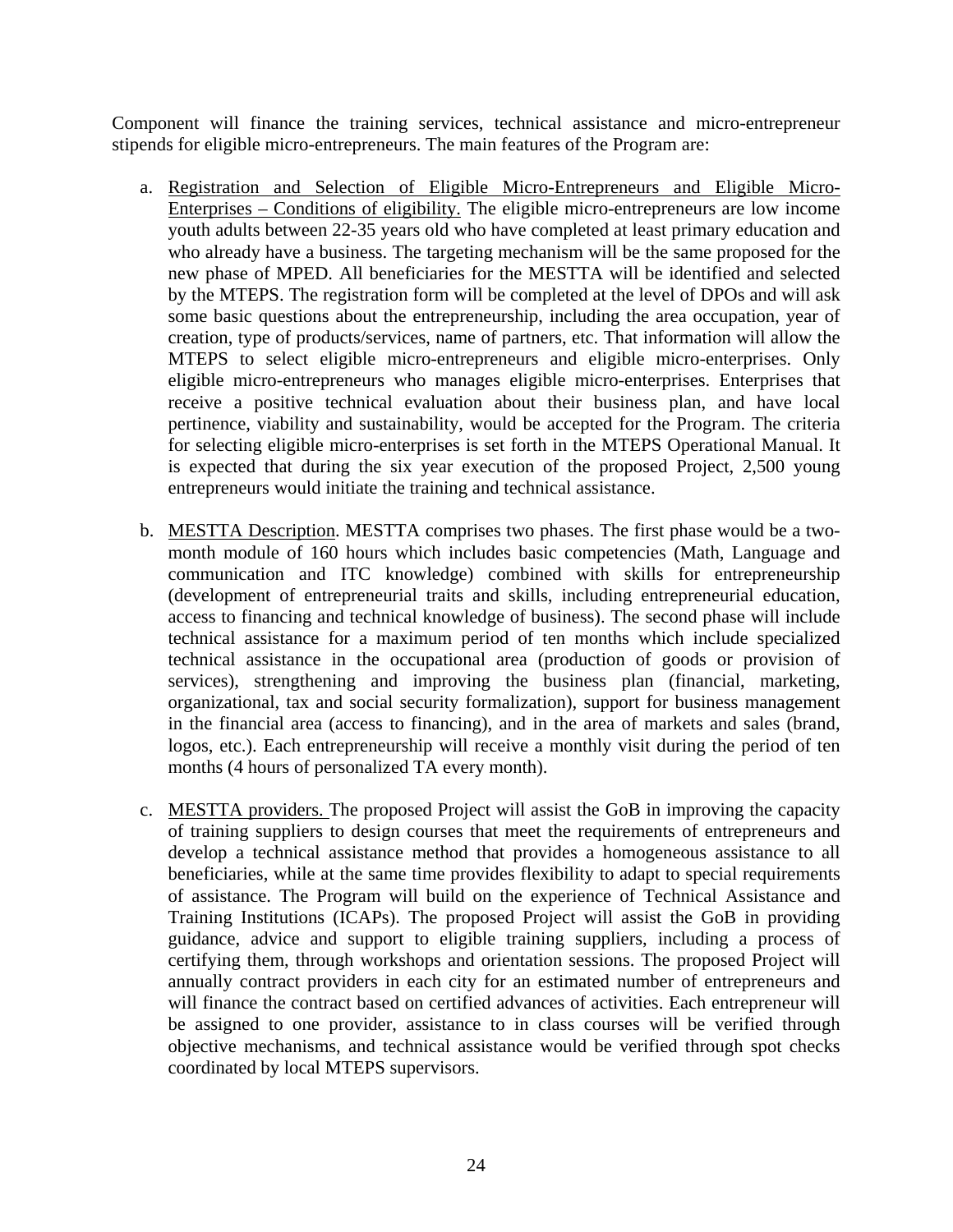Component will finance the training services, technical assistance and micro-entrepreneur stipends for eligible micro-entrepreneurs. The main features of the Program are:

a. Registration and Selection of Eligible Micro-Entrepreneurs and Eligible Micro-Enterprises – Conditions of eligibility. The eligible micro-entrepreneurs are low income youth adults between 22-35 years old who have completed at least primary education and who already have a business. The targeting mechanism will be the same proposed for the new phase of MPED. All beneficiaries for the MESTTA will be identified and selected by the MTEPS. The registration form will be completed at the level of DPOs and will ask some basic questions about the entrepreneurship, including the area occupation, year of creation, type of products/services, name of partners, etc. That information will allow the MTEPS to select eligible micro-entrepreneurs and eligible micro-enterprises. Only eligible micro-entrepreneurs who manages eligible micro-enterprises. Enterprises that receive a positive technical evaluation about their business plan, and have local pertinence, viability and sustainability, would be accepted for the Program. The criteria for selecting eligible micro-enterprises is set forth in the MTEPS Operational Manual. It is expected that during the six year execution of the proposed Project, 2,500 young entrepreneurs would initiate the training and technical assistance.

b. MESTTA Description. MESTTA comprises two phases. The first phase would be a two-month module of 160 hours which includes basic competencies (Math, Language and communication and ITC knowledge) combined with skills for entrepreneurship (development of entrepreneurial traits and skills, including entrepreneurial education, access to financing and technical knowledge of business). The second phase will include technical assistance for a maximum period of ten months which include specialized technical assistance in the occupational area (production of goods or provision of services), strengthening and improving the business plan (financial, marketing, organizational, tax and social security formalization), support for business management in the financial area (access to financing), and in the area of markets and sales (brand, logos, etc.). Each entrepreneurship will receive a monthly visit during the period of ten months (4 hours of personalized TA every month).

c. MESTTA providers. The proposed Project will assist the GoB in improving the capacity of training suppliers to design courses that meet the requirements of entrepreneurs and develop a technical assistance method that provides a homogeneous assistance to all beneficiaries, while at the same time provides flexibility to adapt to special requirements of assistance. The Program will build on the experience of Technical Assistance and Training Institutions (ICAPs). The proposed Project will assist the GoB in providing guidance, advice and support to eligible training suppliers, including a process of certifying them, through workshops and orientation sessions. The proposed Project will annually contract providers in each city for an estimated number of entrepreneurs and will finance the contract based on certified advances of activities. Each entrepreneur will be assigned to one provider, assistance to in class courses will be verified through objective mechanisms, and technical assistance would be verified through spot checks coordinated by local MTEPS supervisors.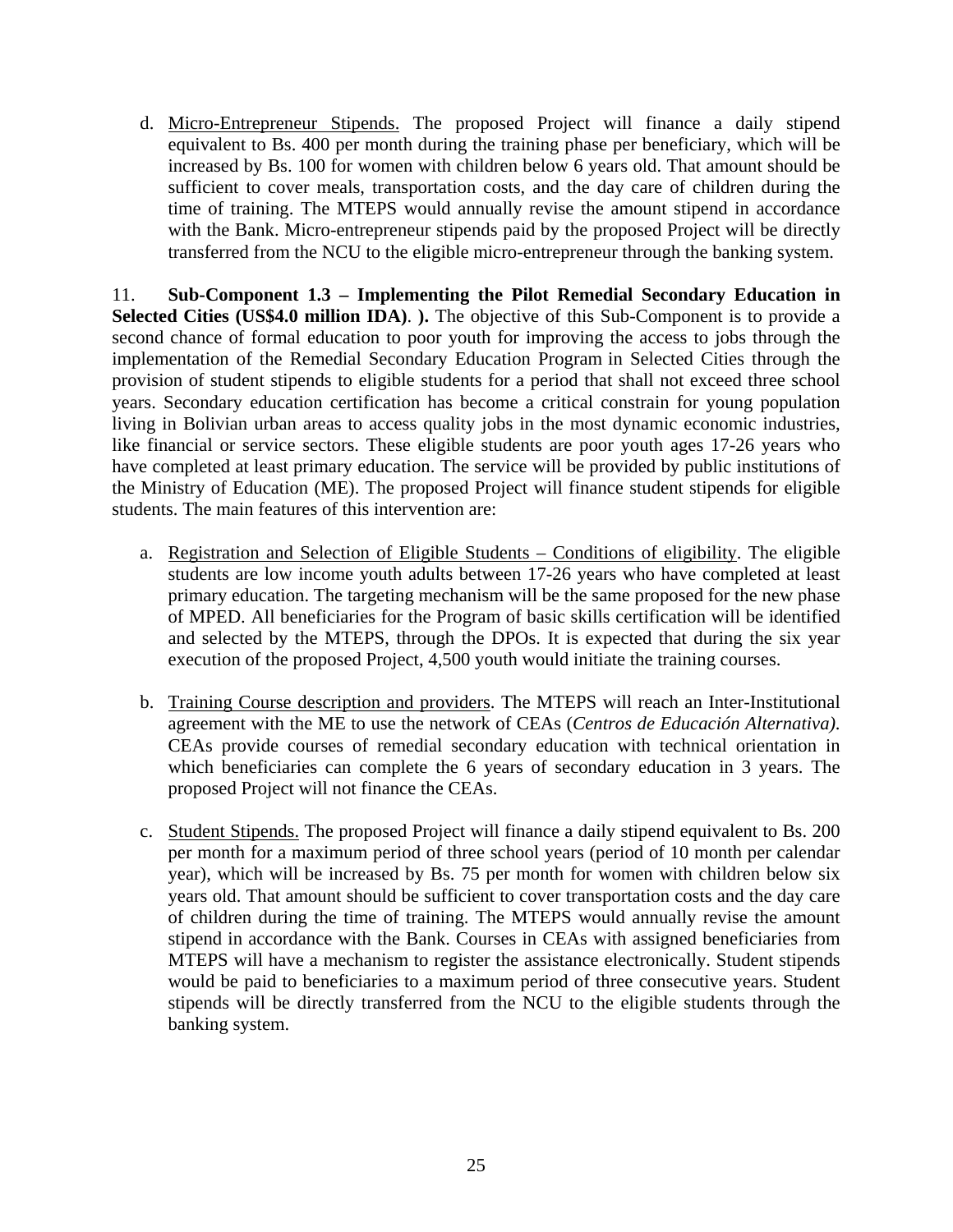d. Micro-Entrepreneur Stipends. The proposed Project will finance a daily stipend equivalent to Bs. 400 per month during the training phase per beneficiary, which will be increased by Bs. 100 for women with children below 6 years old. That amount should be sufficient to cover meals, transportation costs, and the day care of children during the time of training. The MTEPS would annually revise the amount stipend in accordance with the Bank. Micro-entrepreneur stipends paid by the proposed Project will be directly transferred from the NCU to the eligible micro-entrepreneur through the banking system.

11. **Sub-Component 1.3 – Implementing the Pilot Remedial Secondary Education in Selected Cities (US$4.0 million IDA)**. **).** The objective of this Sub-Component is to provide a second chance of formal education to poor youth for improving the access to jobs through the implementation of the Remedial Secondary Education Program in Selected Cities through the provision of student stipends to eligible students for a period that shall not exceed three school years. Secondary education certification has become a critical constrain for young population living in Bolivian urban areas to access quality jobs in the most dynamic economic industries, like financial or service sectors. These eligible students are poor youth ages 17-26 years who have completed at least primary education. The service will be provided by public institutions of the Ministry of Education (ME). The proposed Project will finance student stipends for eligible students. The main features of this intervention are:

a. Registration and Selection of Eligible Students – Conditions of eligibility. The eligible students are low income youth adults between 17-26 years who have completed at least primary education. The targeting mechanism will be the same proposed for the new phase of MPED. All beneficiaries for the Program of basic skills certification will be identified and selected by the MTEPS, through the DPOs. It is expected that during the six year execution of the proposed Project, 4,500 youth would initiate the training courses.

b. Training Course description and providers. The MTEPS will reach an Inter-Institutional agreement with the ME to use the network of CEAs (*Centros de Educación Alternativa)*. CEAs provide courses of remedial secondary education with technical orientation in which beneficiaries can complete the 6 years of secondary education in 3 years. The proposed Project will not finance the CEAs.

c. Student Stipends. The proposed Project will finance a daily stipend equivalent to Bs. 200 per month for a maximum period of three school years (period of 10 month per calendar year), which will be increased by Bs. 75 per month for women with children below six years old. That amount should be sufficient to cover transportation costs and the day care of children during the time of training. The MTEPS would annually revise the amount stipend in accordance with the Bank. Courses in CEAs with assigned beneficiaries from MTEPS will have a mechanism to register the assistance electronically. Student stipends would be paid to beneficiaries to a maximum period of three consecutive years. Student stipends will be directly transferred from the NCU to the eligible students through the banking system.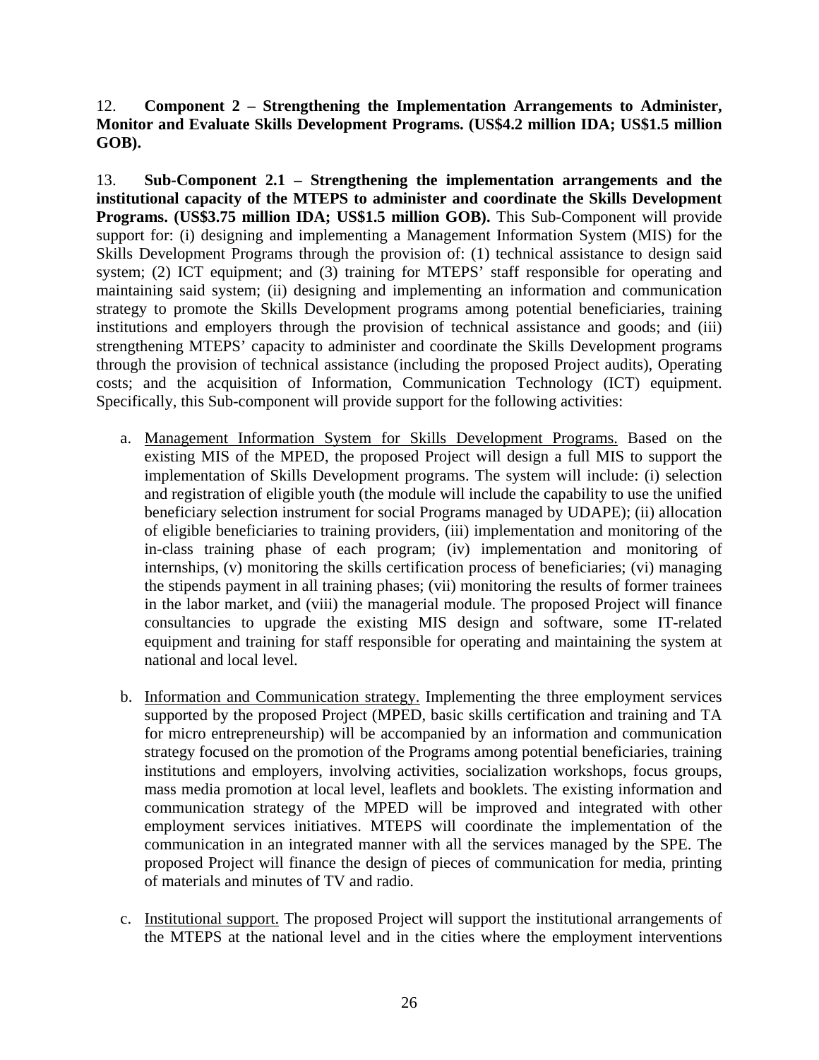12. **Component 2 – Strengthening the Implementation Arrangements to Administer, Monitor and Evaluate Skills Development Programs. (US$4.2 million IDA; US$1.5 million GOB).**

13. **Sub-Component 2.1 – Strengthening the implementation arrangements and the institutional capacity of the MTEPS to administer and coordinate the Skills Development Programs. (US$3.75 million IDA; US$1.5 million GOB).** This Sub-Component will provide support for: (i) designing and implementing a Management Information System (MIS) for the Skills Development Programs through the provision of: (1) technical assistance to design said system; (2) ICT equipment; and (3) training for MTEPS' staff responsible for operating and maintaining said system; (ii) designing and implementing an information and communication strategy to promote the Skills Development programs among potential beneficiaries, training institutions and employers through the provision of technical assistance and goods; and (iii) strengthening MTEPS' capacity to administer and coordinate the Skills Development programs through the provision of technical assistance (including the proposed Project audits), Operating costs; and the acquisition of Information, Communication Technology (ICT) equipment. Specifically, this Sub-component will provide support for the following activities:

a. Management Information System for Skills Development Programs. Based on the existing MIS of the MPED, the proposed Project will design a full MIS to support the implementation of Skills Development programs. The system will include: (i) selection and registration of eligible youth (the module will include the capability to use the unified beneficiary selection instrument for social Programs managed by UDAPE); (ii) allocation of eligible beneficiaries to training providers, (iii) implementation and monitoring of the in-class training phase of each program; (iv) implementation and monitoring of internships, (v) monitoring the skills certification process of beneficiaries; (vi) managing the stipends payment in all training phases; (vii) monitoring the results of former trainees in the labor market, and (viii) the managerial module. The proposed Project will finance consultancies to upgrade the existing MIS design and software, some IT-related equipment and training for staff responsible for operating and maintaining the system at national and local level.

b. Information and Communication strategy. Implementing the three employment services supported by the proposed Project (MPED, basic skills certification and training and TA for micro entrepreneurship) will be accompanied by an information and communication strategy focused on the promotion of the Programs among potential beneficiaries, training institutions and employers, involving activities, socialization workshops, focus groups, mass media promotion at local level, leaflets and booklets. The existing information and communication strategy of the MPED will be improved and integrated with other employment services initiatives. MTEPS will coordinate the implementation of the communication in an integrated manner with all the services managed by the SPE. The proposed Project will finance the design of pieces of communication for media, printing of materials and minutes of TV and radio.

c. Institutional support. The proposed Project will support the institutional arrangements of the MTEPS at the national level and in the cities where the employment interventions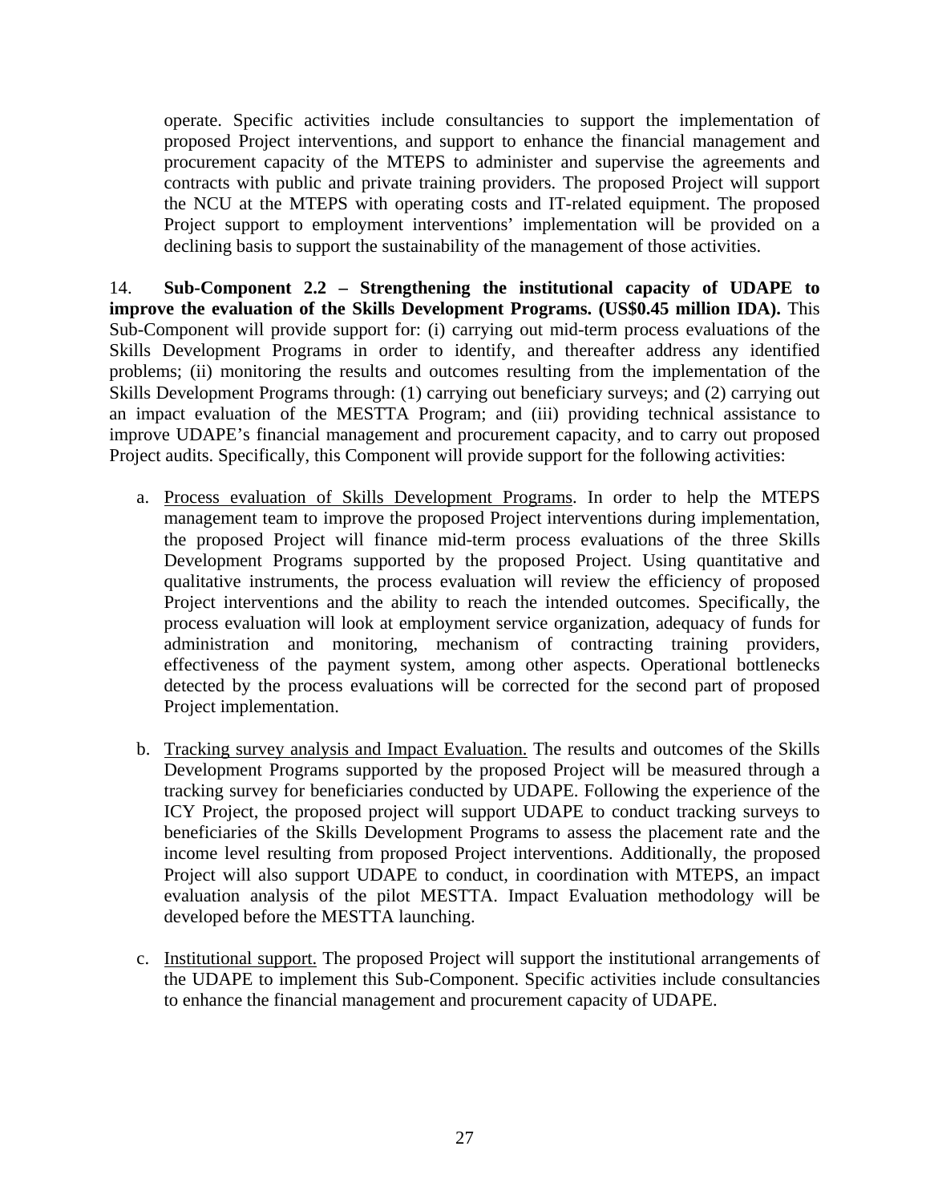operate. Specific activities include consultancies to support the implementation of proposed Project interventions, and support to enhance the financial management and procurement capacity of the MTEPS to administer and supervise the agreements and contracts with public and private training providers. The proposed Project will support the NCU at the MTEPS with operating costs and IT-related equipment. The proposed Project support to employment interventions' implementation will be provided on a declining basis to support the sustainability of the management of those activities.

14. **Sub-Component 2.2 – Strengthening the institutional capacity of UDAPE to improve the evaluation of the Skills Development Programs. (US$0.45 million IDA).** This Sub-Component will provide support for: (i) carrying out mid-term process evaluations of the Skills Development Programs in order to identify, and thereafter address any identified problems; (ii) monitoring the results and outcomes resulting from the implementation of the Skills Development Programs through: (1) carrying out beneficiary surveys; and (2) carrying out an impact evaluation of the MESTTA Program; and (iii) providing technical assistance to improve UDAPE's financial management and procurement capacity, and to carry out proposed Project audits. Specifically, this Component will provide support for the following activities:

a. Process evaluation of Skills Development Programs. In order to help the MTEPS management team to improve the proposed Project interventions during implementation, the proposed Project will finance mid-term process evaluations of the three Skills Development Programs supported by the proposed Project. Using quantitative and qualitative instruments, the process evaluation will review the efficiency of proposed Project interventions and the ability to reach the intended outcomes. Specifically, the process evaluation will look at employment service organization, adequacy of funds for administration and monitoring, mechanism of contracting training providers, effectiveness of the payment system, among other aspects. Operational bottlenecks detected by the process evaluations will be corrected for the second part of proposed Project implementation.

b. Tracking survey analysis and Impact Evaluation. The results and outcomes of the Skills Development Programs supported by the proposed Project will be measured through a tracking survey for beneficiaries conducted by UDAPE. Following the experience of the ICY Project, the proposed project will support UDAPE to conduct tracking surveys to beneficiaries of the Skills Development Programs to assess the placement rate and the income level resulting from proposed Project interventions. Additionally, the proposed Project will also support UDAPE to conduct, in coordination with MTEPS, an impact evaluation analysis of the pilot MESTTA. Impact Evaluation methodology will be developed before the MESTTA launching.

c. Institutional support. The proposed Project will support the institutional arrangements of the UDAPE to implement this Sub-Component. Specific activities include consultancies to enhance the financial management and procurement capacity of UDAPE.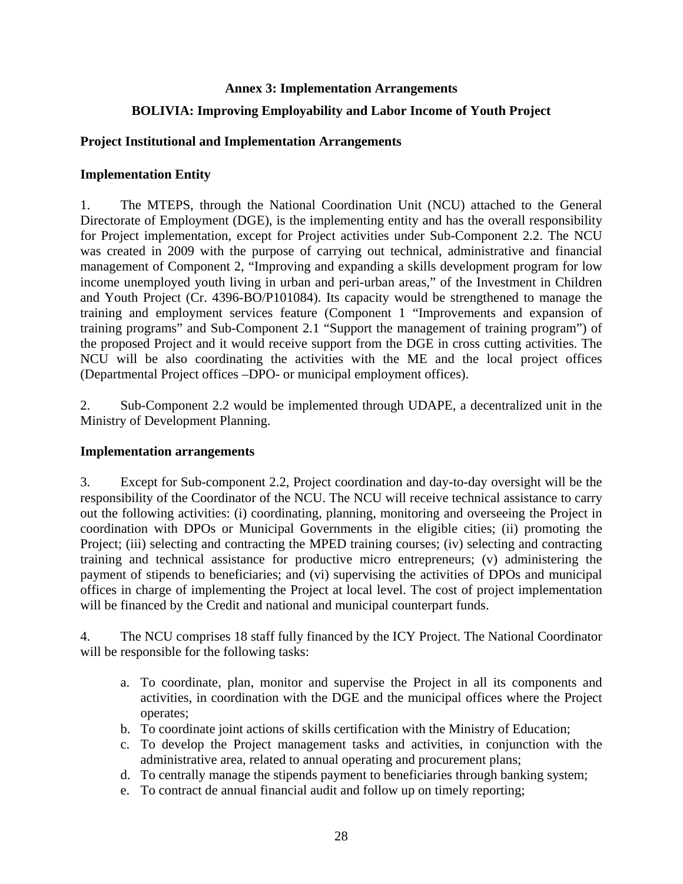## Annex 3: Implementation Arrangements

## BOLIVIA: Improving Employability and Labor Income of Youth Project

### Project Institutional and Implementation Arrangements

### Implementation Entity

1. The MTEPS, through the National Coordination Unit (NCU) attached to the General Directorate of Employment (DGE), is the implementing entity and has the overall responsibility for Project implementation, except for Project activities under Sub-Component 2.2. The NCU was created in 2009 with the purpose of carrying out technical, administrative and financial management of Component 2, "Improving and expanding a skills development program for low income unemployed youth living in urban and peri-urban areas," of the Investment in Children and Youth Project (Cr. 4396-BO/P101084). Its capacity would be strengthened to manage the training and employment services feature (Component 1 "Improvements and expansion of training programs" and Sub-Component 2.1 "Support the management of training program") of the proposed Project and it would receive support from the DGE in cross cutting activities. The NCU will be also coordinating the activities with the ME and the local project offices (Departmental Project offices –DPO- or municipal employment offices).

2. Sub-Component 2.2 would be implemented through UDAPE, a decentralized unit in the Ministry of Development Planning.

### Implementation arrangements

3. Except for Sub-component 2.2, Project coordination and day-to-day oversight will be the responsibility of the Coordinator of the NCU. The NCU will receive technical assistance to carry out the following activities: (i) coordinating, planning, monitoring and overseeing the Project in coordination with DPOs or Municipal Governments in the eligible cities; (ii) promoting the Project; (iii) selecting and contracting the MPED training courses; (iv) selecting and contracting training and technical assistance for productive micro entrepreneurs; (v) administering the payment of stipends to beneficiaries; and (vi) supervising the activities of DPOs and municipal offices in charge of implementing the Project at local level. The cost of project implementation will be financed by the Credit and national and municipal counterpart funds.

4. The NCU comprises 18 staff fully financed by the ICY Project. The National Coordinator will be responsible for the following tasks:

a. To coordinate, plan, monitor and supervise the Project in all its components and activities, in coordination with the DGE and the municipal offices where the Project operates;
b. To coordinate joint actions of skills certification with the Ministry of Education;
c. To develop the Project management tasks and activities, in conjunction with the administrative area, related to annual operating and procurement plans;
d. To centrally manage the stipends payment to beneficiaries through banking system;
e. To contract de annual financial audit and follow up on timely reporting;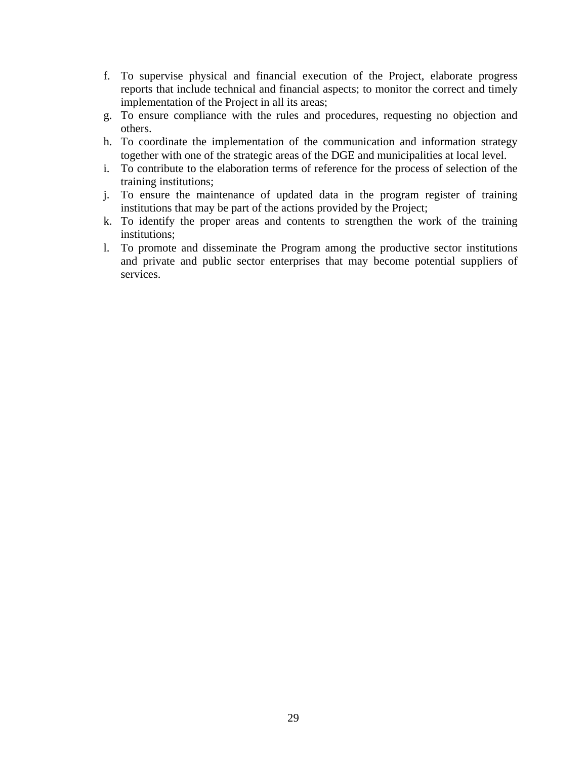f. To supervise physical and financial execution of the Project, elaborate progress reports that include technical and financial aspects; to monitor the correct and timely implementation of the Project in all its areas;
g. To ensure compliance with the rules and procedures, requesting no objection and others.
h. To coordinate the implementation of the communication and information strategy together with one of the strategic areas of the DGE and municipalities at local level.
i. To contribute to the elaboration terms of reference for the process of selection of the training institutions;
j. To ensure the maintenance of updated data in the program register of training institutions that may be part of the actions provided by the Project;
k. To identify the proper areas and contents to strengthen the work of the training institutions;
l. To promote and disseminate the Program among the productive sector institutions and private and public sector enterprises that may become potential suppliers of services.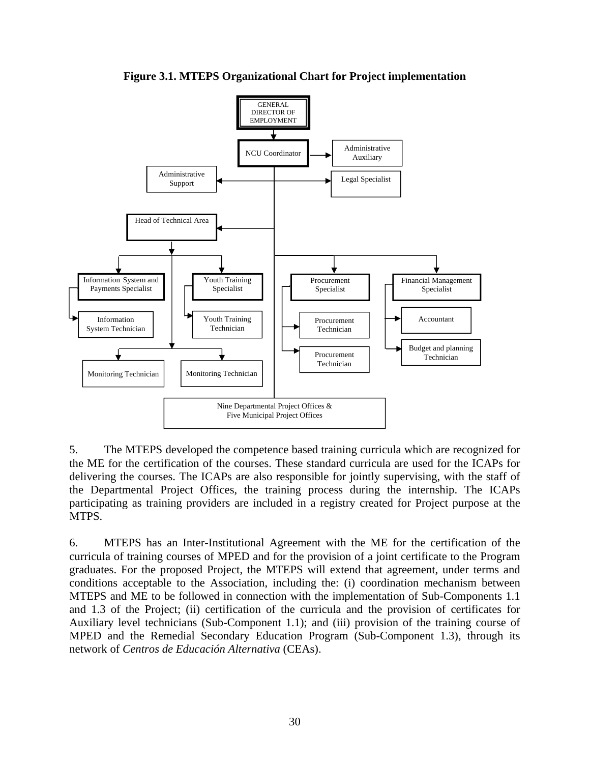**Figure 3.1. MTEPS Organizational Chart for Project implementation**

GENERAL DIRECTOR OF EMPLOYMENT

NCU Coordinator

Administrative Auxiliary

Administrative Support

Legal Specialist

Head of Technical Area

Information System and Payments Specialist

Youth Training Specialist

Procurement Specialist

Financial Management Specialist

Information System Technician

Youth Training Technician

Procurement Technician

Accountant

Procurement Technician

Budget and planning Technician

Monitoring Technician

Monitoring Technician

Nine Departmental Project Offices & Five Municipal Project Offices

5. The MTEPS developed the competence based training curricula which are recognized for the ME for the certification of the courses. These standard curricula are used for the ICAPs for delivering the courses. The ICAPs are also responsible for jointly supervising, with the staff of the Departmental Project Offices, the training process during the internship. The ICAPs participating as training providers are included in a registry created for Project purpose at the MTPS.

6. MTEPS has an Inter-Institutional Agreement with the ME for the certification of the curricula of training courses of MPED and for the provision of a joint certificate to the Program graduates. For the proposed Project, the MTEPS will extend that agreement, under terms and conditions acceptable to the Association, including the: (i) coordination mechanism between MTEPS and ME to be followed in connection with the implementation of Sub-Components 1.1 and 1.3 of the Project; (ii) certification of the curricula and the provision of certificates for Auxiliary level technicians (Sub-Component 1.1); and (iii) provision of the training course of MPED and the Remedial Secondary Education Program (Sub-Component 1.3), through its network of *Centros de Educación Alternativa* (CEAs).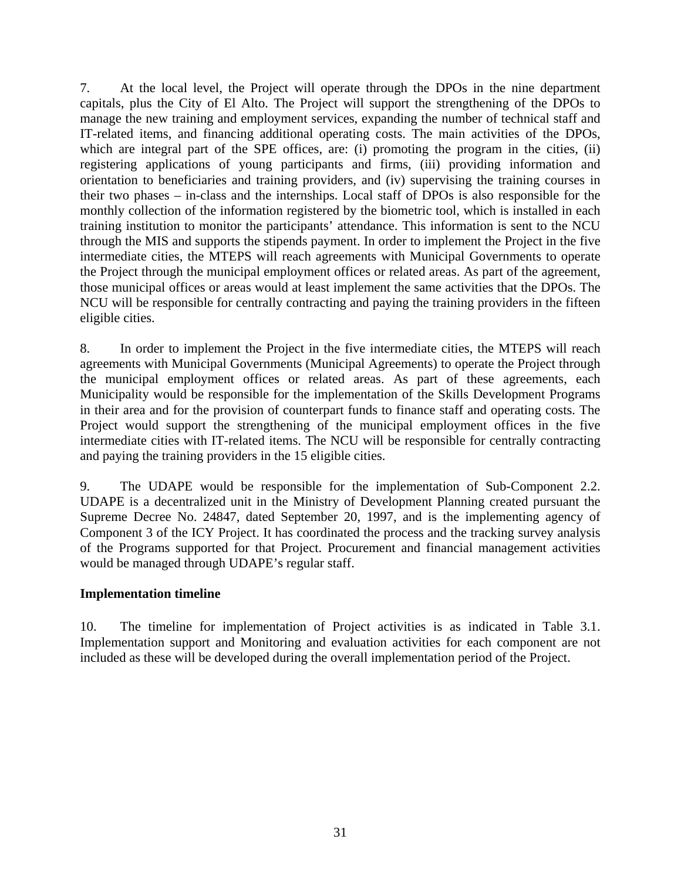7. At the local level, the Project will operate through the DPOs in the nine department capitals, plus the City of El Alto. The Project will support the strengthening of the DPOs to manage the new training and employment services, expanding the number of technical staff and IT-related items, and financing additional operating costs. The main activities of the DPOs, which are integral part of the SPE offices, are: (i) promoting the program in the cities, (ii) registering applications of young participants and firms, (iii) providing information and orientation to beneficiaries and training providers, and (iv) supervising the training courses in their two phases – in-class and the internships. Local staff of DPOs is also responsible for the monthly collection of the information registered by the biometric tool, which is installed in each training institution to monitor the participants' attendance. This information is sent to the NCU through the MIS and supports the stipends payment. In order to implement the Project in the five intermediate cities, the MTEPS will reach agreements with Municipal Governments to operate the Project through the municipal employment offices or related areas. As part of the agreement, those municipal offices or areas would at least implement the same activities that the DPOs. The NCU will be responsible for centrally contracting and paying the training providers in the fifteen eligible cities.

8. In order to implement the Project in the five intermediate cities, the MTEPS will reach agreements with Municipal Governments (Municipal Agreements) to operate the Project through the municipal employment offices or related areas. As part of these agreements, each Municipality would be responsible for the implementation of the Skills Development Programs in their area and for the provision of counterpart funds to finance staff and operating costs. The Project would support the strengthening of the municipal employment offices in the five intermediate cities with IT-related items. The NCU will be responsible for centrally contracting and paying the training providers in the 15 eligible cities.

9. The UDAPE would be responsible for the implementation of Sub-Component 2.2. UDAPE is a decentralized unit in the Ministry of Development Planning created pursuant the Supreme Decree No. 24847, dated September 20, 1997, and is the implementing agency of Component 3 of the ICY Project. It has coordinated the process and the tracking survey analysis of the Programs supported for that Project. Procurement and financial management activities would be managed through UDAPE's regular staff.

**Implementation timeline**

10. The timeline for implementation of Project activities is as indicated in Table 3.1. Implementation support and Monitoring and evaluation activities for each component are not included as these will be developed during the overall implementation period of the Project.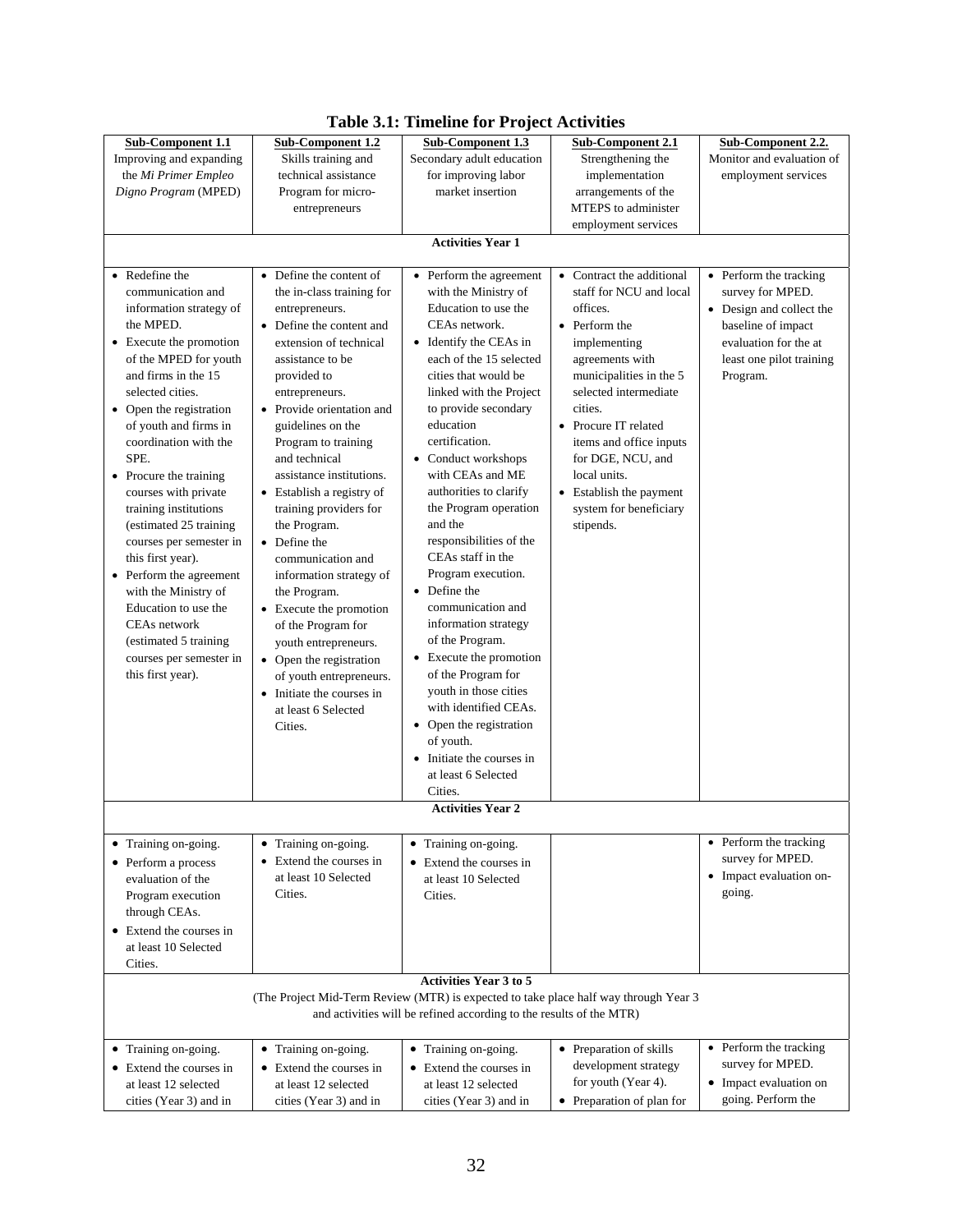**Table 3.1: Timeline for Project Activities**

| **Sub-Component 1.1** Improving and expanding the *Mi Primer Empleo Digno Program* (MPED) | **Sub-Component 1.2** Skills training and technical assistance Program for micro-entrepreneurs | **Sub-Component 1.3** Secondary adult education for improving labor market insertion | **Sub-Component 2.1** Strengthening the implementation arrangements of the MTEPS to administer employment services | **Sub-Component 2.2.** Monitor and evaluation of employment services |
|---|---|---|---|---|
| | | **Activities Year 1** | | |
| • Redefine the communication and information strategy of the MPED.<br>• Execute the promotion of the MPED for youth and firms in the 15 selected cities.<br>• Open the registration of youth and firms in coordination with the SPE.<br>• Procure the training courses with private training institutions (estimated 25 training courses per semester in this first year).<br>• Perform the agreement with the Ministry of Education to use the CEAs network (estimated 5 training courses per semester in this first year). | • Define the content of the in-class training for entrepreneurs.<br>• Define the content and extension of technical assistance to be provided to entrepreneurs.<br>• Provide orientation and guidelines on the Program to training and technical assistance institutions.<br>• Establish a registry of training providers for the Program.<br>• Define the communication and information strategy of the Program.<br>• Execute the promotion of the Program for youth entrepreneurs.<br>• Open the registration of youth entrepreneurs.<br>• Initiate the courses in at least 6 Selected Cities. | • Perform the agreement with the Ministry of Education to use the CEAs network.<br>• Identify the CEAs in each of the 15 selected cities that would be linked with the Project to provide secondary education certification.<br>• Conduct workshops with CEAs and ME authorities to clarify the Program operation and the responsibilities of the CEAs staff in the Program execution.<br>• Define the communication and information strategy of the Program.<br>• Execute the promotion of the Program for youth in those cities with identified CEAs.<br>• Open the registration of youth.<br>• Initiate the courses in at least 6 Selected Cities. | • Contract the additional staff for NCU and local offices.<br>• Perform the implementing agreements with municipalities in the 5 selected intermediate cities.<br>• Procure IT related items and office inputs for DGE, NCU, and local units.<br>• Establish the payment system for beneficiary stipends. | • Perform the tracking survey for MPED.<br>• Design and collect the baseline of impact evaluation for the at least one pilot training Program. |
| | | **Activities Year 2** | | |
| • Training on-going.<br>• Perform a process evaluation of the Program execution through CEAs.<br>• Extend the courses in at least 10 Selected Cities. | • Training on-going.<br>• Extend the courses in at least 10 Selected Cities. | • Training on-going.<br>• Extend the courses in at least 10 Selected Cities. | | • Perform the tracking survey for MPED.<br>• Impact evaluation on-going. |
| | | **Activities Year 3 to 5**<br>(The Project Mid-Term Review (MTR) is expected to take place half way through Year 3 and activities will be refined according to the results of the MTR) | | |
| • Training on-going.<br>• Extend the courses in at least 12 selected cities (Year 3) and in | • Training on-going.<br>• Extend the courses in at least 12 selected cities (Year 3) and in | • Training on-going.<br>• Extend the courses in at least 12 selected cities (Year 3) and in | • Preparation of skills development strategy for youth (Year 4).<br>• Preparation of plan for | • Perform the tracking survey for MPED.<br>• Impact evaluation on going. Perform the |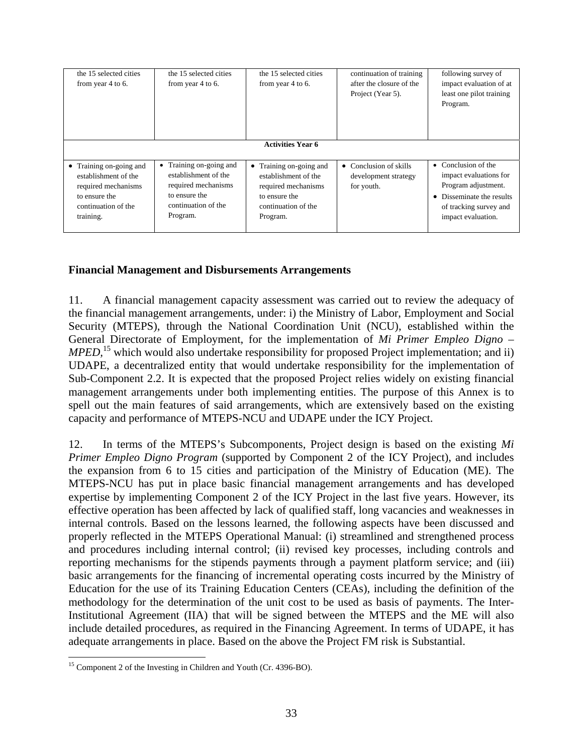| | | | | |
|---|---|---|---|---|
| the 15 selected cities from year 4 to 6. | the 15 selected cities from year 4 to 6. | the 15 selected cities from year 4 to 6. | continuation of training after the closure of the Project (Year 5). | following survey of impact evaluation of at least one pilot training Program. |
| **Activities Year 6** | | | | |
| • Training on-going and establishment of the required mechanisms to ensure the continuation of the training. | • Training on-going and establishment of the required mechanisms to ensure the continuation of the Program. | • Training on-going and establishment of the required mechanisms to ensure the continuation of the Program. | • Conclusion of skills development strategy for youth. | • Conclusion of the impact evaluations for Program adjustment.<br>• Disseminate the results of tracking survey and impact evaluation. |

**Financial Management and Disbursements Arrangements**

11. A financial management capacity assessment was carried out to review the adequacy of the financial management arrangements, under: i) the Ministry of Labor, Employment and Social Security (MTEPS), through the National Coordination Unit (NCU), established within the General Directorate of Employment, for the implementation of *Mi Primer Empleo Digno – MPED,*[15] which would also undertake responsibility for proposed Project implementation; and ii) UDAPE, a decentralized entity that would undertake responsibility for the implementation of Sub-Component 2.2. It is expected that the proposed Project relies widely on existing financial management arrangements under both implementing entities. The purpose of this Annex is to spell out the main features of said arrangements, which are extensively based on the existing capacity and performance of MTEPS-NCU and UDAPE under the ICY Project.

12. In terms of the MTEPS's Subcomponents, Project design is based on the existing *Mi Primer Empleo Digno Program* (supported by Component 2 of the ICY Project), and includes the expansion from 6 to 15 cities and participation of the Ministry of Education (ME). The MTEPS-NCU has put in place basic financial management arrangements and has developed expertise by implementing Component 2 of the ICY Project in the last five years. However, its effective operation has been affected by lack of qualified staff, long vacancies and weaknesses in internal controls. Based on the lessons learned, the following aspects have been discussed and properly reflected in the MTEPS Operational Manual: (i) streamlined and strengthened process and procedures including internal control; (ii) revised key processes, including controls and reporting mechanisms for the stipends payments through a payment platform service; and (iii) basic arrangements for the financing of incremental operating costs incurred by the Ministry of Education for the use of its Training Education Centers (CEAs), including the definition of the methodology for the determination of the unit cost to be used as basis of payments. The Inter-Institutional Agreement (IIA) that will be signed between the MTEPS and the ME will also include detailed procedures, as required in the Financing Agreement. In terms of UDAPE, it has adequate arrangements in place. Based on the above the Project FM risk is Substantial.

[15] Component 2 of the Investing in Children and Youth (Cr. 4396-BO).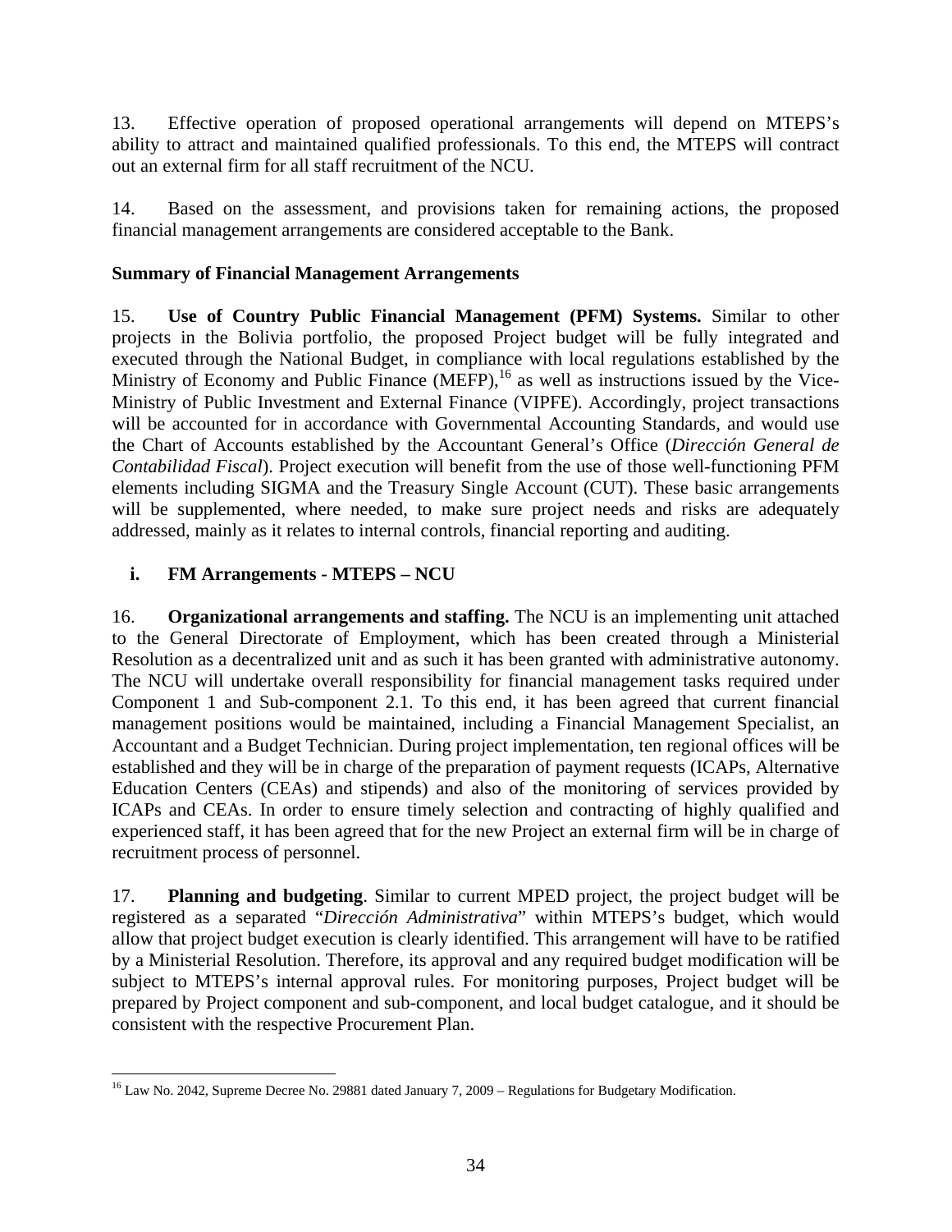13. Effective operation of proposed operational arrangements will depend on MTEPS's ability to attract and maintained qualified professionals. To this end, the MTEPS will contract out an external firm for all staff recruitment of the NCU.

14. Based on the assessment, and provisions taken for remaining actions, the proposed financial management arrangements are considered acceptable to the Bank.

**Summary of Financial Management Arrangements**

15. **Use of Country Public Financial Management (PFM) Systems.** Similar to other projects in the Bolivia portfolio, the proposed Project budget will be fully integrated and executed through the National Budget, in compliance with local regulations established by the Ministry of Economy and Public Finance (MEFP),[16] as well as instructions issued by the Vice-Ministry of Public Investment and External Finance (VIPFE). Accordingly, project transactions will be accounted for in accordance with Governmental Accounting Standards, and would use the Chart of Accounts established by the Accountant General's Office (*Dirección General de Contabilidad Fiscal*). Project execution will benefit from the use of those well-functioning PFM elements including SIGMA and the Treasury Single Account (CUT). These basic arrangements will be supplemented, where needed, to make sure project needs and risks are adequately addressed, mainly as it relates to internal controls, financial reporting and auditing.

**i. FM Arrangements - MTEPS – NCU**

16. **Organizational arrangements and staffing.** The NCU is an implementing unit attached to the General Directorate of Employment, which has been created through a Ministerial Resolution as a decentralized unit and as such it has been granted with administrative autonomy. The NCU will undertake overall responsibility for financial management tasks required under Component 1 and Sub-component 2.1. To this end, it has been agreed that current financial management positions would be maintained, including a Financial Management Specialist, an Accountant and a Budget Technician. During project implementation, ten regional offices will be established and they will be in charge of the preparation of payment requests (ICAPs, Alternative Education Centers (CEAs) and stipends) and also of the monitoring of services provided by ICAPs and CEAs. In order to ensure timely selection and contracting of highly qualified and experienced staff, it has been agreed that for the new Project an external firm will be in charge of recruitment process of personnel.

17. **Planning and budgeting**. Similar to current MPED project, the project budget will be registered as a separated "*Dirección Administrativa*" within MTEPS's budget, which would allow that project budget execution is clearly identified. This arrangement will have to be ratified by a Ministerial Resolution. Therefore, its approval and any required budget modification will be subject to MTEPS's internal approval rules. For monitoring purposes, Project budget will be prepared by Project component and sub-component, and local budget catalogue, and it should be consistent with the respective Procurement Plan.

---

[16] Law No. 2042, Supreme Decree No. 29881 dated January 7, 2009 – Regulations for Budgetary Modification.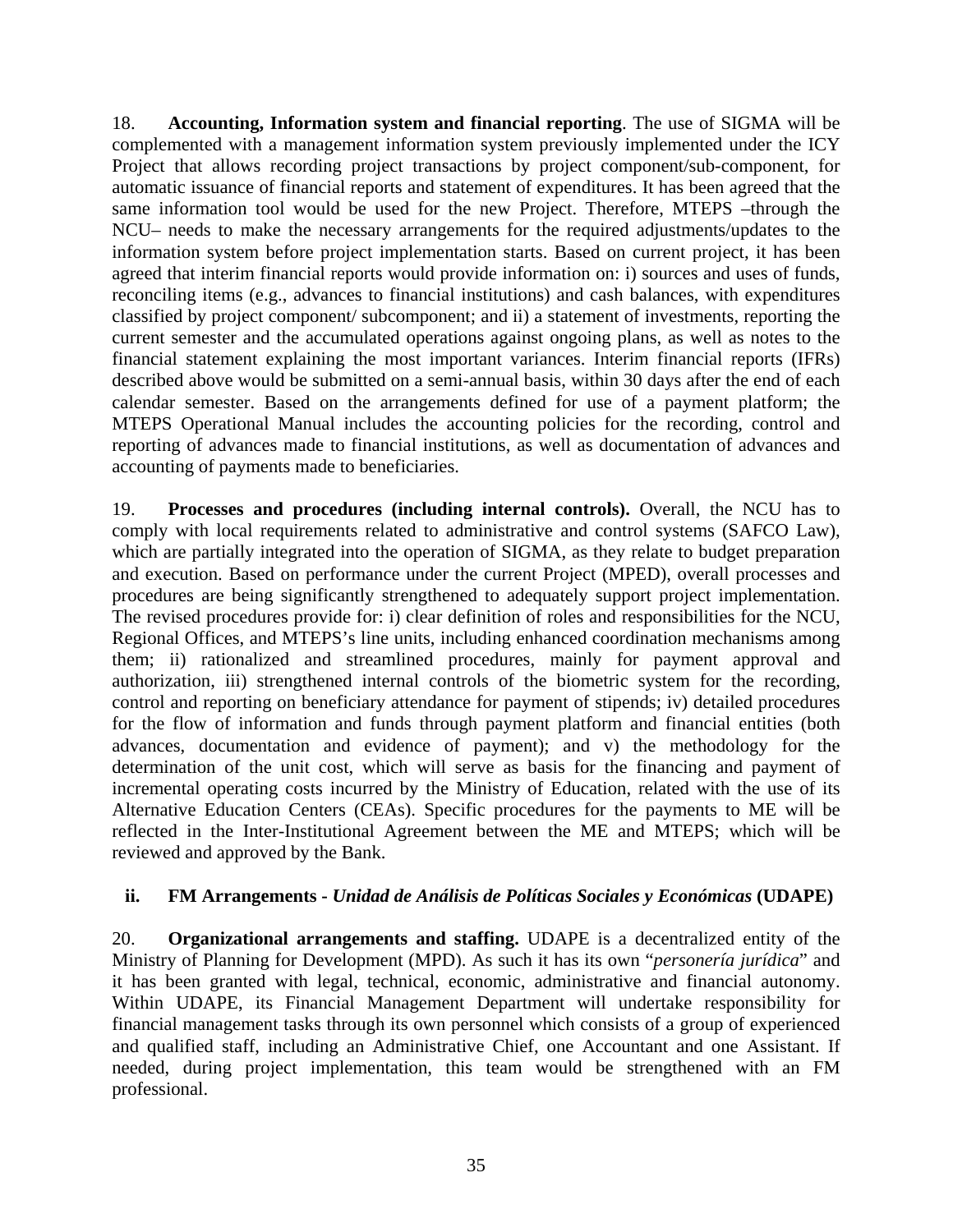18. **Accounting, Information system and financial reporting**. The use of SIGMA will be complemented with a management information system previously implemented under the ICY Project that allows recording project transactions by project component/sub-component, for automatic issuance of financial reports and statement of expenditures. It has been agreed that the same information tool would be used for the new Project. Therefore, MTEPS –through the NCU– needs to make the necessary arrangements for the required adjustments/updates to the information system before project implementation starts. Based on current project, it has been agreed that interim financial reports would provide information on: i) sources and uses of funds, reconciling items (e.g., advances to financial institutions) and cash balances, with expenditures classified by project component/ subcomponent; and ii) a statement of investments, reporting the current semester and the accumulated operations against ongoing plans, as well as notes to the financial statement explaining the most important variances. Interim financial reports (IFRs) described above would be submitted on a semi-annual basis, within 30 days after the end of each calendar semester. Based on the arrangements defined for use of a payment platform; the MTEPS Operational Manual includes the accounting policies for the recording, control and reporting of advances made to financial institutions, as well as documentation of advances and accounting of payments made to beneficiaries.

19. **Processes and procedures (including internal controls).** Overall, the NCU has to comply with local requirements related to administrative and control systems (SAFCO Law), which are partially integrated into the operation of SIGMA, as they relate to budget preparation and execution. Based on performance under the current Project (MPED), overall processes and procedures are being significantly strengthened to adequately support project implementation. The revised procedures provide for: i) clear definition of roles and responsibilities for the NCU, Regional Offices, and MTEPS's line units, including enhanced coordination mechanisms among them; ii) rationalized and streamlined procedures, mainly for payment approval and authorization, iii) strengthened internal controls of the biometric system for the recording, control and reporting on beneficiary attendance for payment of stipends; iv) detailed procedures for the flow of information and funds through payment platform and financial entities (both advances, documentation and evidence of payment); and v) the methodology for the determination of the unit cost, which will serve as basis for the financing and payment of incremental operating costs incurred by the Ministry of Education, related with the use of its Alternative Education Centers (CEAs). Specific procedures for the payments to ME will be reflected in the Inter-Institutional Agreement between the ME and MTEPS; which will be reviewed and approved by the Bank.

### ii. FM Arrangements - *Unidad de Análisis de Políticas Sociales y Económicas* (UDAPE)

20. **Organizational arrangements and staffing.** UDAPE is a decentralized entity of the Ministry of Planning for Development (MPD). As such it has its own "*personería jurídica*" and it has been granted with legal, technical, economic, administrative and financial autonomy. Within UDAPE, its Financial Management Department will undertake responsibility for financial management tasks through its own personnel which consists of a group of experienced and qualified staff, including an Administrative Chief, one Accountant and one Assistant. If needed, during project implementation, this team would be strengthened with an FM professional.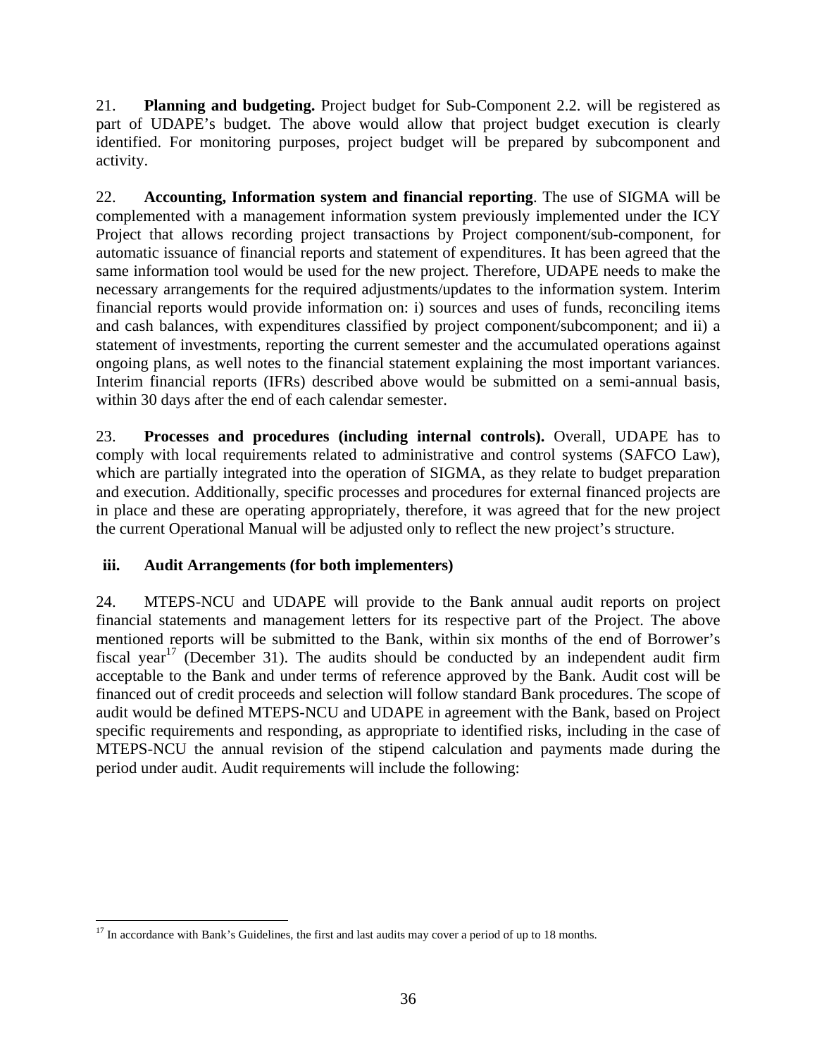21. **Planning and budgeting.** Project budget for Sub-Component 2.2. will be registered as part of UDAPE's budget. The above would allow that project budget execution is clearly identified. For monitoring purposes, project budget will be prepared by subcomponent and activity.

22. **Accounting, Information system and financial reporting**. The use of SIGMA will be complemented with a management information system previously implemented under the ICY Project that allows recording project transactions by Project component/sub-component, for automatic issuance of financial reports and statement of expenditures. It has been agreed that the same information tool would be used for the new project. Therefore, UDAPE needs to make the necessary arrangements for the required adjustments/updates to the information system. Interim financial reports would provide information on: i) sources and uses of funds, reconciling items and cash balances, with expenditures classified by project component/subcomponent; and ii) a statement of investments, reporting the current semester and the accumulated operations against ongoing plans, as well notes to the financial statement explaining the most important variances. Interim financial reports (IFRs) described above would be submitted on a semi-annual basis, within 30 days after the end of each calendar semester.

23. **Processes and procedures (including internal controls).** Overall, UDAPE has to comply with local requirements related to administrative and control systems (SAFCO Law), which are partially integrated into the operation of SIGMA, as they relate to budget preparation and execution. Additionally, specific processes and procedures for external financed projects are in place and these are operating appropriately, therefore, it was agreed that for the new project the current Operational Manual will be adjusted only to reflect the new project's structure.

### iii. Audit Arrangements (for both implementers)

24. MTEPS-NCU and UDAPE will provide to the Bank annual audit reports on project financial statements and management letters for its respective part of the Project. The above mentioned reports will be submitted to the Bank, within six months of the end of Borrower's fiscal year[17] (December 31). The audits should be conducted by an independent audit firm acceptable to the Bank and under terms of reference approved by the Bank. Audit cost will be financed out of credit proceeds and selection will follow standard Bank procedures. The scope of audit would be defined MTEPS-NCU and UDAPE in agreement with the Bank, based on Project specific requirements and responding, as appropriate to identified risks, including in the case of MTEPS-NCU the annual revision of the stipend calculation and payments made during the period under audit. Audit requirements will include the following:

---

[17] In accordance with Bank's Guidelines, the first and last audits may cover a period of up to 18 months.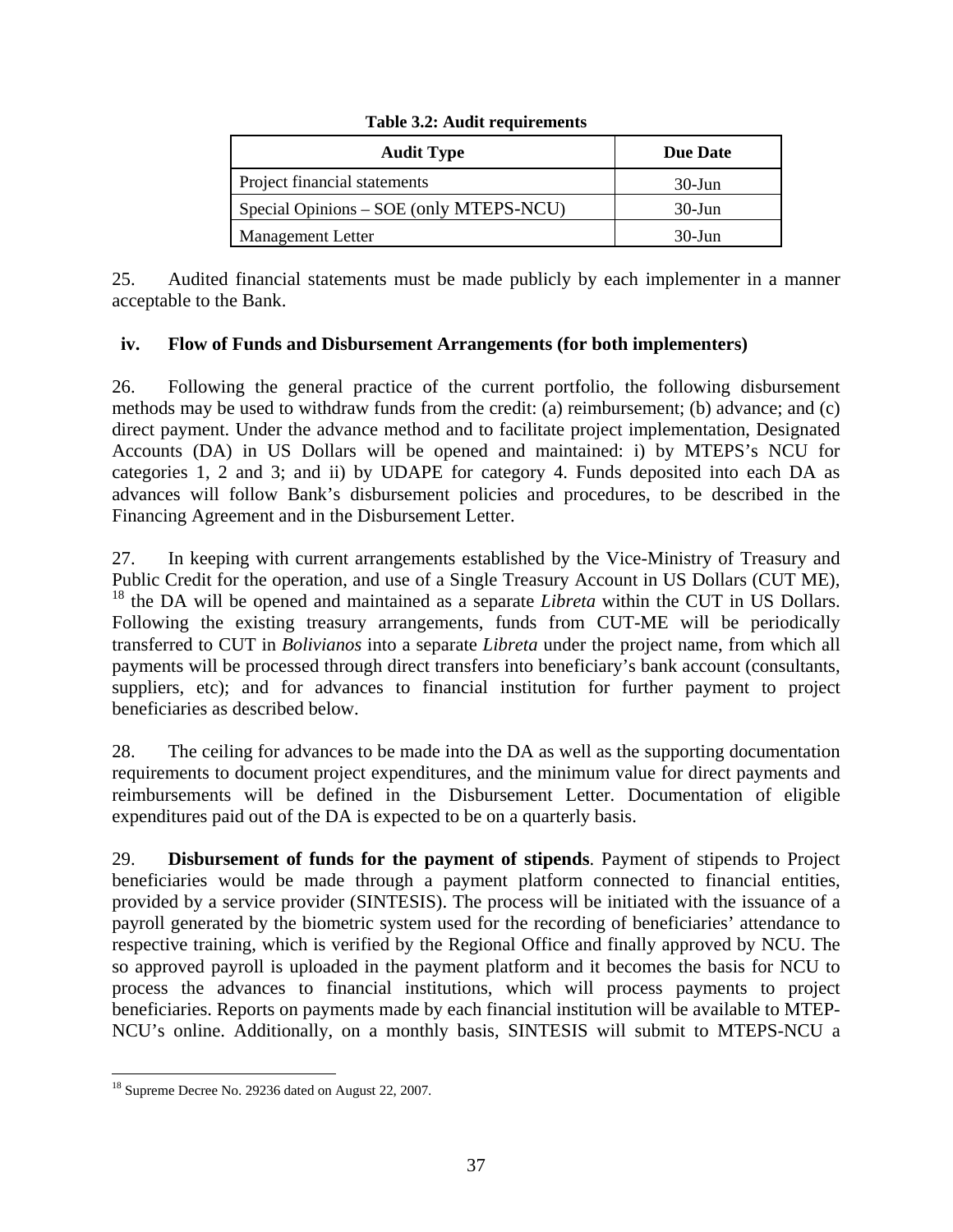**Table 3.2: Audit requirements**

| Audit Type | Due Date |
|---|---|
| Project financial statements | 30-Jun |
| Special Opinions – SOE (only MTEPS-NCU) | 30-Jun |
| Management Letter | 30-Jun |

25. Audited financial statements must be made publicly by each implementer in a manner acceptable to the Bank.

### iv. Flow of Funds and Disbursement Arrangements (for both implementers)

26. Following the general practice of the current portfolio, the following disbursement methods may be used to withdraw funds from the credit: (a) reimbursement; (b) advance; and (c) direct payment. Under the advance method and to facilitate project implementation, Designated Accounts (DA) in US Dollars will be opened and maintained: i) by MTEPS's NCU for categories 1, 2 and 3; and ii) by UDAPE for category 4. Funds deposited into each DA as advances will follow Bank's disbursement policies and procedures, to be described in the Financing Agreement and in the Disbursement Letter.

27. In keeping with current arrangements established by the Vice-Ministry of Treasury and Public Credit for the operation, and use of a Single Treasury Account in US Dollars (CUT ME),[18] the DA will be opened and maintained as a separate *Libreta* within the CUT in US Dollars. Following the existing treasury arrangements, funds from CUT-ME will be periodically transferred to CUT in *Bolivianos* into a separate *Libreta* under the project name, from which all payments will be processed through direct transfers into beneficiary's bank account (consultants, suppliers, etc); and for advances to financial institution for further payment to project beneficiaries as described below.

28. The ceiling for advances to be made into the DA as well as the supporting documentation requirements to document project expenditures, and the minimum value for direct payments and reimbursements will be defined in the Disbursement Letter. Documentation of eligible expenditures paid out of the DA is expected to be on a quarterly basis.

29. **Disbursement of funds for the payment of stipends**. Payment of stipends to Project beneficiaries would be made through a payment platform connected to financial entities, provided by a service provider (SINTESIS). The process will be initiated with the issuance of a payroll generated by the biometric system used for the recording of beneficiaries' attendance to respective training, which is verified by the Regional Office and finally approved by NCU. The so approved payroll is uploaded in the payment platform and it becomes the basis for NCU to process the advances to financial institutions, which will process payments to project beneficiaries. Reports on payments made by each financial institution will be available to MTEP-NCU's online. Additionally, on a monthly basis, SINTESIS will submit to MTEPS-NCU a

[18] Supreme Decree No. 29236 dated on August 22, 2007.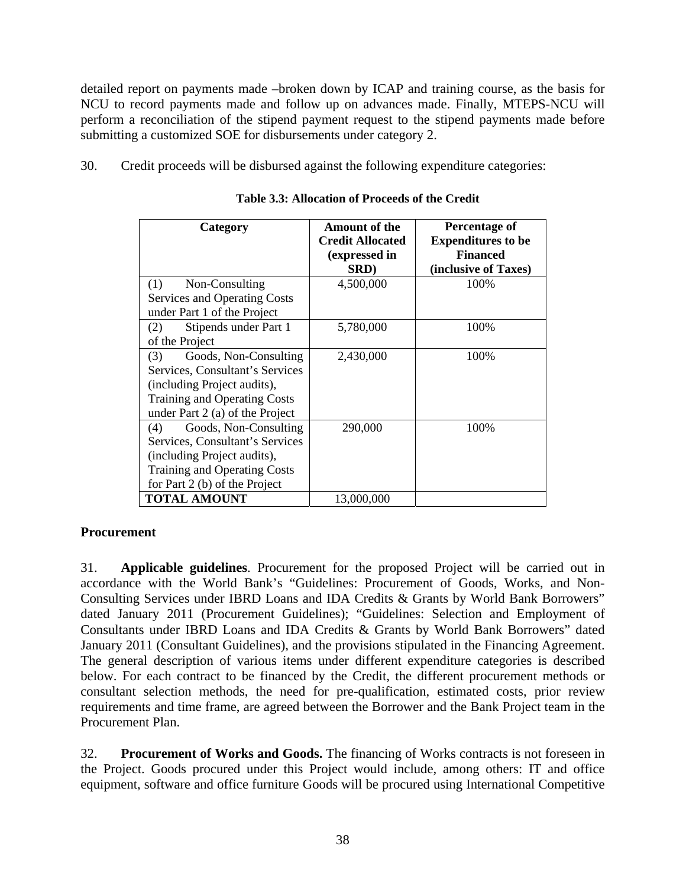detailed report on payments made –broken down by ICAP and training course, as the basis for NCU to record payments made and follow up on advances made. Finally, MTEPS-NCU will perform a reconciliation of the stipend payment request to the stipend payments made before submitting a customized SOE for disbursements under category 2.

30. Credit proceeds will be disbursed against the following expenditure categories:

**Table 3.3: Allocation of Proceeds of the Credit**

| Category | Amount of the Credit Allocated (expressed in SRD) | Percentage of Expenditures to be Financed (inclusive of Taxes) |
|---|---|---|
| (1) Non-Consulting Services and Operating Costs under Part 1 of the Project | 4,500,000 | 100% |
| (2) Stipends under Part 1 of the Project | 5,780,000 | 100% |
| (3) Goods, Non-Consulting Services, Consultant's Services (including Project audits), Training and Operating Costs under Part 2 (a) of the Project | 2,430,000 | 100% |
| (4) Goods, Non-Consulting Services, Consultant's Services (including Project audits), Training and Operating Costs for Part 2 (b) of the Project | 290,000 | 100% |
| **TOTAL AMOUNT** | 13,000,000 | |

**Procurement**

31. **Applicable guidelines**. Procurement for the proposed Project will be carried out in accordance with the World Bank's "Guidelines: Procurement of Goods, Works, and Non-Consulting Services under IBRD Loans and IDA Credits & Grants by World Bank Borrowers" dated January 2011 (Procurement Guidelines); "Guidelines: Selection and Employment of Consultants under IBRD Loans and IDA Credits & Grants by World Bank Borrowers" dated January 2011 (Consultant Guidelines), and the provisions stipulated in the Financing Agreement. The general description of various items under different expenditure categories is described below. For each contract to be financed by the Credit, the different procurement methods or consultant selection methods, the need for pre-qualification, estimated costs, prior review requirements and time frame, are agreed between the Borrower and the Bank Project team in the Procurement Plan.

32. **Procurement of Works and Goods.** The financing of Works contracts is not foreseen in the Project. Goods procured under this Project would include, among others: IT and office equipment, software and office furniture Goods will be procured using International Competitive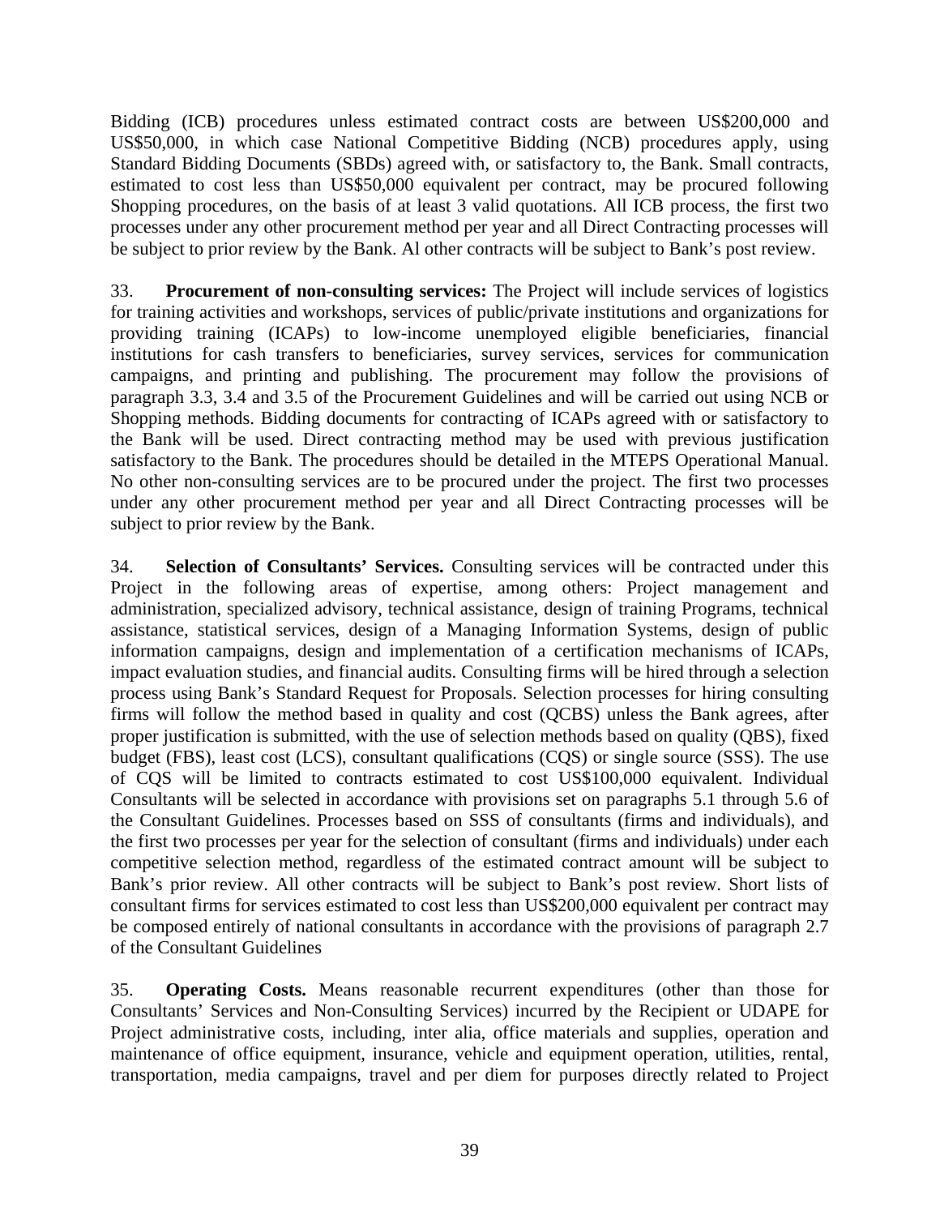Bidding (ICB) procedures unless estimated contract costs are between US$200,000 and US$50,000, in which case National Competitive Bidding (NCB) procedures apply, using Standard Bidding Documents (SBDs) agreed with, or satisfactory to, the Bank. Small contracts, estimated to cost less than US$50,000 equivalent per contract, may be procured following Shopping procedures, on the basis of at least 3 valid quotations. All ICB process, the first two processes under any other procurement method per year and all Direct Contracting processes will be subject to prior review by the Bank. Al other contracts will be subject to Bank's post review.

33. **Procurement of non-consulting services:** The Project will include services of logistics for training activities and workshops, services of public/private institutions and organizations for providing training (ICAPs) to low-income unemployed eligible beneficiaries, financial institutions for cash transfers to beneficiaries, survey services, services for communication campaigns, and printing and publishing. The procurement may follow the provisions of paragraph 3.3, 3.4 and 3.5 of the Procurement Guidelines and will be carried out using NCB or Shopping methods. Bidding documents for contracting of ICAPs agreed with or satisfactory to the Bank will be used. Direct contracting method may be used with previous justification satisfactory to the Bank. The procedures should be detailed in the MTEPS Operational Manual. No other non-consulting services are to be procured under the project. The first two processes under any other procurement method per year and all Direct Contracting processes will be subject to prior review by the Bank.

34. **Selection of Consultants' Services.** Consulting services will be contracted under this Project in the following areas of expertise, among others: Project management and administration, specialized advisory, technical assistance, design of training Programs, technical assistance, statistical services, design of a Managing Information Systems, design of public information campaigns, design and implementation of a certification mechanisms of ICAPs, impact evaluation studies, and financial audits. Consulting firms will be hired through a selection process using Bank's Standard Request for Proposals. Selection processes for hiring consulting firms will follow the method based in quality and cost (QCBS) unless the Bank agrees, after proper justification is submitted, with the use of selection methods based on quality (QBS), fixed budget (FBS), least cost (LCS), consultant qualifications (CQS) or single source (SSS). The use of CQS will be limited to contracts estimated to cost US$100,000 equivalent. Individual Consultants will be selected in accordance with provisions set on paragraphs 5.1 through 5.6 of the Consultant Guidelines. Processes based on SSS of consultants (firms and individuals), and the first two processes per year for the selection of consultant (firms and individuals) under each competitive selection method, regardless of the estimated contract amount will be subject to Bank's prior review. All other contracts will be subject to Bank's post review. Short lists of consultant firms for services estimated to cost less than US$200,000 equivalent per contract may be composed entirely of national consultants in accordance with the provisions of paragraph 2.7 of the Consultant Guidelines

35. **Operating Costs.** Means reasonable recurrent expenditures (other than those for Consultants' Services and Non-Consulting Services) incurred by the Recipient or UDAPE for Project administrative costs, including, inter alia, office materials and supplies, operation and maintenance of office equipment, insurance, vehicle and equipment operation, utilities, rental, transportation, media campaigns, travel and per diem for purposes directly related to Project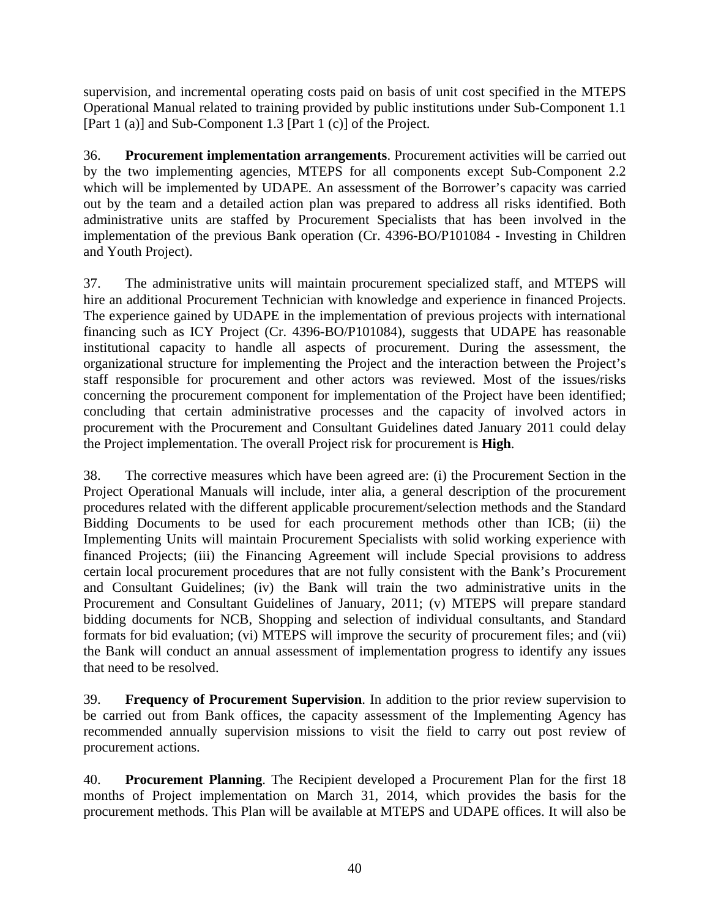supervision, and incremental operating costs paid on basis of unit cost specified in the MTEPS Operational Manual related to training provided by public institutions under Sub-Component 1.1 [Part 1 (a)] and Sub-Component 1.3 [Part 1 (c)] of the Project.

36. **Procurement implementation arrangements**. Procurement activities will be carried out by the two implementing agencies, MTEPS for all components except Sub-Component 2.2 which will be implemented by UDAPE. An assessment of the Borrower's capacity was carried out by the team and a detailed action plan was prepared to address all risks identified. Both administrative units are staffed by Procurement Specialists that has been involved in the implementation of the previous Bank operation (Cr. 4396-BO/P101084 - Investing in Children and Youth Project).

37. The administrative units will maintain procurement specialized staff, and MTEPS will hire an additional Procurement Technician with knowledge and experience in financed Projects. The experience gained by UDAPE in the implementation of previous projects with international financing such as ICY Project (Cr. 4396-BO/P101084), suggests that UDAPE has reasonable institutional capacity to handle all aspects of procurement. During the assessment, the organizational structure for implementing the Project and the interaction between the Project's staff responsible for procurement and other actors was reviewed. Most of the issues/risks concerning the procurement component for implementation of the Project have been identified; concluding that certain administrative processes and the capacity of involved actors in procurement with the Procurement and Consultant Guidelines dated January 2011 could delay the Project implementation. The overall Project risk for procurement is **High**.

38. The corrective measures which have been agreed are: (i) the Procurement Section in the Project Operational Manuals will include, inter alia, a general description of the procurement procedures related with the different applicable procurement/selection methods and the Standard Bidding Documents to be used for each procurement methods other than ICB; (ii) the Implementing Units will maintain Procurement Specialists with solid working experience with financed Projects; (iii) the Financing Agreement will include Special provisions to address certain local procurement procedures that are not fully consistent with the Bank's Procurement and Consultant Guidelines; (iv) the Bank will train the two administrative units in the Procurement and Consultant Guidelines of January, 2011; (v) MTEPS will prepare standard bidding documents for NCB, Shopping and selection of individual consultants, and Standard formats for bid evaluation; (vi) MTEPS will improve the security of procurement files; and (vii) the Bank will conduct an annual assessment of implementation progress to identify any issues that need to be resolved.

39. **Frequency of Procurement Supervision**. In addition to the prior review supervision to be carried out from Bank offices, the capacity assessment of the Implementing Agency has recommended annually supervision missions to visit the field to carry out post review of procurement actions.

40. **Procurement Planning**. The Recipient developed a Procurement Plan for the first 18 months of Project implementation on March 31, 2014, which provides the basis for the procurement methods. This Plan will be available at MTEPS and UDAPE offices. It will also be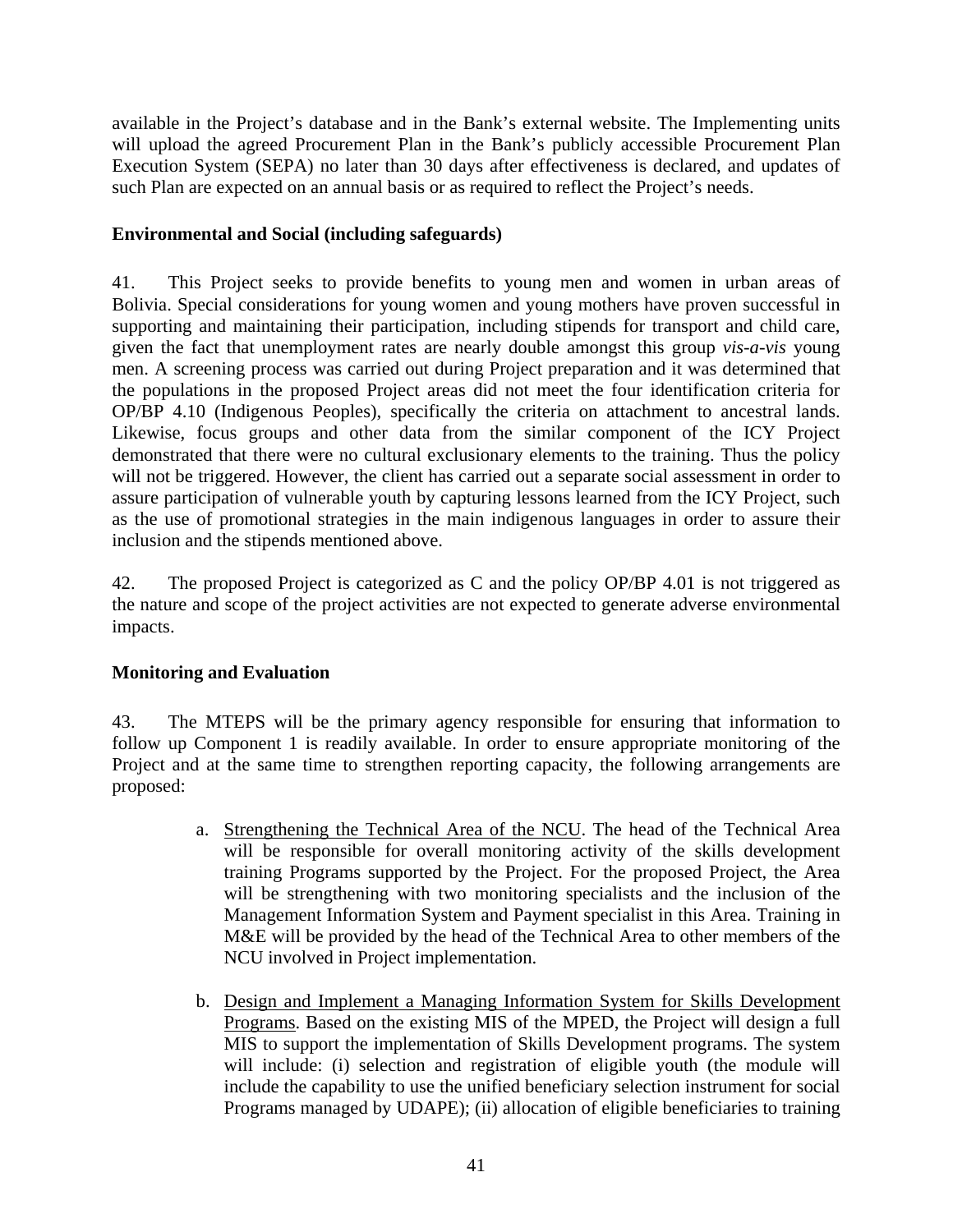available in the Project's database and in the Bank's external website. The Implementing units will upload the agreed Procurement Plan in the Bank's publicly accessible Procurement Plan Execution System (SEPA) no later than 30 days after effectiveness is declared, and updates of such Plan are expected on an annual basis or as required to reflect the Project's needs.

**Environmental and Social (including safeguards)**

41. This Project seeks to provide benefits to young men and women in urban areas of Bolivia. Special considerations for young women and young mothers have proven successful in supporting and maintaining their participation, including stipends for transport and child care, given the fact that unemployment rates are nearly double amongst this group *vis-a-vis* young men. A screening process was carried out during Project preparation and it was determined that the populations in the proposed Project areas did not meet the four identification criteria for OP/BP 4.10 (Indigenous Peoples), specifically the criteria on attachment to ancestral lands. Likewise, focus groups and other data from the similar component of the ICY Project demonstrated that there were no cultural exclusionary elements to the training. Thus the policy will not be triggered. However, the client has carried out a separate social assessment in order to assure participation of vulnerable youth by capturing lessons learned from the ICY Project, such as the use of promotional strategies in the main indigenous languages in order to assure their inclusion and the stipends mentioned above.

42. The proposed Project is categorized as C and the policy OP/BP 4.01 is not triggered as the nature and scope of the project activities are not expected to generate adverse environmental impacts.

**Monitoring and Evaluation**

43. The MTEPS will be the primary agency responsible for ensuring that information to follow up Component 1 is readily available. In order to ensure appropriate monitoring of the Project and at the same time to strengthen reporting capacity, the following arrangements are proposed:

a. Strengthening the Technical Area of the NCU. The head of the Technical Area will be responsible for overall monitoring activity of the skills development training Programs supported by the Project. For the proposed Project, the Area will be strengthening with two monitoring specialists and the inclusion of the Management Information System and Payment specialist in this Area. Training in M&E will be provided by the head of the Technical Area to other members of the NCU involved in Project implementation.

b. Design and Implement a Managing Information System for Skills Development Programs. Based on the existing MIS of the MPED, the Project will design a full MIS to support the implementation of Skills Development programs. The system will include: (i) selection and registration of eligible youth (the module will include the capability to use the unified beneficiary selection instrument for social Programs managed by UDAPE); (ii) allocation of eligible beneficiaries to training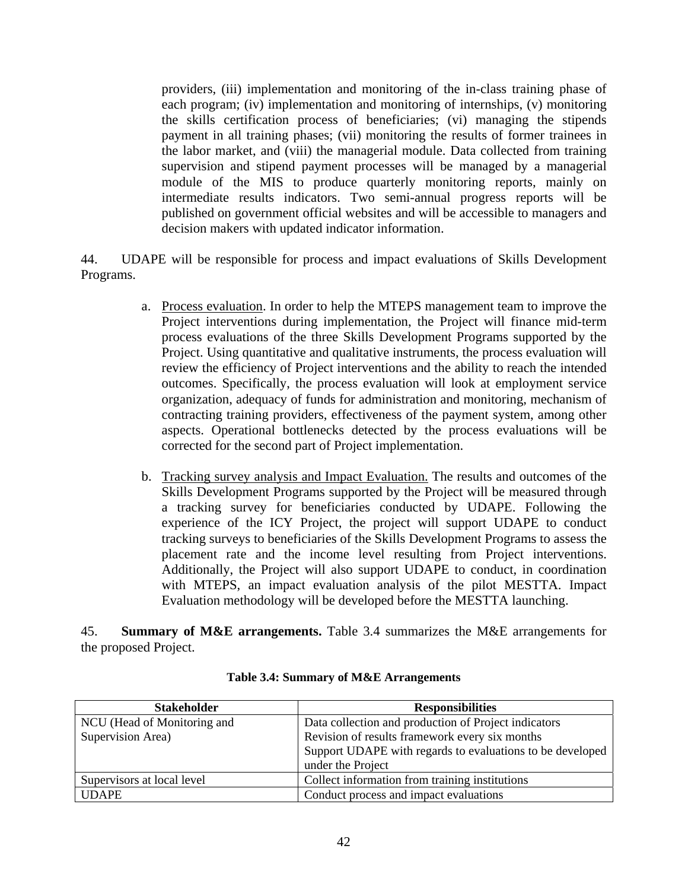providers, (iii) implementation and monitoring of the in-class training phase of each program; (iv) implementation and monitoring of internships, (v) monitoring the skills certification process of beneficiaries; (vi) managing the stipends payment in all training phases; (vii) monitoring the results of former trainees in the labor market, and (viii) the managerial module. Data collected from training supervision and stipend payment processes will be managed by a managerial module of the MIS to produce quarterly monitoring reports, mainly on intermediate results indicators. Two semi-annual progress reports will be published on government official websites and will be accessible to managers and decision makers with updated indicator information.

44. UDAPE will be responsible for process and impact evaluations of Skills Development Programs.

a. Process evaluation. In order to help the MTEPS management team to improve the Project interventions during implementation, the Project will finance mid-term process evaluations of the three Skills Development Programs supported by the Project. Using quantitative and qualitative instruments, the process evaluation will review the efficiency of Project interventions and the ability to reach the intended outcomes. Specifically, the process evaluation will look at employment service organization, adequacy of funds for administration and monitoring, mechanism of contracting training providers, effectiveness of the payment system, among other aspects. Operational bottlenecks detected by the process evaluations will be corrected for the second part of Project implementation.

b. Tracking survey analysis and Impact Evaluation. The results and outcomes of the Skills Development Programs supported by the Project will be measured through a tracking survey for beneficiaries conducted by UDAPE. Following the experience of the ICY Project, the project will support UDAPE to conduct tracking surveys to beneficiaries of the Skills Development Programs to assess the placement rate and the income level resulting from Project interventions. Additionally, the Project will also support UDAPE to conduct, in coordination with MTEPS, an impact evaluation analysis of the pilot MESTTA. Impact Evaluation methodology will be developed before the MESTTA launching.

45. **Summary of M&E arrangements.** Table 3.4 summarizes the M&E arrangements for the proposed Project.

**Table 3.4: Summary of M&E Arrangements**

| Stakeholder | Responsibilities |
|---|---|
| NCU (Head of Monitoring and Supervision Area) | Data collection and production of Project indicators<br>Revision of results framework every six months<br>Support UDAPE with regards to evaluations to be developed under the Project |
| Supervisors at local level | Collect information from training institutions |
| UDAPE | Conduct process and impact evaluations |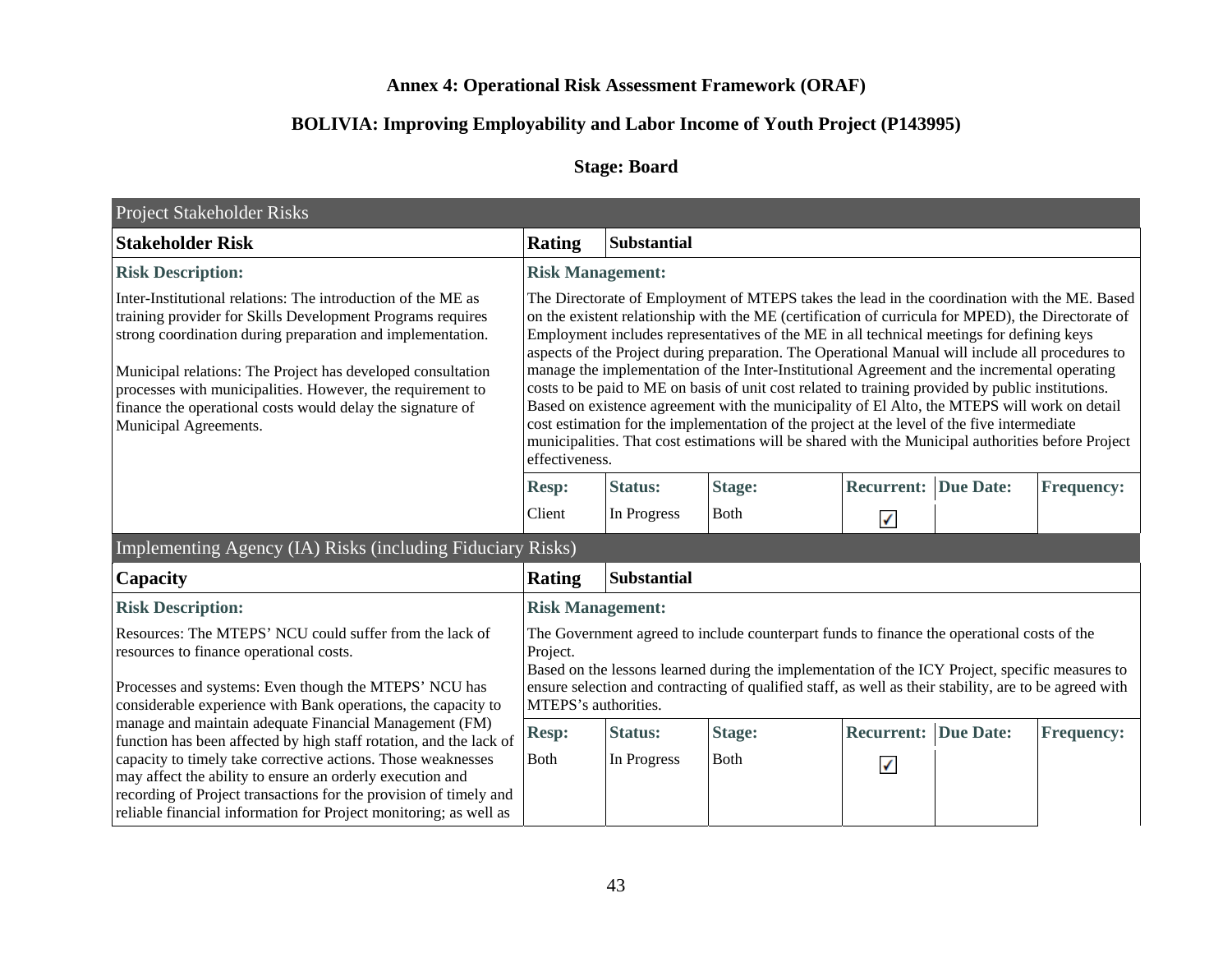### Annex 4: Operational Risk Assessment Framework (ORAF)

### BOLIVIA: Improving Employability and Labor Income of Youth Project (P143995)

### Stage: Board

| Project Stakeholder Risks | | | | | | |
|---|---|---|---|---|---|---|
| **Stakeholder Risk** | **Rating** | **Substantial** | | | | |
| **Risk Description:** | **Risk Management:** | | | | | |
| Inter-Institutional relations: The introduction of the ME as training provider for Skills Development Programs requires strong coordination during preparation and implementation.<br><br>Municipal relations: The Project has developed consultation processes with municipalities. However, the requirement to finance the operational costs would delay the signature of Municipal Agreements. | The Directorate of Employment of MTEPS takes the lead in the coordination with the ME. Based on the existent relationship with the ME (certification of curricula for MPED), the Directorate of Employment includes representatives of the ME in all technical meetings for defining keys aspects of the Project during preparation. The Operational Manual will include all procedures to manage the implementation of the Inter-Institutional Agreement and the incremental operating costs to be paid to ME on basis of unit cost related to training provided by public institutions. Based on existence agreement with the municipality of El Alto, the MTEPS will work on detail cost estimation for the implementation of the project at the level of the five intermediate municipalities. That cost estimations will be shared with the Municipal authorities before Project effectiveness. | | | | | |
| | **Resp:** | **Status:** | **Stage:** | **Recurrent:** | **Due Date:** | **Frequency:** |
| | Client | In Progress | Both | ✓ | | |

| Implementing Agency (IA) Risks (including Fiduciary Risks) | | | | | | |
|---|---|---|---|---|---|---|
| **Capacity** | **Rating** | **Substantial** | | | | |
| **Risk Description:** | **Risk Management:** | | | | | |
| Resources: The MTEPS' NCU could suffer from the lack of resources to finance operational costs.<br><br>Processes and systems: Even though the MTEPS' NCU has considerable experience with Bank operations, the capacity to manage and maintain adequate Financial Management (FM) function has been affected by high staff rotation, and the lack of capacity to timely take corrective actions. Those weaknesses may affect the ability to ensure an orderly execution and recording of Project transactions for the provision of timely and reliable financial information for Project monitoring; as well as | The Government agreed to include counterpart funds to finance the operational costs of the Project.<br>Based on the lessons learned during the implementation of the ICY Project, specific measures to ensure selection and contracting of qualified staff, as well as their stability, are to be agreed with MTEPS's authorities. | | | | | |
| | **Resp:** | **Status:** | **Stage:** | **Recurrent:** | **Due Date:** | **Frequency:** |
| | Both | In Progress | Both | ✓ | | |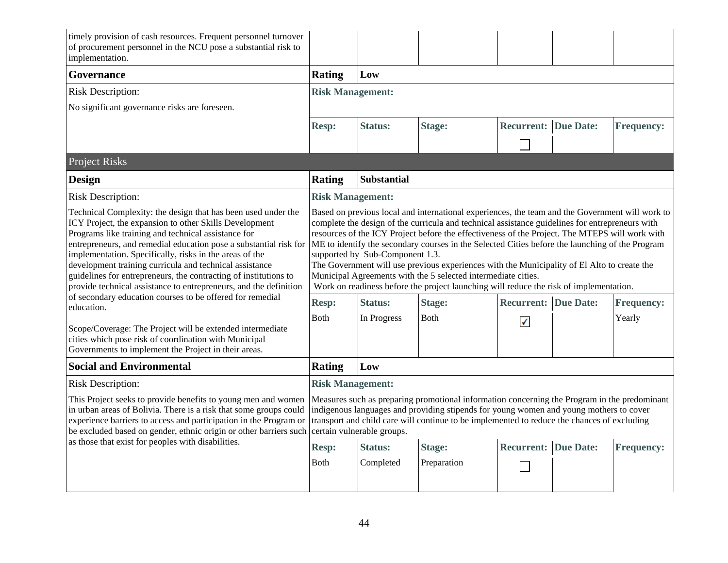| | | | | | | |
|---|---|---|---|---|---|---|
| timely provision of cash resources. Frequent personnel turnover of procurement personnel in the NCU pose a substantial risk to implementation. | | | | | | |
| **Governance** | **Rating** | **Low** | | | | |
| Risk Description:<br><br>No significant governance risks are foreseen. | **Risk Management:** | | | | | |
| | **Resp:** | **Status:** | **Stage:** | **Recurrent:** | **Due Date:** | **Frequency:** |
| | | | | ☐ | | |
| **Project Risks** | | | | | | |
| **Design** | **Rating** | **Substantial** | | | | |
| Risk Description:<br><br>Technical Complexity: the design that has been used under the ICY Project, the expansion to other Skills Development Programs like training and technical assistance for entrepreneurs, and remedial education pose a substantial risk for implementation. Specifically, risks in the areas of the development training curricula and technical assistance guidelines for entrepreneurs, the contracting of institutions to provide technical assistance to entrepreneurs, and the definition of secondary education courses to be offered for remedial education.<br><br>Scope/Coverage: The Project will be extended intermediate cities which pose risk of coordination with Municipal Governments to implement the Project in their areas. | **Risk Management:**<br><br>Based on previous local and international experiences, the team and the Government will work to complete the design of the curricula and technical assistance guidelines for entrepreneurs with resources of the ICY Project before the effectiveness of the Project. The MTEPS will work with ME to identify the secondary courses in the Selected Cities before the launching of the Program supported by Sub-Component 1.3.<br>The Government will use previous experiences with the Municipality of El Alto to create the Municipal Agreements with the 5 selected intermediate cities.<br>Work on readiness before the project launching will reduce the risk of implementation. | | | | | |
| | **Resp:** | **Status:** | **Stage:** | **Recurrent:** | **Due Date:** | **Frequency:** |
| | Both | In Progress | Both | ☑ | | Yearly |
| **Social and Environmental** | **Rating** | **Low** | | | | |
| Risk Description:<br><br>This Project seeks to provide benefits to young men and women in urban areas of Bolivia. There is a risk that some groups could experience barriers to access and participation in the Program or be excluded based on gender, ethnic origin or other barriers such as those that exist for peoples with disabilities. | **Risk Management:**<br><br>Measures such as preparing promotional information concerning the Program in the predominant indigenous languages and providing stipends for young women and young mothers to cover transport and child care will continue to be implemented to reduce the chances of excluding certain vulnerable groups. | | | | | |
| | **Resp:** | **Status:** | **Stage:** | **Recurrent:** | **Due Date:** | **Frequency:** |
| | Both | Completed | Preparation | ☐ | | |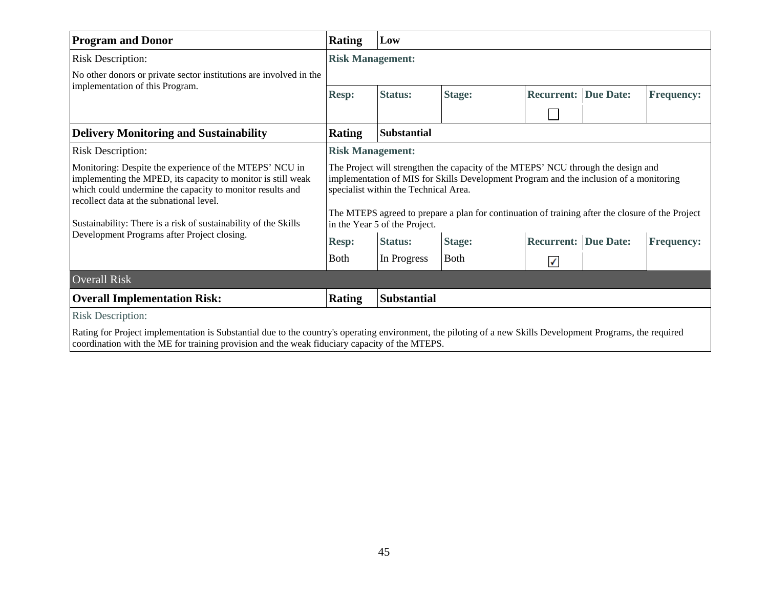| **Program and Donor** | **Rating** | **Low** | | | | |
|---|---|---|---|---|---|---|
| Risk Description: | **Risk Management:** | | | | | |
| No other donors or private sector institutions are involved in the implementation of this Program. | **Resp:** | **Status:** | **Stage:** | **Recurrent:** | **Due Date:** | **Frequency:** |
| | | | | ☐ | | |

| **Delivery Monitoring and Sustainability** | **Rating** | **Substantial** | | | | |
|---|---|---|---|---|---|---|
| Risk Description: | **Risk Management:** | | | | | |
| Monitoring: Despite the experience of the MTEPS' NCU in implementing the MPED, its capacity to monitor is still weak which could undermine the capacity to monitor results and recollect data at the subnational level.<br><br>Sustainability: There is a risk of sustainability of the Skills Development Programs after Project closing. | The Project will strengthen the capacity of the MTEPS' NCU through the design and implementation of MIS for Skills Development Program and the inclusion of a monitoring specialist within the Technical Area.<br><br>The MTEPS agreed to prepare a plan for continuation of training after the closure of the Project in the Year 5 of the Project. | | | | | |
| | **Resp:** | **Status:** | **Stage:** | **Recurrent:** | **Due Date:** | **Frequency:** |
| | Both | In Progress | Both | ☑ | | |

**Overall Risk**

| **Overall Implementation Risk:** | **Rating** | **Substantial** |
|---|---|---|

Risk Description:

Rating for Project implementation is Substantial due to the country's operating environment, the piloting of a new Skills Development Programs, the required coordination with the ME for training provision and the weak fiduciary capacity of the MTEPS.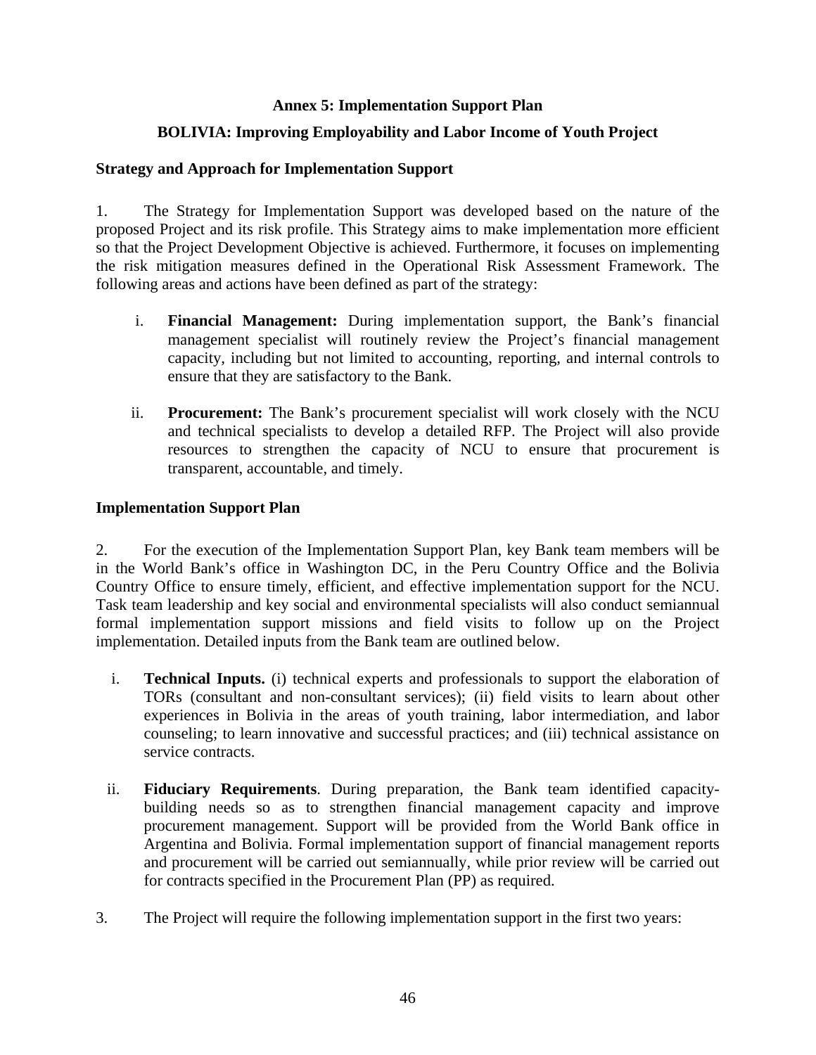**Annex 5: Implementation Support Plan**

**BOLIVIA: Improving Employability and Labor Income of Youth Project**

**Strategy and Approach for Implementation Support**

1. The Strategy for Implementation Support was developed based on the nature of the proposed Project and its risk profile. This Strategy aims to make implementation more efficient so that the Project Development Objective is achieved. Furthermore, it focuses on implementing the risk mitigation measures defined in the Operational Risk Assessment Framework. The following areas and actions have been defined as part of the strategy:

   i. **Financial Management:** During implementation support, the Bank's financial management specialist will routinely review the Project's financial management capacity, including but not limited to accounting, reporting, and internal controls to ensure that they are satisfactory to the Bank.

   ii. **Procurement:** The Bank's procurement specialist will work closely with the NCU and technical specialists to develop a detailed RFP. The Project will also provide resources to strengthen the capacity of NCU to ensure that procurement is transparent, accountable, and timely.

**Implementation Support Plan**

2. For the execution of the Implementation Support Plan, key Bank team members will be in the World Bank's office in Washington DC, in the Peru Country Office and the Bolivia Country Office to ensure timely, efficient, and effective implementation support for the NCU. Task team leadership and key social and environmental specialists will also conduct semiannual formal implementation support missions and field visits to follow up on the Project implementation. Detailed inputs from the Bank team are outlined below.

   i. **Technical Inputs.** (i) technical experts and professionals to support the elaboration of TORs (consultant and non-consultant services); (ii) field visits to learn about other experiences in Bolivia in the areas of youth training, labor intermediation, and labor counseling; to learn innovative and successful practices; and (iii) technical assistance on service contracts.

   ii. **Fiduciary Requirements**. During preparation, the Bank team identified capacity-building needs so as to strengthen financial management capacity and improve procurement management. Support will be provided from the World Bank office in Argentina and Bolivia. Formal implementation support of financial management reports and procurement will be carried out semiannually, while prior review will be carried out for contracts specified in the Procurement Plan (PP) as required.

3. The Project will require the following implementation support in the first two years: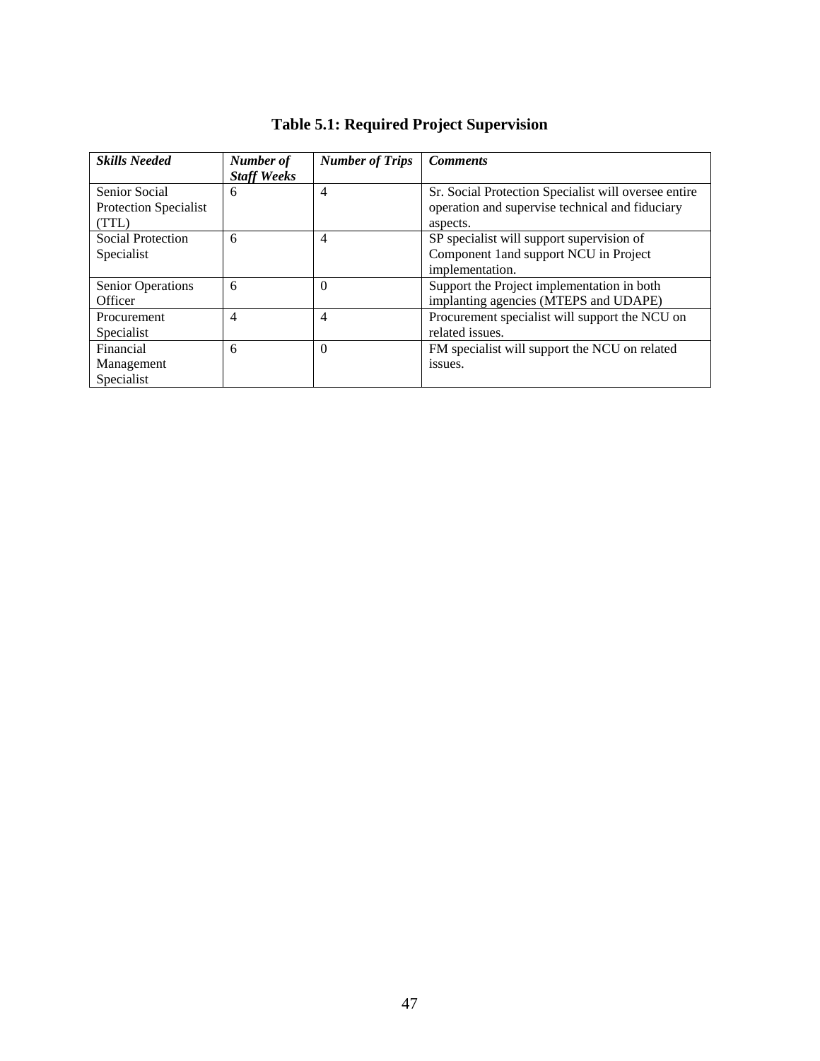**Table 5.1: Required Project Supervision**

| ***Skills Needed*** | ***Number of Staff Weeks*** | ***Number of Trips*** | ***Comments*** |
|---|---|---|---|
| Senior Social Protection Specialist (TTL) | 6 | 4 | Sr. Social Protection Specialist will oversee entire operation and supervise technical and fiduciary aspects. |
| Social Protection Specialist | 6 | 4 | SP specialist will support supervision of Component 1and support NCU in Project implementation. |
| Senior Operations Officer | 6 | 0 | Support the Project implementation in both implanting agencies (MTEPS and UDAPE) |
| Procurement Specialist | 4 | 4 | Procurement specialist will support the NCU on related issues. |
| Financial Management Specialist | 6 | 0 | FM specialist will support the NCU on related issues. |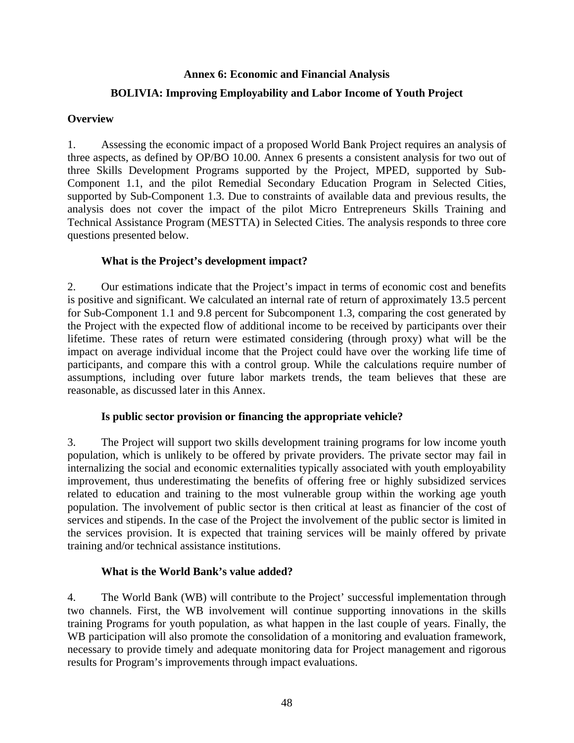# Annex 6: Economic and Financial Analysis

## BOLIVIA: Improving Employability and Labor Income of Youth Project

### Overview

1. Assessing the economic impact of a proposed World Bank Project requires an analysis of three aspects, as defined by OP/BO 10.00. Annex 6 presents a consistent analysis for two out of three Skills Development Programs supported by the Project, MPED, supported by Sub-Component 1.1, and the pilot Remedial Secondary Education Program in Selected Cities, supported by Sub-Component 1.3. Due to constraints of available data and previous results, the analysis does not cover the impact of the pilot Micro Entrepreneurs Skills Training and Technical Assistance Program (MESTTA) in Selected Cities. The analysis responds to three core questions presented below.

#### What is the Project's development impact?

2. Our estimations indicate that the Project's impact in terms of economic cost and benefits is positive and significant. We calculated an internal rate of return of approximately 13.5 percent for Sub-Component 1.1 and 9.8 percent for Subcomponent 1.3, comparing the cost generated by the Project with the expected flow of additional income to be received by participants over their lifetime. These rates of return were estimated considering (through proxy) what will be the impact on average individual income that the Project could have over the working life time of participants, and compare this with a control group. While the calculations require number of assumptions, including over future labor markets trends, the team believes that these are reasonable, as discussed later in this Annex.

#### Is public sector provision or financing the appropriate vehicle?

3. The Project will support two skills development training programs for low income youth population, which is unlikely to be offered by private providers. The private sector may fail in internalizing the social and economic externalities typically associated with youth employability improvement, thus underestimating the benefits of offering free or highly subsidized services related to education and training to the most vulnerable group within the working age youth population. The involvement of public sector is then critical at least as financier of the cost of services and stipends. In the case of the Project the involvement of the public sector is limited in the services provision. It is expected that training services will be mainly offered by private training and/or technical assistance institutions.

#### What is the World Bank's value added?

4. The World Bank (WB) will contribute to the Project' successful implementation through two channels. First, the WB involvement will continue supporting innovations in the skills training Programs for youth population, as what happen in the last couple of years. Finally, the WB participation will also promote the consolidation of a monitoring and evaluation framework, necessary to provide timely and adequate monitoring data for Project management and rigorous results for Program's improvements through impact evaluations.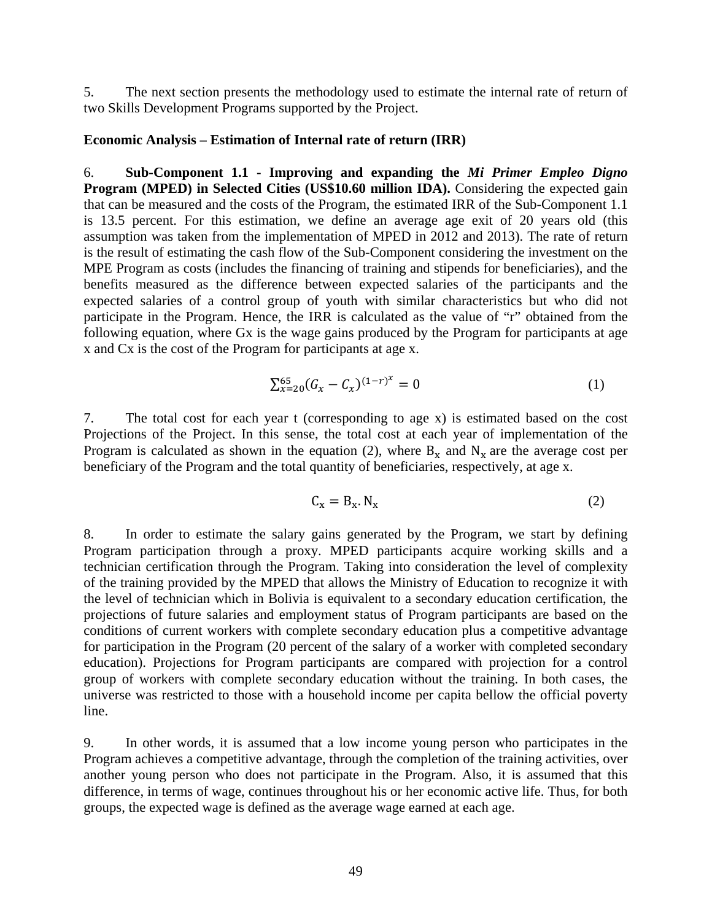5. The next section presents the methodology used to estimate the internal rate of return of two Skills Development Programs supported by the Project.

**Economic Analysis – Estimation of Internal rate of return (IRR)**

6. **Sub-Component 1.1 - Improving and expanding the *Mi Primer Empleo Digno* Program (MPED) in Selected Cities (US$10.60 million IDA).** Considering the expected gain that can be measured and the costs of the Program, the estimated IRR of the Sub-Component 1.1 is 13.5 percent. For this estimation, we define an average age exit of 20 years old (this assumption was taken from the implementation of MPED in 2012 and 2013). The rate of return is the result of estimating the cash flow of the Sub-Component considering the investment on the MPE Program as costs (includes the financing of training and stipends for beneficiaries), and the benefits measured as the difference between expected salaries of the participants and the expected salaries of a control group of youth with similar characteristics but who did not participate in the Program. Hence, the IRR is calculated as the value of "r" obtained from the following equation, where Gx is the wage gains produced by the Program for participants at age x and Cx is the cost of the Program for participants at age x.

$$\sum_{x=20}^{65}(G_x - C_x)^{(1-r)^x} = 0 \tag{1}$$

7. The total cost for each year t (corresponding to age x) is estimated based on the cost Projections of the Project. In this sense, the total cost at each year of implementation of the Program is calculated as shown in the equation (2), where $\mathrm{B_x}$ and $\mathrm{N_x}$ are the average cost per beneficiary of the Program and the total quantity of beneficiaries, respectively, at age x.

$$\mathrm{C_x} = \mathrm{B_x}.\mathrm{N_x} \tag{2}$$

8. In order to estimate the salary gains generated by the Program, we start by defining Program participation through a proxy. MPED participants acquire working skills and a technician certification through the Program. Taking into consideration the level of complexity of the training provided by the MPED that allows the Ministry of Education to recognize it with the level of technician which in Bolivia is equivalent to a secondary education certification, the projections of future salaries and employment status of Program participants are based on the conditions of current workers with complete secondary education plus a competitive advantage for participation in the Program (20 percent of the salary of a worker with completed secondary education). Projections for Program participants are compared with projection for a control group of workers with complete secondary education without the training. In both cases, the universe was restricted to those with a household income per capita bellow the official poverty line.

9. In other words, it is assumed that a low income young person who participates in the Program achieves a competitive advantage, through the completion of the training activities, over another young person who does not participate in the Program. Also, it is assumed that this difference, in terms of wage, continues throughout his or her economic active life. Thus, for both groups, the expected wage is defined as the average wage earned at each age.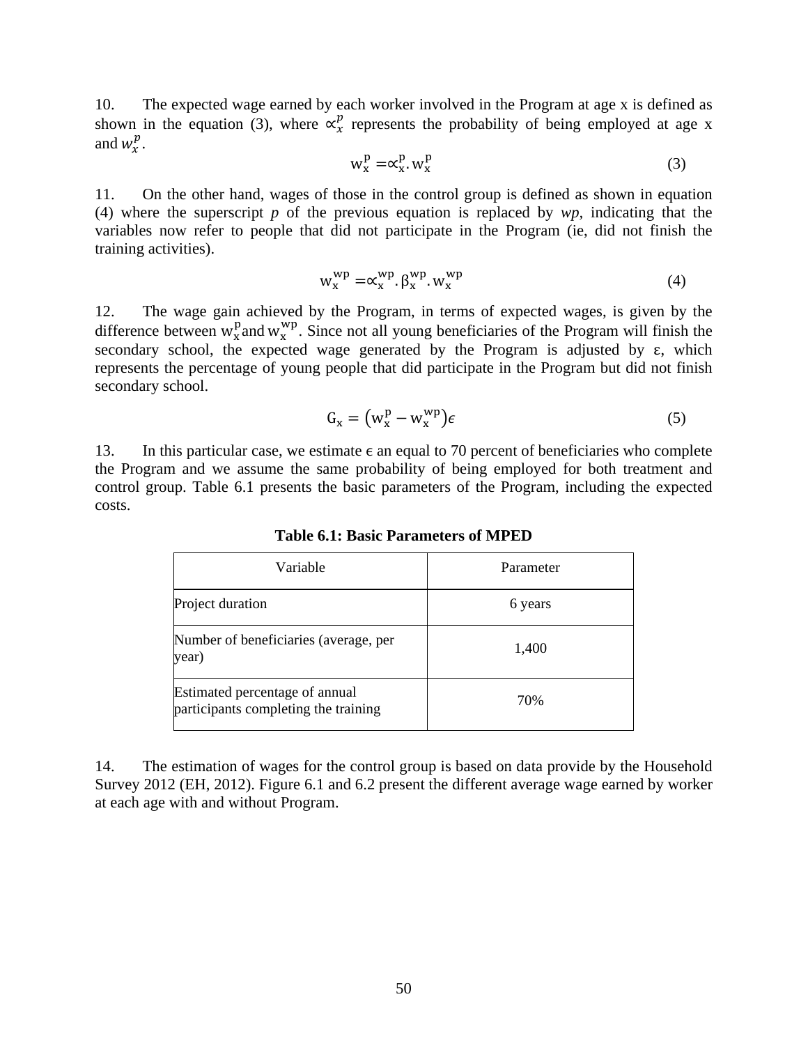10. The expected wage earned by each worker involved in the Program at age x is defined as shown in the equation (3), where $\propto_x^p$ represents the probability of being employed at age x and $w_x^p$.

$$w_x^p = \propto_x^p . w_x^p \tag{3}$$

11. On the other hand, wages of those in the control group is defined as shown in equation (4) where the superscript *p* of the previous equation is replaced by *wp*, indicating that the variables now refer to people that did not participate in the Program (ie, did not finish the training activities).

$$w_x^{wp} = \propto_x^{wp} . \beta_x^{wp} . w_x^{wp} \tag{4}$$

12. The wage gain achieved by the Program, in terms of expected wages, is given by the difference between $w_x^p$ and $w_x^{wp}$. Since not all young beneficiaries of the Program will finish the secondary school, the expected wage generated by the Program is adjusted by ε, which represents the percentage of young people that did participate in the Program but did not finish secondary school.

$$G_x = \left(w_x^p - w_x^{wp}\right)\epsilon \tag{5}$$

13. In this particular case, we estimate ϵ an equal to 70 percent of beneficiaries who complete the Program and we assume the same probability of being employed for both treatment and control group. Table 6.1 presents the basic parameters of the Program, including the expected costs.

**Table 6.1: Basic Parameters of MPED**

| Variable | Parameter |
|---|---|
| Project duration | 6 years |
| Number of beneficiaries (average, per year) | 1,400 |
| Estimated percentage of annual participants completing the training | 70% |

14. The estimation of wages for the control group is based on data provide by the Household Survey 2012 (EH, 2012). Figure 6.1 and 6.2 present the different average wage earned by worker at each age with and without Program.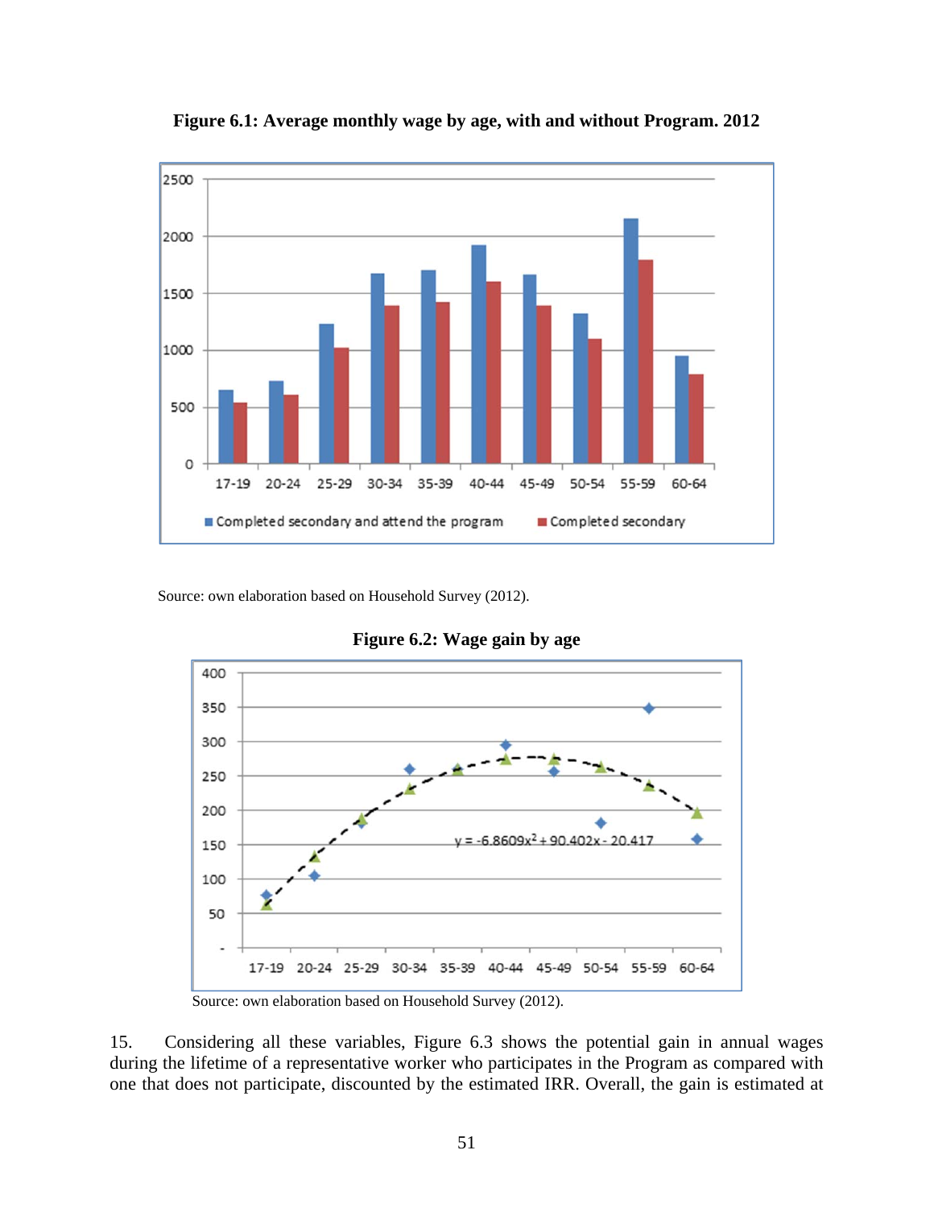**Figure 6.1: Average monthly wage by age, with and without Program. 2012**

Source: own elaboration based on Household Survey (2012).

**Figure 6.2: Wage gain by age**

Source: own elaboration based on Household Survey (2012).

15. Considering all these variables, Figure 6.3 shows the potential gain in annual wages during the lifetime of a representative worker who participates in the Program as compared with one that does not participate, discounted by the estimated IRR. Overall, the gain is estimated at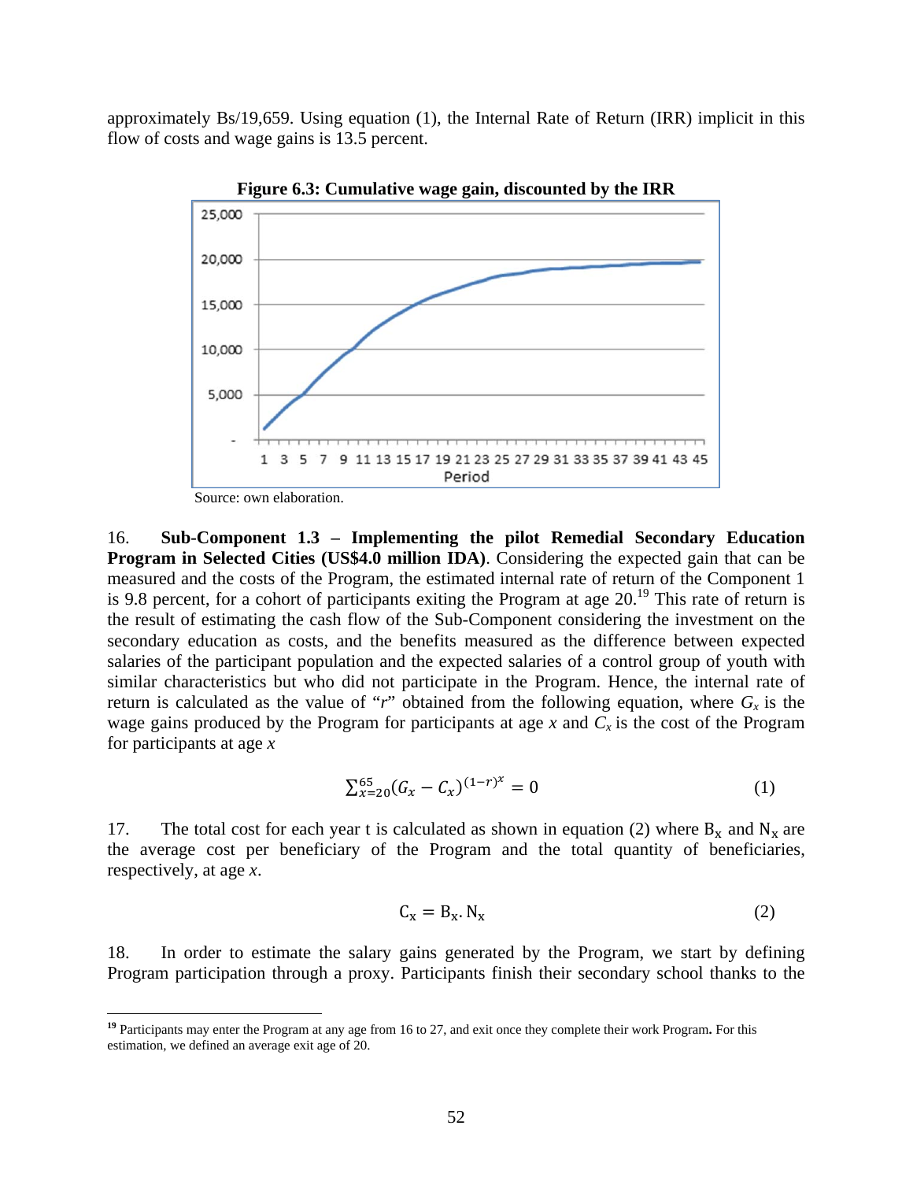approximately Bs/19,659. Using equation (1), the Internal Rate of Return (IRR) implicit in this flow of costs and wage gains is 13.5 percent.

**Figure 6.3: Cumulative wage gain, discounted by the IRR**

Source: own elaboration.

16. **Sub-Component 1.3 – Implementing the pilot Remedial Secondary Education Program in Selected Cities (US$4.0 million IDA)**. Considering the expected gain that can be measured and the costs of the Program, the estimated internal rate of return of the Component 1 is 9.8 percent, for a cohort of participants exiting the Program at age 20.[19] This rate of return is the result of estimating the cash flow of the Sub-Component considering the investment on the secondary education as costs, and the benefits measured as the difference between expected salaries of the participant population and the expected salaries of a control group of youth with similar characteristics but who did not participate in the Program. Hence, the internal rate of return is calculated as the value of "*r*" obtained from the following equation, where $G_x$ is the wage gains produced by the Program for participants at age *x* and $C_x$ is the cost of the Program for participants at age *x*

$$\sum_{x=20}^{65}(G_x - C_x)^{(1-r)^x} = 0 \qquad (1)$$

17. The total cost for each year t is calculated as shown in equation (2) where $B_x$ and $N_x$ are the average cost per beneficiary of the Program and the total quantity of beneficiaries, respectively, at age *x*.

$$C_x = B_x . N_x \qquad (2)$$

18. In order to estimate the salary gains generated by the Program, we start by defining Program participation through a proxy. Participants finish their secondary school thanks to the

[19] Participants may enter the Program at any age from 16 to 27, and exit once they complete their work Program**.** For this estimation, we defined an average exit age of 20.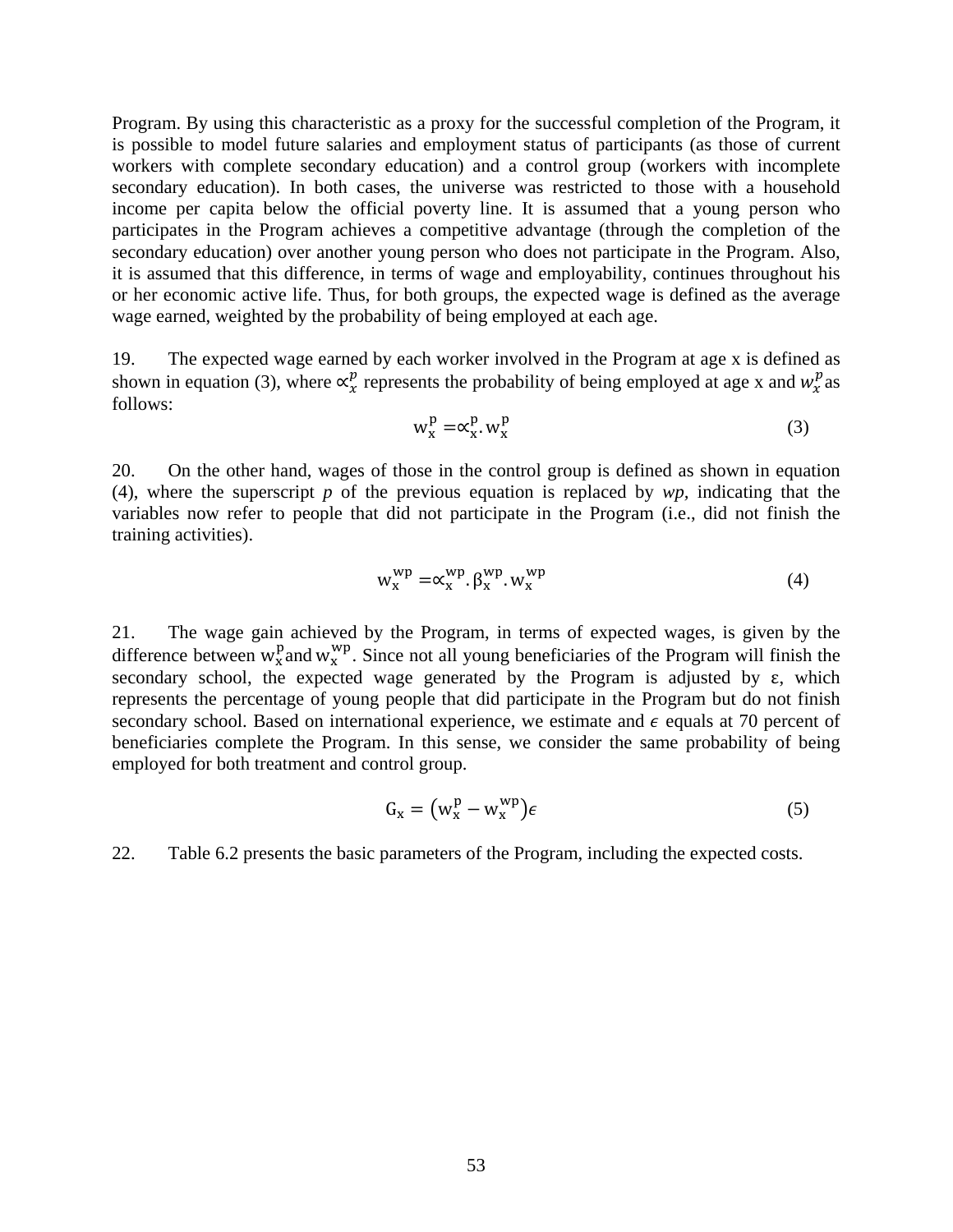Program. By using this characteristic as a proxy for the successful completion of the Program, it is possible to model future salaries and employment status of participants (as those of current workers with complete secondary education) and a control group (workers with incomplete secondary education). In both cases, the universe was restricted to those with a household income per capita below the official poverty line. It is assumed that a young person who participates in the Program achieves a competitive advantage (through the completion of the secondary education) over another young person who does not participate in the Program. Also, it is assumed that this difference, in terms of wage and employability, continues throughout his or her economic active life. Thus, for both groups, the expected wage is defined as the average wage earned, weighted by the probability of being employed at each age.

19. The expected wage earned by each worker involved in the Program at age x is defined as shown in equation (3), where $\propto_x^p$ represents the probability of being employed at age x and $w_x^p$ as follows:

$$w_x^p = \propto_x^p . w_x^p \tag{3}$$

20. On the other hand, wages of those in the control group is defined as shown in equation (4), where the superscript *p* of the previous equation is replaced by *wp,* indicating that the variables now refer to people that did not participate in the Program (i.e., did not finish the training activities).

$$w_x^{wp} = \propto_x^{wp} . \beta_x^{wp} . w_x^{wp} \tag{4}$$

21. The wage gain achieved by the Program, in terms of expected wages, is given by the difference between $w_x^p$ and $w_x^{wp}$. Since not all young beneficiaries of the Program will finish the secondary school, the expected wage generated by the Program is adjusted by ε, which represents the percentage of young people that did participate in the Program but do not finish secondary school. Based on international experience, we estimate and $\epsilon$ equals at 70 percent of beneficiaries complete the Program. In this sense, we consider the same probability of being employed for both treatment and control group.

$$G_x = \left(w_x^p - w_x^{wp}\right)\epsilon \tag{5}$$

22. Table 6.2 presents the basic parameters of the Program, including the expected costs.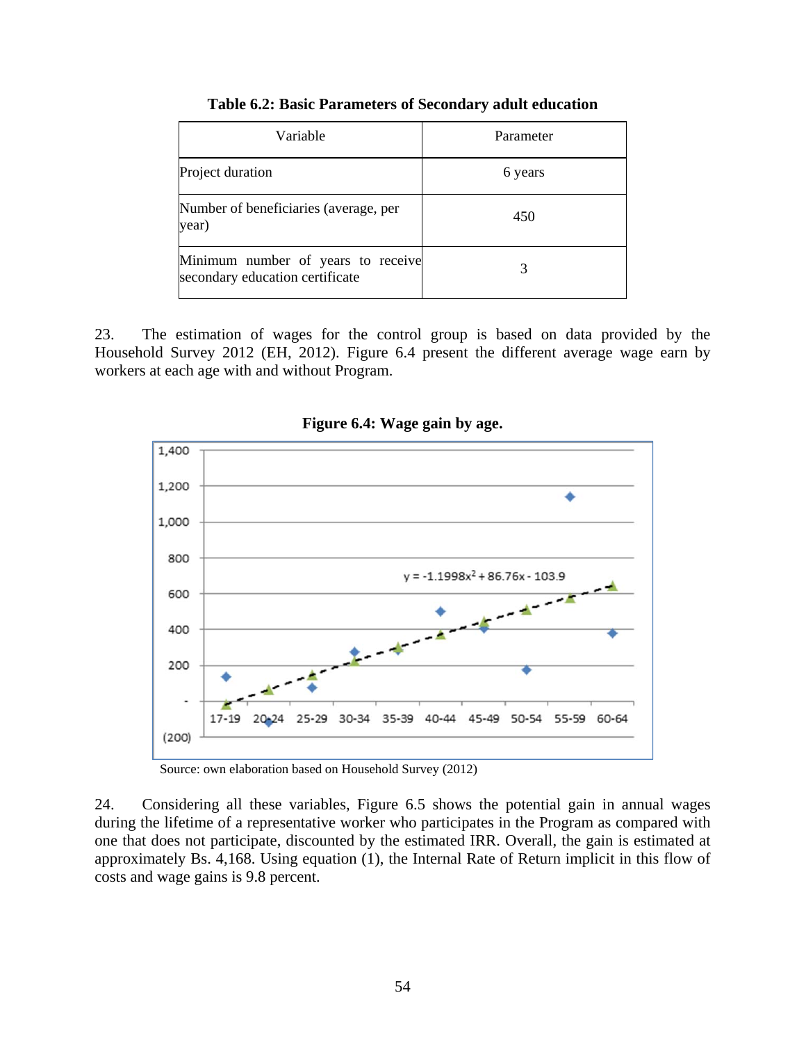**Table 6.2: Basic Parameters of Secondary adult education**

| Variable | Parameter |
|---|---|
| Project duration | 6 years |
| Number of beneficiaries (average, per year) | 450 |
| Minimum number of years to receive secondary education certificate | 3 |

23. The estimation of wages for the control group is based on data provided by the Household Survey 2012 (EH, 2012). Figure 6.4 present the different average wage earn by workers at each age with and without Program.

**Figure 6.4: Wage gain by age.**

Source: own elaboration based on Household Survey (2012)

24. Considering all these variables, Figure 6.5 shows the potential gain in annual wages during the lifetime of a representative worker who participates in the Program as compared with one that does not participate, discounted by the estimated IRR. Overall, the gain is estimated at approximately Bs. 4,168. Using equation (1), the Internal Rate of Return implicit in this flow of costs and wage gains is 9.8 percent.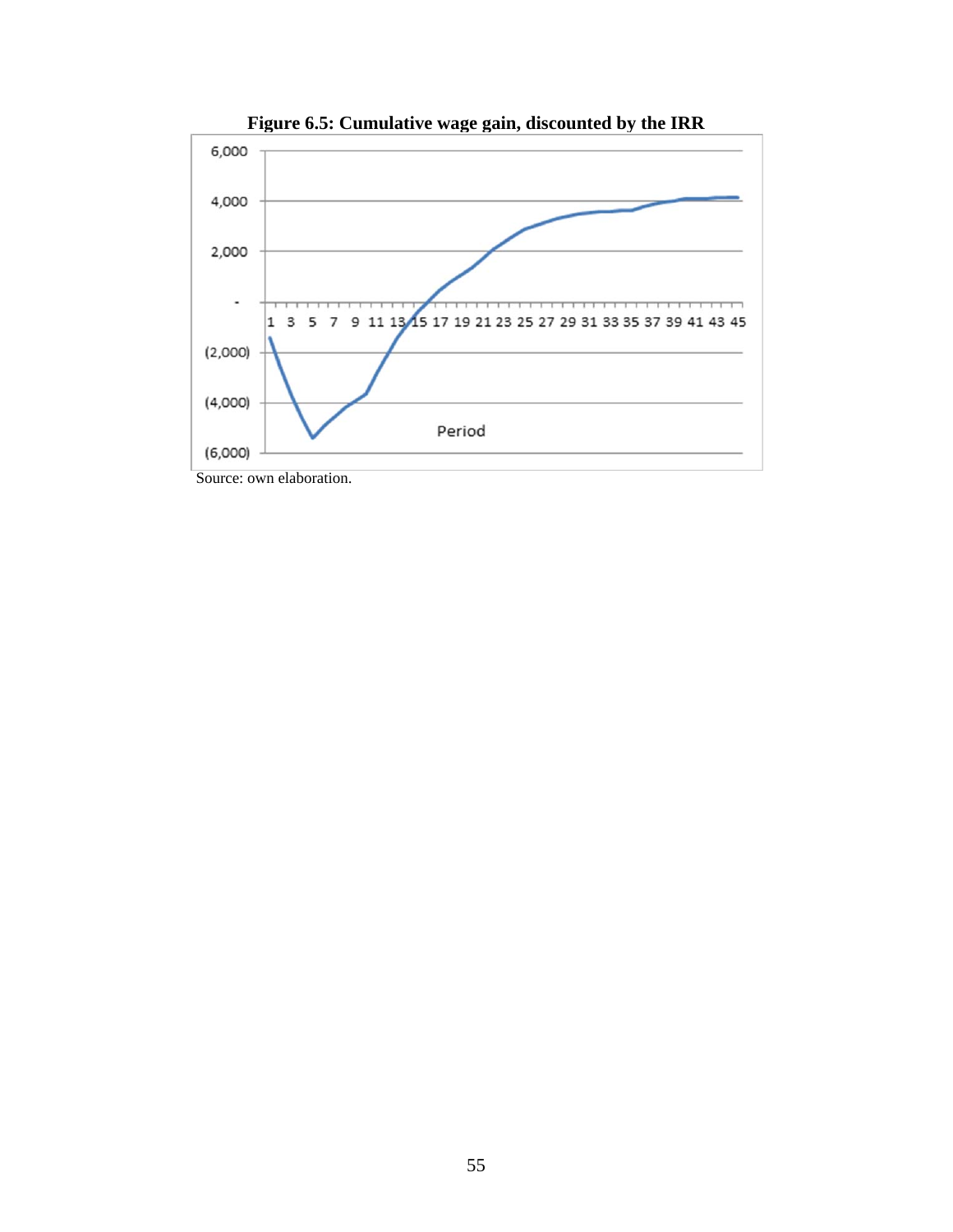**Figure 6.5: Cumulative wage gain, discounted by the IRR**

6,000
4,000
2,000
-
(2,000)
(4,000)
(6,000)

1 3 5 7 9 11 13 15 17 19 21 23 25 27 29 31 33 35 37 39 41 43 45

Period

Source: own elaboration.